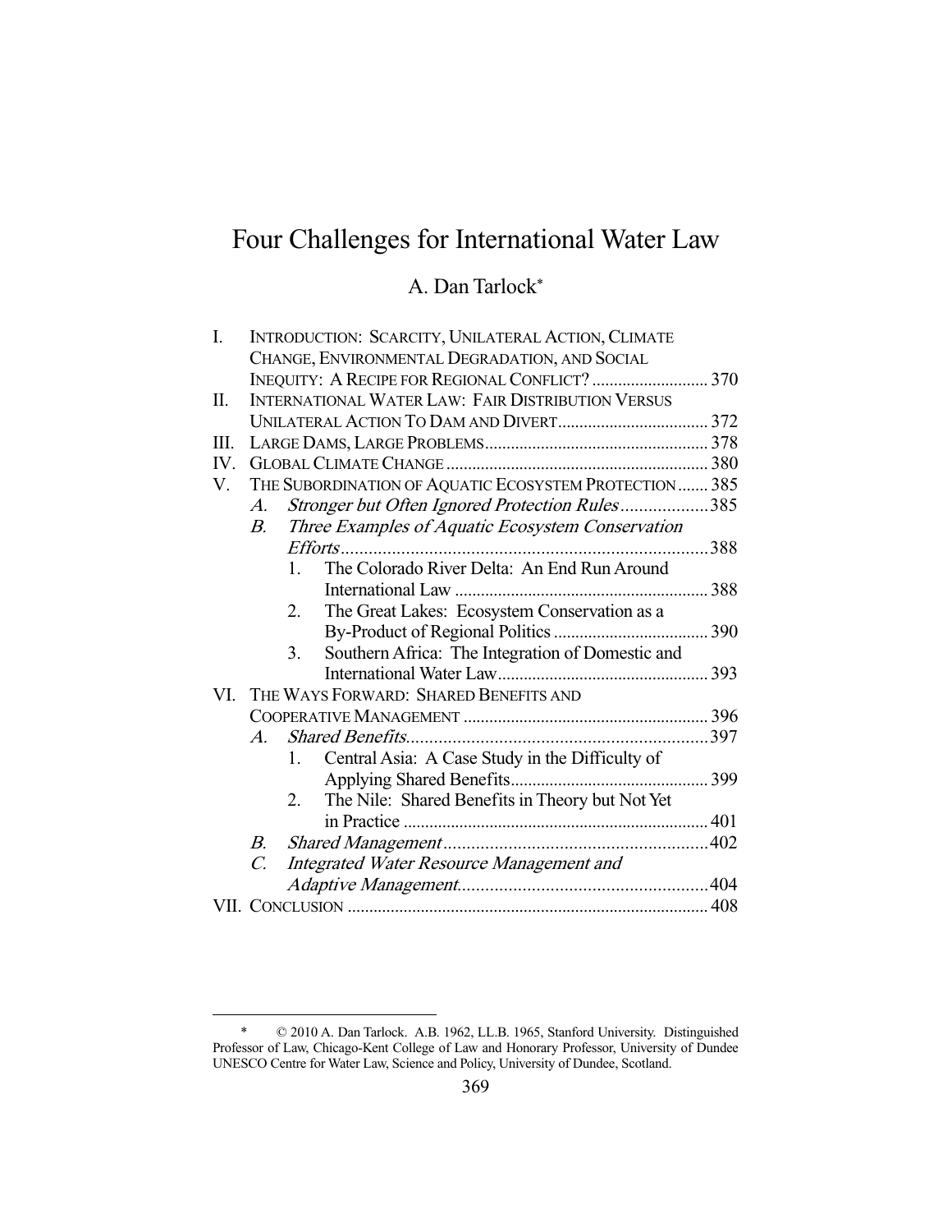# Four Challenges for International Water Law

A. Dan Tarlock*

| | | | |
|---|---|---|---|
| I. | INTRODUCTION: SCARCITY, UNILATERAL ACTION, CLIMATE CHANGE, ENVIRONMENTAL DEGRADATION, AND SOCIAL INEQUITY: A RECIPE FOR REGIONAL CONFLICT? | | 370 |
| II. | INTERNATIONAL WATER LAW: FAIR DISTRIBUTION VERSUS UNILATERAL ACTION TO DAM AND DIVERT | | 372 |
| III. | LARGE DAMS, LARGE PROBLEMS | | 378 |
| IV. | GLOBAL CLIMATE CHANGE | | 380 |
| V. | THE SUBORDINATION OF AQUATIC ECOSYSTEM PROTECTION | | 385 |
| | *A.* | *Stronger but Often Ignored Protection Rules* | 385 |
| | *B.* | *Three Examples of Aquatic Ecosystem Conservation Efforts* | 388 |
| | | 1. The Colorado River Delta: An End Run Around International Law | 388 |
| | | 2. The Great Lakes: Ecosystem Conservation as a By-Product of Regional Politics | 390 |
| | | 3. Southern Africa: The Integration of Domestic and International Water Law | 393 |
| VI. | THE WAYS FORWARD: SHARED BENEFITS AND COOPERATIVE MANAGEMENT | | 396 |
| | *A.* | *Shared Benefits* | 397 |
| | | 1. Central Asia: A Case Study in the Difficulty of Applying Shared Benefits | 399 |
| | | 2. The Nile: Shared Benefits in Theory but Not Yet in Practice | 401 |
| | *B.* | *Shared Management* | 402 |
| | *C.* | *Integrated Water Resource Management and Adaptive Management* | 404 |
| VII. | CONCLUSION | | 408 |

\* © 2010 A. Dan Tarlock. A.B. 1962, LL.B. 1965, Stanford University. Distinguished Professor of Law, Chicago-Kent College of Law and Honorary Professor, University of Dundee UNESCO Centre for Water Law, Science and Policy, University of Dundee, Scotland.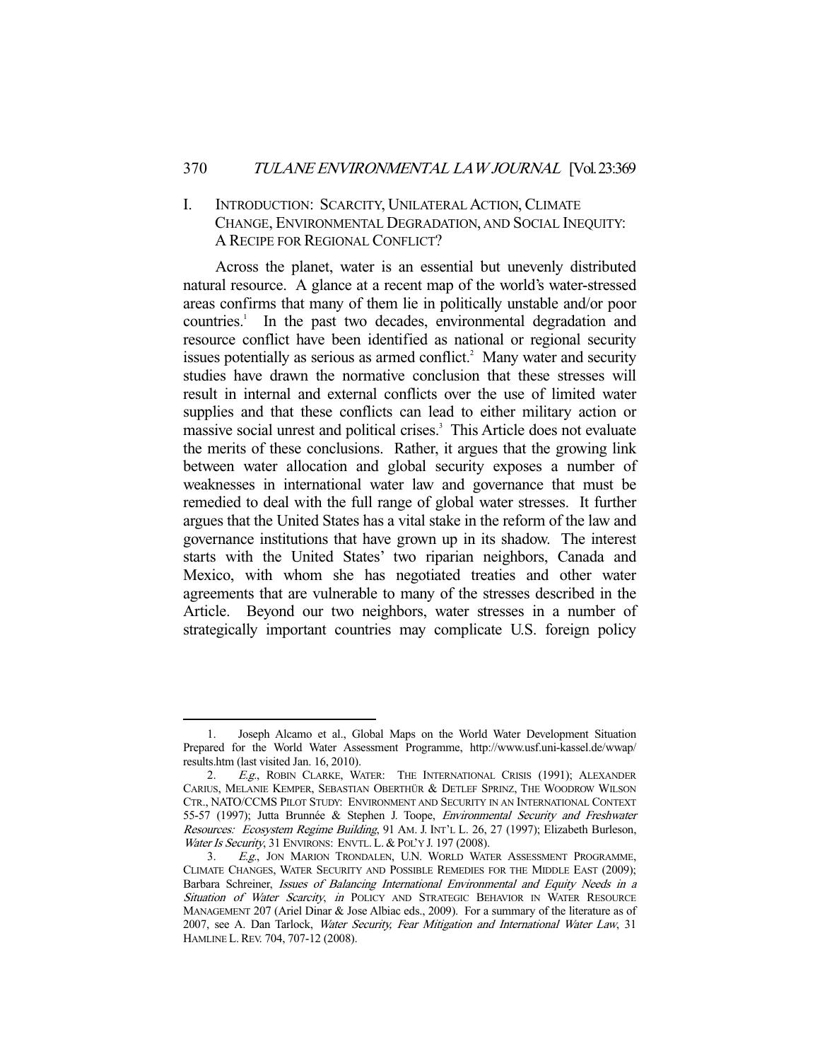## I. INTRODUCTION: SCARCITY, UNILATERAL ACTION, CLIMATE CHANGE, ENVIRONMENTAL DEGRADATION, AND SOCIAL INEQUITY: A RECIPE FOR REGIONAL CONFLICT?

Across the planet, water is an essential but unevenly distributed natural resource. A glance at a recent map of the world's water-stressed areas confirms that many of them lie in politically unstable and/or poor countries.[1] In the past two decades, environmental degradation and resource conflict have been identified as national or regional security issues potentially as serious as armed conflict.[2] Many water and security studies have drawn the normative conclusion that these stresses will result in internal and external conflicts over the use of limited water supplies and that these conflicts can lead to either military action or massive social unrest and political crises.[3] This Article does not evaluate the merits of these conclusions. Rather, it argues that the growing link between water allocation and global security exposes a number of weaknesses in international water law and governance that must be remedied to deal with the full range of global water stresses. It further argues that the United States has a vital stake in the reform of the law and governance institutions that have grown up in its shadow. The interest starts with the United States' two riparian neighbors, Canada and Mexico, with whom she has negotiated treaties and other water agreements that are vulnerable to many of the stresses described in the Article. Beyond our two neighbors, water stresses in a number of strategically important countries may complicate U.S. foreign policy

---

1. Joseph Alcamo et al., Global Maps on the World Water Development Situation Prepared for the World Water Assessment Programme, http://www.usf.uni-kassel.de/wwap/results.htm (last visited Jan. 16, 2010).

2. *E.g.*, ROBIN CLARKE, WATER: THE INTERNATIONAL CRISIS (1991); ALEXANDER CARIUS, MELANIE KEMPER, SEBASTIAN OBERTHÜR & DETLEF SPRINZ, THE WOODROW WILSON CTR., NATO/CCMS PILOT STUDY: ENVIRONMENT AND SECURITY IN AN INTERNATIONAL CONTEXT 55-57 (1997); Jutta Brunnée & Stephen J. Toope, *Environmental Security and Freshwater Resources: Ecosystem Regime Building*, 91 AM. J. INT'L L. 26, 27 (1997); Elizabeth Burleson, *Water Is Security*, 31 ENVIRONS: ENVTL. L. & POL'Y J. 197 (2008).

3. *E.g.*, JON MARION TRONDALEN, U.N. WORLD WATER ASSESSMENT PROGRAMME, CLIMATE CHANGES, WATER SECURITY AND POSSIBLE REMEDIES FOR THE MIDDLE EAST (2009); Barbara Schreiner, *Issues of Balancing International Environmental and Equity Needs in a Situation of Water Scarcity*, *in* POLICY AND STRATEGIC BEHAVIOR IN WATER RESOURCE MANAGEMENT 207 (Ariel Dinar & Jose Albiac eds., 2009). For a summary of the literature as of 2007, see A. Dan Tarlock, *Water Security, Fear Mitigation and International Water Law*, 31 HAMLINE L. REV. 704, 707-12 (2008).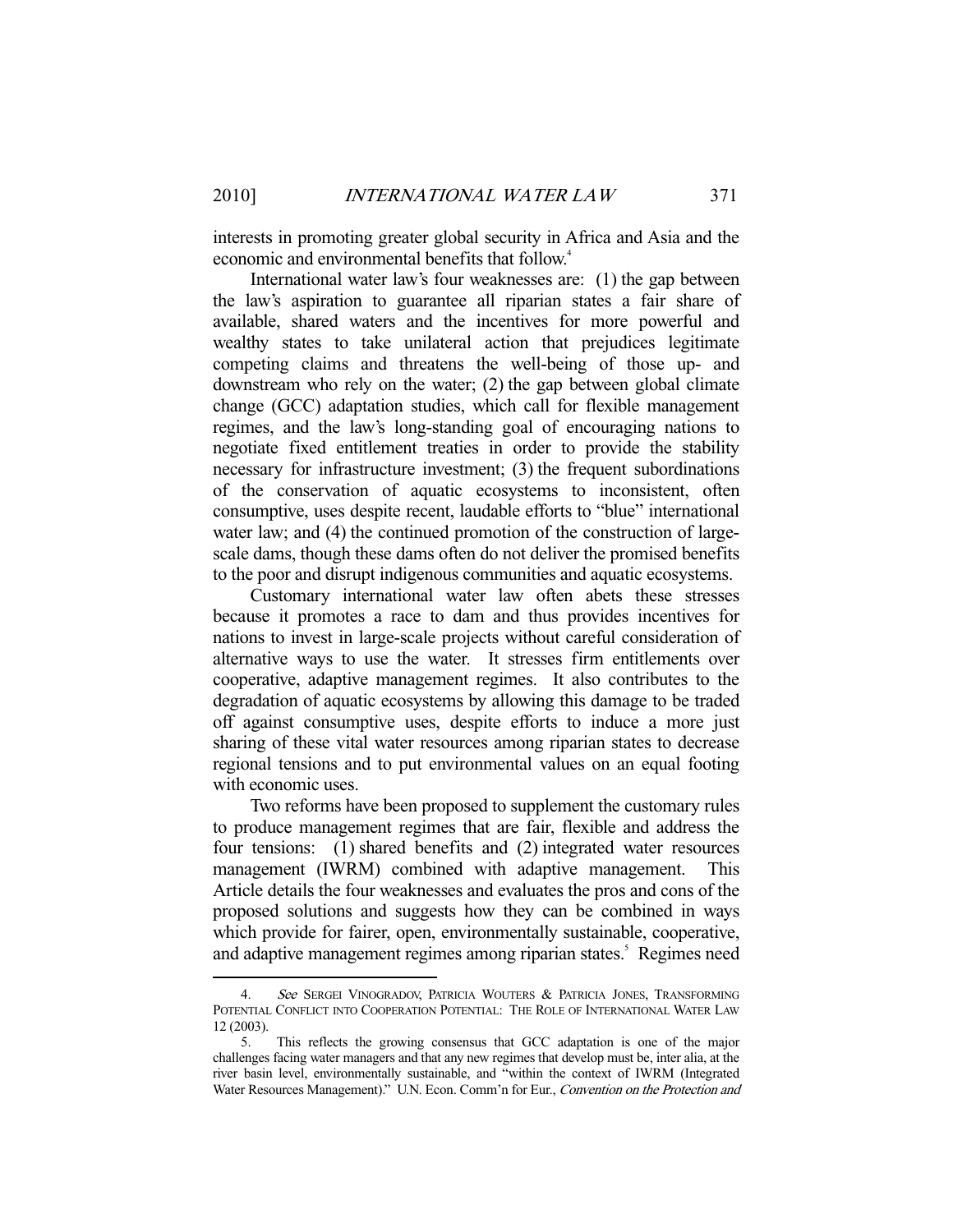interests in promoting greater global security in Africa and Asia and the economic and environmental benefits that follow.[4]

International water law's four weaknesses are: (1) the gap between the law's aspiration to guarantee all riparian states a fair share of available, shared waters and the incentives for more powerful and wealthy states to take unilateral action that prejudices legitimate competing claims and threatens the well-being of those up- and downstream who rely on the water; (2) the gap between global climate change (GCC) adaptation studies, which call for flexible management regimes, and the law's long-standing goal of encouraging nations to negotiate fixed entitlement treaties in order to provide the stability necessary for infrastructure investment; (3) the frequent subordinations of the conservation of aquatic ecosystems to inconsistent, often consumptive, uses despite recent, laudable efforts to "blue" international water law; and (4) the continued promotion of the construction of large-scale dams, though these dams often do not deliver the promised benefits to the poor and disrupt indigenous communities and aquatic ecosystems.

Customary international water law often abets these stresses because it promotes a race to dam and thus provides incentives for nations to invest in large-scale projects without careful consideration of alternative ways to use the water. It stresses firm entitlements over cooperative, adaptive management regimes. It also contributes to the degradation of aquatic ecosystems by allowing this damage to be traded off against consumptive uses, despite efforts to induce a more just sharing of these vital water resources among riparian states to decrease regional tensions and to put environmental values on an equal footing with economic uses.

Two reforms have been proposed to supplement the customary rules to produce management regimes that are fair, flexible and address the four tensions: (1) shared benefits and (2) integrated water resources management (IWRM) combined with adaptive management. This Article details the four weaknesses and evaluates the pros and cons of the proposed solutions and suggests how they can be combined in ways which provide for fairer, open, environmentally sustainable, cooperative, and adaptive management regimes among riparian states.[5] Regimes need

---

4. *See* SERGEI VINOGRADOV, PATRICIA WOUTERS & PATRICIA JONES, TRANSFORMING POTENTIAL CONFLICT INTO COOPERATION POTENTIAL: THE ROLE OF INTERNATIONAL WATER LAW 12 (2003).

5. This reflects the growing consensus that GCC adaptation is one of the major challenges facing water managers and that any new regimes that develop must be, inter alia, at the river basin level, environmentally sustainable, and "within the context of IWRM (Integrated Water Resources Management)." U.N. Econ. Comm'n for Eur., *Convention on the Protection and*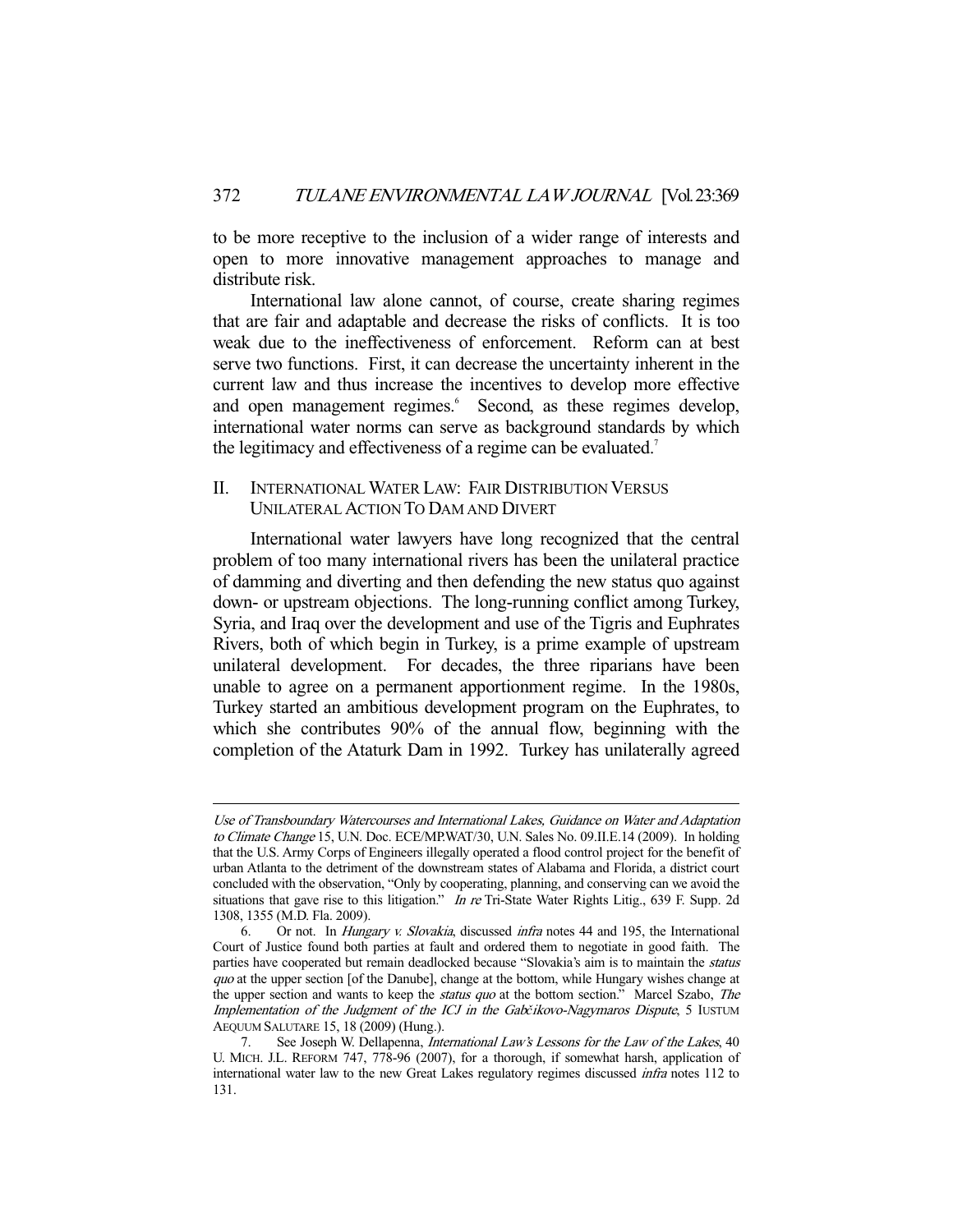to be more receptive to the inclusion of a wider range of interests and open to more innovative management approaches to manage and distribute risk.

International law alone cannot, of course, create sharing regimes that are fair and adaptable and decrease the risks of conflicts. It is too weak due to the ineffectiveness of enforcement. Reform can at best serve two functions. First, it can decrease the uncertainty inherent in the current law and thus increase the incentives to develop more effective and open management regimes.[6] Second, as these regimes develop, international water norms can serve as background standards by which the legitimacy and effectiveness of a regime can be evaluated.[7]

## II. International Water Law: Fair Distribution Versus Unilateral Action To Dam and Divert

International water lawyers have long recognized that the central problem of too many international rivers has been the unilateral practice of damming and diverting and then defending the new status quo against down- or upstream objections. The long-running conflict among Turkey, Syria, and Iraq over the development and use of the Tigris and Euphrates Rivers, both of which begin in Turkey, is a prime example of upstream unilateral development. For decades, the three riparians have been unable to agree on a permanent apportionment regime. In the 1980s, Turkey started an ambitious development program on the Euphrates, to which she contributes 90% of the annual flow, beginning with the completion of the Ataturk Dam in 1992. Turkey has unilaterally agreed

---

*Use of Transboundary Watercourses and International Lakes, Guidance on Water and Adaptation to Climate Change* 15, U.N. Doc. ECE/MP.WAT/30, U.N. Sales No. 09.II.E.14 (2009). In holding that the U.S. Army Corps of Engineers illegally operated a flood control project for the benefit of urban Atlanta to the detriment of the downstream states of Alabama and Florida, a district court concluded with the observation, "Only by cooperating, planning, and conserving can we avoid the situations that gave rise to this litigation." *In re* Tri-State Water Rights Litig., 639 F. Supp. 2d 1308, 1355 (M.D. Fla. 2009).

6. Or not. In *Hungary v. Slovakia*, discussed *infra* notes 44 and 195, the International Court of Justice found both parties at fault and ordered them to negotiate in good faith. The parties have cooperated but remain deadlocked because "Slovakia's aim is to maintain the *status quo* at the upper section [of the Danube], change at the bottom, while Hungary wishes change at the upper section and wants to keep the *status quo* at the bottom section." Marcel Szabo, *The Implementation of the Judgment of the ICJ in the Gabčikovo-Nagymaros Dispute*, 5 IUSTUM AEQUUM SALUTARE 15, 18 (2009) (Hung.).

7. See Joseph W. Dellapenna, *International Law's Lessons for the Law of the Lakes*, 40 U. MICH. J.L. REFORM 747, 778-96 (2007), for a thorough, if somewhat harsh, application of international water law to the new Great Lakes regulatory regimes discussed *infra* notes 112 to 131.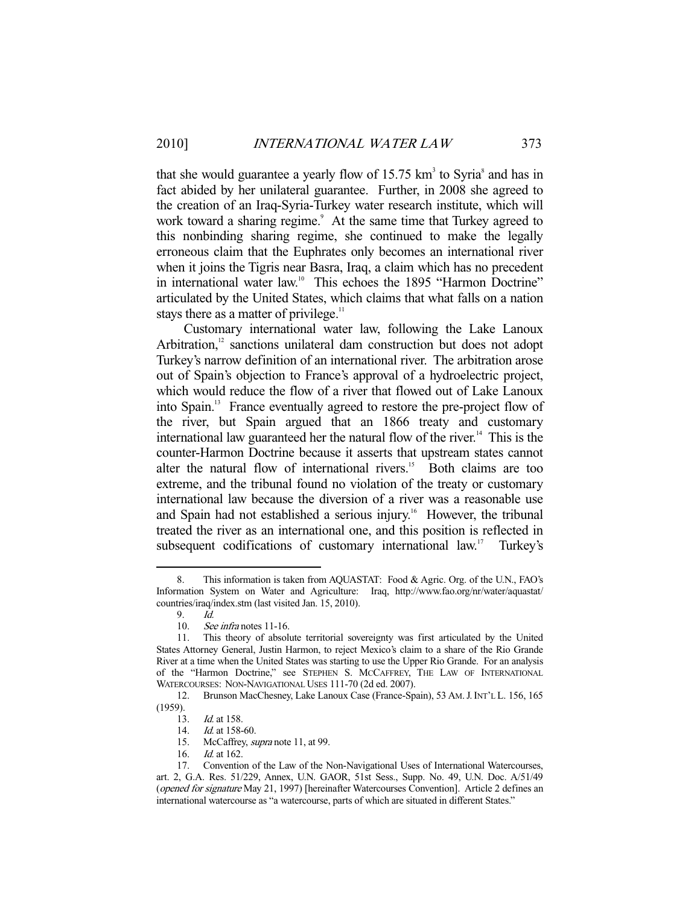that she would guarantee a yearly flow of 15.75 $km^3$ to Syria[8] and has in fact abided by her unilateral guarantee. Further, in 2008 she agreed to the creation of an Iraq-Syria-Turkey water research institute, which will work toward a sharing regime.[9] At the same time that Turkey agreed to this nonbinding sharing regime, she continued to make the legally erroneous claim that the Euphrates only becomes an international river when it joins the Tigris near Basra, Iraq, a claim which has no precedent in international water law.[10] This echoes the 1895 "Harmon Doctrine" articulated by the United States, which claims that what falls on a nation stays there as a matter of privilege.[11]

Customary international water law, following the Lake Lanoux Arbitration,[12] sanctions unilateral dam construction but does not adopt Turkey's narrow definition of an international river. The arbitration arose out of Spain's objection to France's approval of a hydroelectric project, which would reduce the flow of a river that flowed out of Lake Lanoux into Spain.[13] France eventually agreed to restore the pre-project flow of the river, but Spain argued that an 1866 treaty and customary international law guaranteed her the natural flow of the river.[14] This is the counter-Harmon Doctrine because it asserts that upstream states cannot alter the natural flow of international rivers.[15] Both claims are too extreme, and the tribunal found no violation of the treaty or customary international law because the diversion of a river was a reasonable use and Spain had not established a serious injury.[16] However, the tribunal treated the river as an international one, and this position is reflected in subsequent codifications of customary international law.[17] Turkey's

---

8. This information is taken from AQUASTAT: Food & Agric. Org. of the U.N., FAO's Information System on Water and Agriculture: Iraq, http://www.fao.org/nr/water/aquastat/countries/iraq/index.stm (last visited Jan. 15, 2010).

9. *Id.*

10. *See infra* notes 11-16.

11. This theory of absolute territorial sovereignty was first articulated by the United States Attorney General, Justin Harmon, to reject Mexico's claim to a share of the Rio Grande River at a time when the United States was starting to use the Upper Rio Grande. For an analysis of the "Harmon Doctrine," see STEPHEN S. MCCAFFREY, THE LAW OF INTERNATIONAL WATERCOURSES: NON-NAVIGATIONAL USES 111-70 (2d ed. 2007).

12. Brunson MacChesney, Lake Lanoux Case (France-Spain), 53 AM. J. INT'L L. 156, 165 (1959).

13. *Id.* at 158.

14. *Id.* at 158-60.

15. McCaffrey, *supra* note 11, at 99.

16. *Id.* at 162.

17. Convention of the Law of the Non-Navigational Uses of International Watercourses, art. 2, G.A. Res. 51/229, Annex, U.N. GAOR, 51st Sess., Supp. No. 49, U.N. Doc. A/51/49 (*opened for signature* May 21, 1997) [hereinafter Watercourses Convention]. Article 2 defines an international watercourse as "a watercourse, parts of which are situated in different States."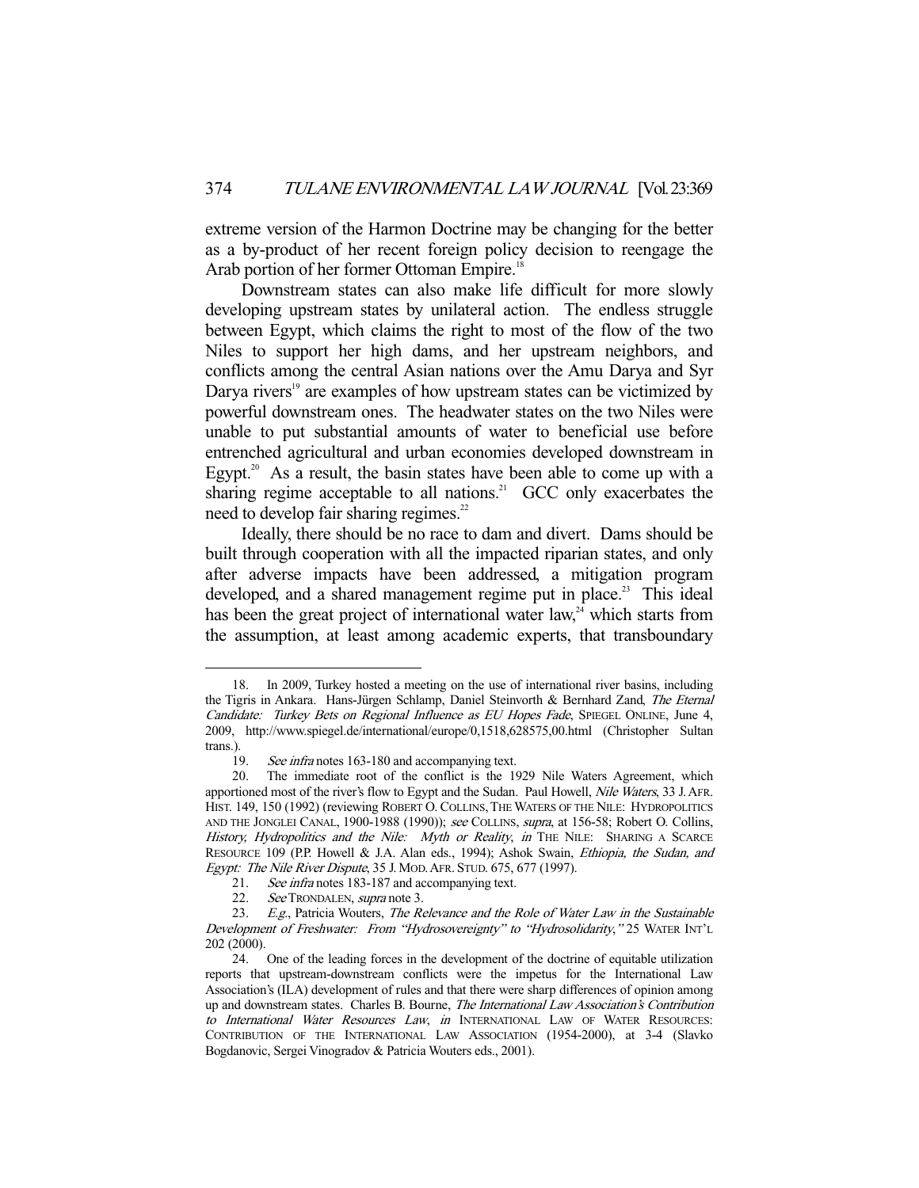extreme version of the Harmon Doctrine may be changing for the better as a by-product of her recent foreign policy decision to reengage the Arab portion of her former Ottoman Empire.[18]

Downstream states can also make life difficult for more slowly developing upstream states by unilateral action. The endless struggle between Egypt, which claims the right to most of the flow of the two Niles to support her high dams, and her upstream neighbors, and conflicts among the central Asian nations over the Amu Darya and Syr Darya rivers[19] are examples of how upstream states can be victimized by powerful downstream ones. The headwater states on the two Niles were unable to put substantial amounts of water to beneficial use before entrenched agricultural and urban economies developed downstream in Egypt.[20] As a result, the basin states have been able to come up with a sharing regime acceptable to all nations.[21] GCC only exacerbates the need to develop fair sharing regimes.[22]

Ideally, there should be no race to dam and divert. Dams should be built through cooperation with all the impacted riparian states, and only after adverse impacts have been addressed, a mitigation program developed, and a shared management regime put in place.[23] This ideal has been the great project of international water law,[24] which starts from the assumption, at least among academic experts, that transboundary

---

18. In 2009, Turkey hosted a meeting on the use of international river basins, including the Tigris in Ankara. Hans-Jürgen Schlamp, Daniel Steinvorth & Bernhard Zand, *The Eternal Candidate: Turkey Bets on Regional Influence as EU Hopes Fade*, SPIEGEL ONLINE, June 4, 2009, http://www.spiegel.de/international/europe/0,1518,628575,00.html (Christopher Sultan trans.).

19. *See infra* notes 163-180 and accompanying text.

20. The immediate root of the conflict is the 1929 Nile Waters Agreement, which apportioned most of the river's flow to Egypt and the Sudan. Paul Howell, *Nile Waters*, 33 J. AFR. HIST. 149, 150 (1992) (reviewing ROBERT O. COLLINS, THE WATERS OF THE NILE: HYDROPOLITICS AND THE JONGLEI CANAL, 1900-1988 (1990)); *see* COLLINS, *supra*, at 156-58; Robert O. Collins, *History, Hydropolitics and the Nile: Myth or Reality*, *in* THE NILE: SHARING A SCARCE RESOURCE 109 (P.P. Howell & J.A. Alan eds., 1994); Ashok Swain, *Ethiopia, the Sudan, and Egypt: The Nile River Dispute*, 35 J. MOD. AFR. STUD. 675, 677 (1997).

21. *See infra* notes 183-187 and accompanying text.

22. *See* TRONDALEN, *supra* note 3.

23. *E.g.*, Patricia Wouters, *The Relevance and the Role of Water Law in the Sustainable Development of Freshwater: From "Hydrosovereignty" to "Hydrosolidarity*,*"* 25 WATER INT'L 202 (2000).

24. One of the leading forces in the development of the doctrine of equitable utilization reports that upstream-downstream conflicts were the impetus for the International Law Association's (ILA) development of rules and that there were sharp differences of opinion among up and downstream states. Charles B. Bourne, *The International Law Association's Contribution to International Water Resources Law*, *in* INTERNATIONAL LAW OF WATER RESOURCES: CONTRIBUTION OF THE INTERNATIONAL LAW ASSOCIATION (1954-2000), at 3-4 (Slavko Bogdanovic, Sergei Vinogradov & Patricia Wouters eds., 2001).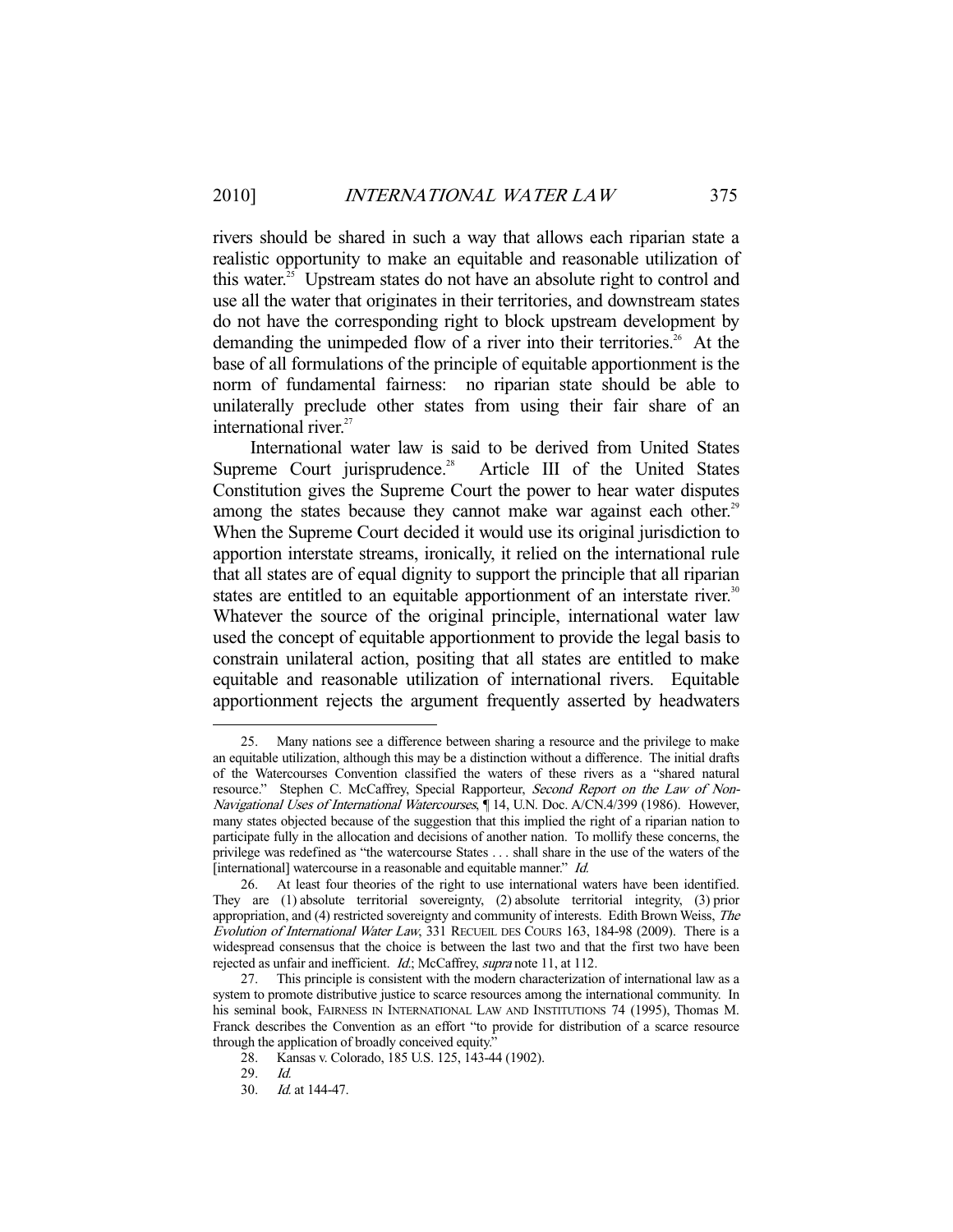rivers should be shared in such a way that allows each riparian state a realistic opportunity to make an equitable and reasonable utilization of this water.[25] Upstream states do not have an absolute right to control and use all the water that originates in their territories, and downstream states do not have the corresponding right to block upstream development by demanding the unimpeded flow of a river into their territories.[26] At the base of all formulations of the principle of equitable apportionment is the norm of fundamental fairness: no riparian state should be able to unilaterally preclude other states from using their fair share of an international river.[27]

International water law is said to be derived from United States Supreme Court jurisprudence.[28] Article III of the United States Constitution gives the Supreme Court the power to hear water disputes among the states because they cannot make war against each other.[29] When the Supreme Court decided it would use its original jurisdiction to apportion interstate streams, ironically, it relied on the international rule that all states are of equal dignity to support the principle that all riparian states are entitled to an equitable apportionment of an interstate river.[30] Whatever the source of the original principle, international water law used the concept of equitable apportionment to provide the legal basis to constrain unilateral action, positing that all states are entitled to make equitable and reasonable utilization of international rivers. Equitable apportionment rejects the argument frequently asserted by headwaters

---

25. Many nations see a difference between sharing a resource and the privilege to make an equitable utilization, although this may be a distinction without a difference. The initial drafts of the Watercourses Convention classified the waters of these rivers as a "shared natural resource." Stephen C. McCaffrey, Special Rapporteur, *Second Report on the Law of Non-Navigational Uses of International Watercourses*, ¶ 14, U.N. Doc. A/CN.4/399 (1986). However, many states objected because of the suggestion that this implied the right of a riparian nation to participate fully in the allocation and decisions of another nation. To mollify these concerns, the privilege was redefined as "the watercourse States . . . shall share in the use of the waters of the [international] watercourse in a reasonable and equitable manner." *Id.*

26. At least four theories of the right to use international waters have been identified. They are (1) absolute territorial sovereignty, (2) absolute territorial integrity, (3) prior appropriation, and (4) restricted sovereignty and community of interests. Edith Brown Weiss, *The Evolution of International Water Law*, 331 RECUEIL DES COURS 163, 184-98 (2009). There is a widespread consensus that the choice is between the last two and that the first two have been rejected as unfair and inefficient. *Id.*; McCaffrey, *supra* note 11, at 112.

27. This principle is consistent with the modern characterization of international law as a system to promote distributive justice to scarce resources among the international community. In his seminal book, FAIRNESS IN INTERNATIONAL LAW AND INSTITUTIONS 74 (1995), Thomas M. Franck describes the Convention as an effort "to provide for distribution of a scarce resource through the application of broadly conceived equity."

28. Kansas v. Colorado, 185 U.S. 125, 143-44 (1902).

29. *Id.*

30. *Id.* at 144-47.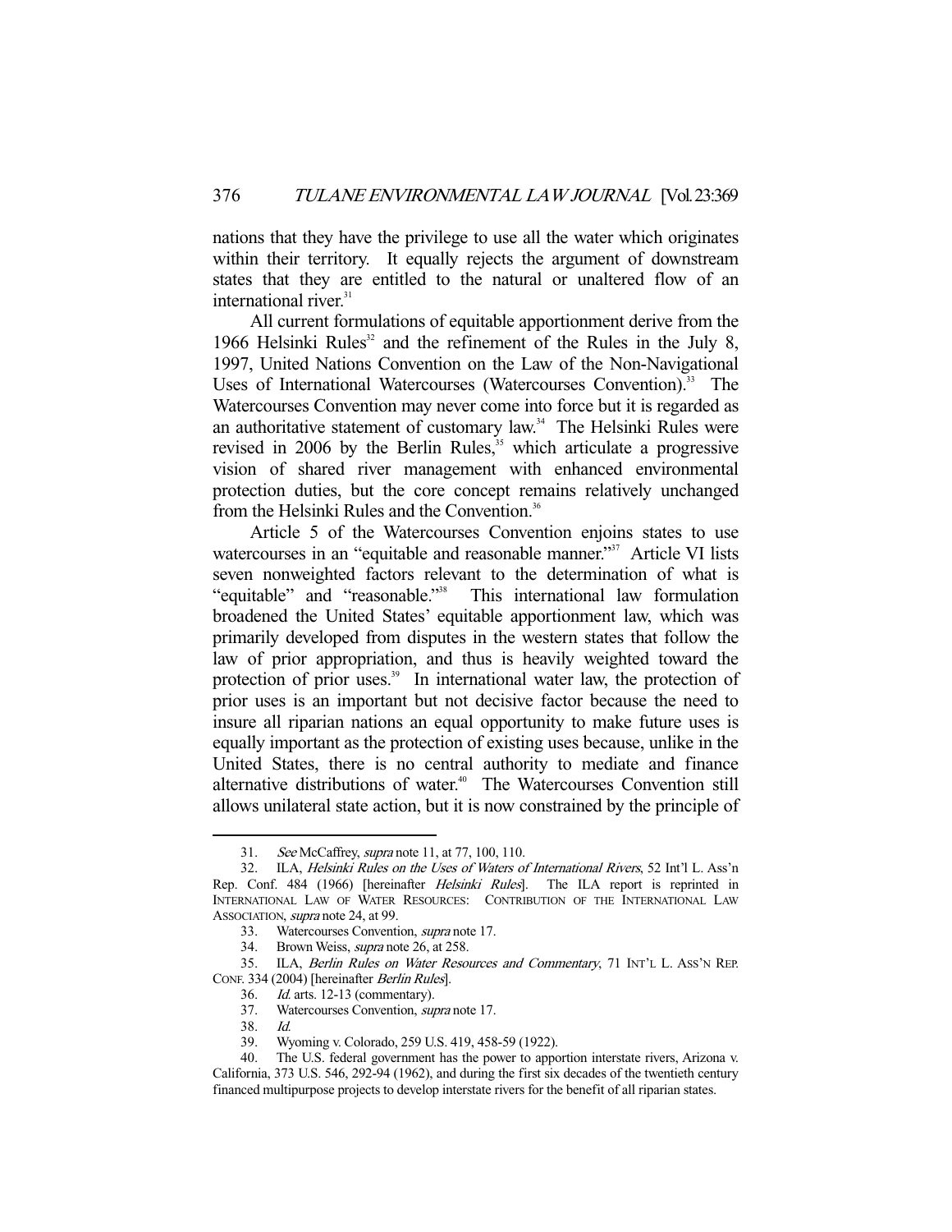nations that they have the privilege to use all the water which originates within their territory. It equally rejects the argument of downstream states that they are entitled to the natural or unaltered flow of an international river.[31]

All current formulations of equitable apportionment derive from the 1966 Helsinki Rules[32] and the refinement of the Rules in the July 8, 1997, United Nations Convention on the Law of the Non-Navigational Uses of International Watercourses (Watercourses Convention).[33] The Watercourses Convention may never come into force but it is regarded as an authoritative statement of customary law.[34] The Helsinki Rules were revised in 2006 by the Berlin Rules,[35] which articulate a progressive vision of shared river management with enhanced environmental protection duties, but the core concept remains relatively unchanged from the Helsinki Rules and the Convention.[36]

Article 5 of the Watercourses Convention enjoins states to use watercourses in an "equitable and reasonable manner."[37] Article VI lists seven nonweighted factors relevant to the determination of what is "equitable" and "reasonable."[38] This international law formulation broadened the United States' equitable apportionment law, which was primarily developed from disputes in the western states that follow the law of prior appropriation, and thus is heavily weighted toward the protection of prior uses.[39] In international water law, the protection of prior uses is an important but not decisive factor because the need to insure all riparian nations an equal opportunity to make future uses is equally important as the protection of existing uses because, unlike in the United States, there is no central authority to mediate and finance alternative distributions of water.[40] The Watercourses Convention still allows unilateral state action, but it is now constrained by the principle of

---

31. *See* McCaffrey, *supra* note 11, at 77, 100, 110.

32. ILA, *Helsinki Rules on the Uses of Waters of International Rivers*, 52 Int'l L. Ass'n Rep. Conf. 484 (1966) [hereinafter *Helsinki Rules*]. The ILA report is reprinted in INTERNATIONAL LAW OF WATER RESOURCES: CONTRIBUTION OF THE INTERNATIONAL LAW ASSOCIATION, *supra* note 24, at 99.

33. Watercourses Convention, *supra* note 17.

34. Brown Weiss, *supra* note 26, at 258.

35. ILA, *Berlin Rules on Water Resources and Commentary*, 71 INT'L L. ASS'N REP. CONF. 334 (2004) [hereinafter *Berlin Rules*].

36. *Id.* arts. 12-13 (commentary).

37. Watercourses Convention, *supra* note 17.

38. *Id.*

39. Wyoming v. Colorado, 259 U.S. 419, 458-59 (1922).

40. The U.S. federal government has the power to apportion interstate rivers, Arizona v. California, 373 U.S. 546, 292-94 (1962), and during the first six decades of the twentieth century financed multipurpose projects to develop interstate rivers for the benefit of all riparian states.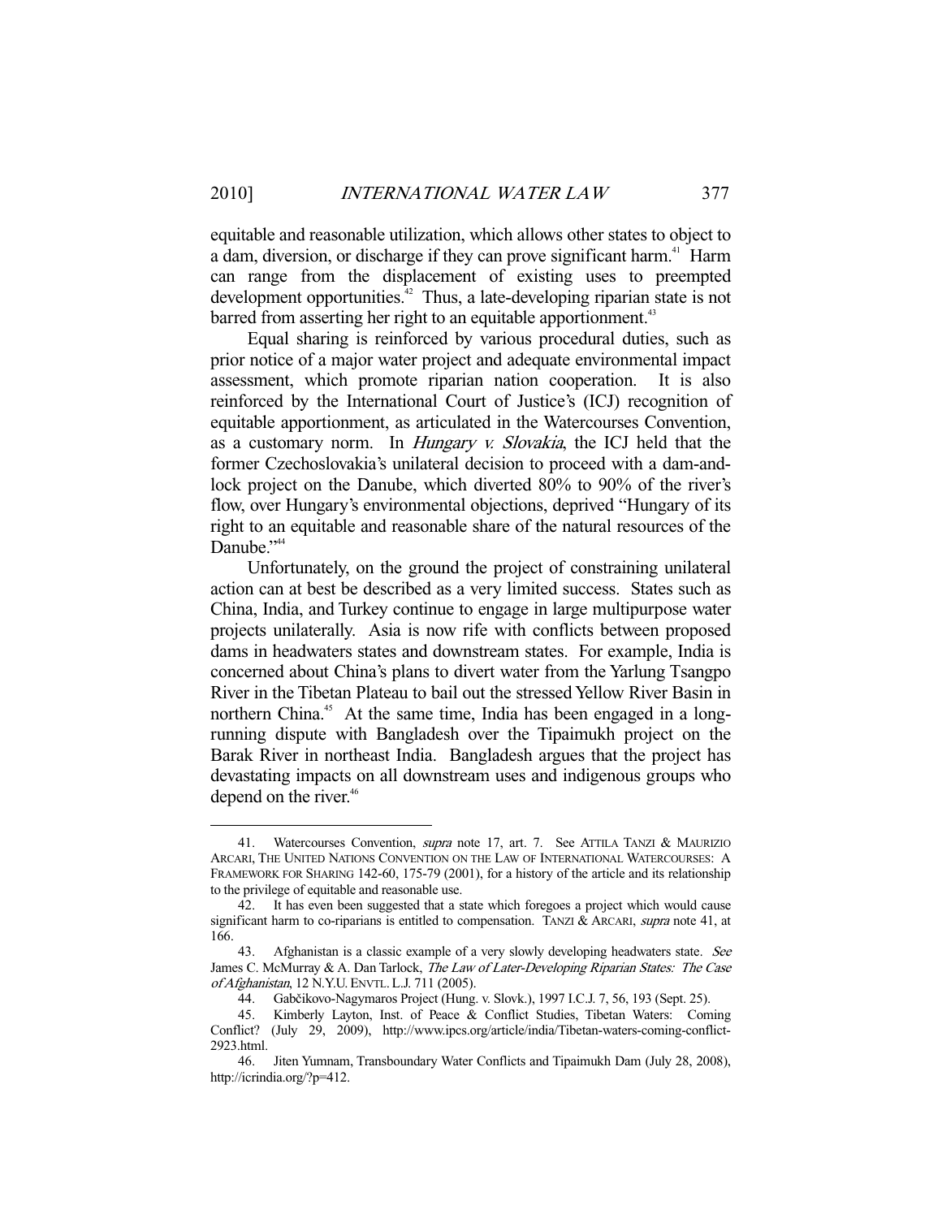equitable and reasonable utilization, which allows other states to object to a dam, diversion, or discharge if they can prove significant harm.[41] Harm can range from the displacement of existing uses to preempted development opportunities.[42] Thus, a late-developing riparian state is not barred from asserting her right to an equitable apportionment.[43]

Equal sharing is reinforced by various procedural duties, such as prior notice of a major water project and adequate environmental impact assessment, which promote riparian nation cooperation. It is also reinforced by the International Court of Justice's (ICJ) recognition of equitable apportionment, as articulated in the Watercourses Convention, as a customary norm. In *Hungary v. Slovakia*, the ICJ held that the former Czechoslovakia's unilateral decision to proceed with a dam-and-lock project on the Danube, which diverted 80% to 90% of the river's flow, over Hungary's environmental objections, deprived "Hungary of its right to an equitable and reasonable share of the natural resources of the Danube."[44]

Unfortunately, on the ground the project of constraining unilateral action can at best be described as a very limited success. States such as China, India, and Turkey continue to engage in large multipurpose water projects unilaterally. Asia is now rife with conflicts between proposed dams in headwaters states and downstream states. For example, India is concerned about China's plans to divert water from the Yarlung Tsangpo River in the Tibetan Plateau to bail out the stressed Yellow River Basin in northern China.[45] At the same time, India has been engaged in a long-running dispute with Bangladesh over the Tipaimukh project on the Barak River in northeast India. Bangladesh argues that the project has devastating impacts on all downstream uses and indigenous groups who depend on the river.[46]

---

41. Watercourses Convention, *supra* note 17, art. 7. See ATTILA TANZI & MAURIZIO ARCARI, THE UNITED NATIONS CONVENTION ON THE LAW OF INTERNATIONAL WATERCOURSES: A FRAMEWORK FOR SHARING 142-60, 175-79 (2001), for a history of the article and its relationship to the privilege of equitable and reasonable use.

42. It has even been suggested that a state which foregoes a project which would cause significant harm to co-riparians is entitled to compensation. TANZI & ARCARI, *supra* note 41, at 166.

43. Afghanistan is a classic example of a very slowly developing headwaters state. *See* James C. McMurray & A. Dan Tarlock, *The Law of Later-Developing Riparian States: The Case of Afghanistan*, 12 N.Y.U. ENVTL. L.J. 711 (2005).

44. Gabčikovo-Nagymaros Project (Hung. v. Slovk.), 1997 I.C.J. 7, 56, 193 (Sept. 25).

45. Kimberly Layton, Inst. of Peace & Conflict Studies, Tibetan Waters: Coming Conflict? (July 29, 2009), http://www.ipcs.org/article/india/Tibetan-waters-coming-conflict-2923.html.

46. Jiten Yumnam, Transboundary Water Conflicts and Tipaimukh Dam (July 28, 2008), http://icrindia.org/?p=412.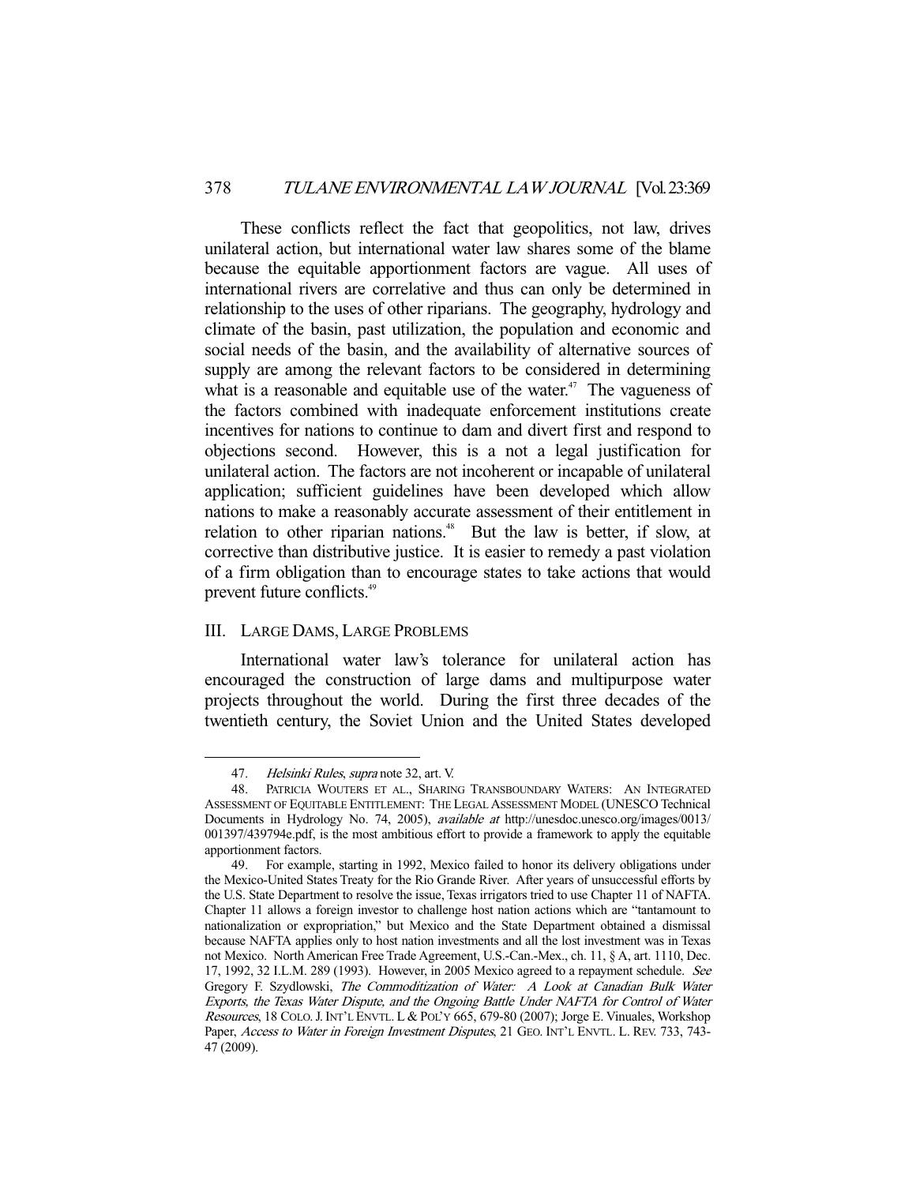These conflicts reflect the fact that geopolitics, not law, drives unilateral action, but international water law shares some of the blame because the equitable apportionment factors are vague. All uses of international rivers are correlative and thus can only be determined in relationship to the uses of other riparians. The geography, hydrology and climate of the basin, past utilization, the population and economic and social needs of the basin, and the availability of alternative sources of supply are among the relevant factors to be considered in determining what is a reasonable and equitable use of the water.[47] The vagueness of the factors combined with inadequate enforcement institutions create incentives for nations to continue to dam and divert first and respond to objections second. However, this is a not a legal justification for unilateral action. The factors are not incoherent or incapable of unilateral application; sufficient guidelines have been developed which allow nations to make a reasonably accurate assessment of their entitlement in relation to other riparian nations.[48] But the law is better, if slow, at corrective than distributive justice. It is easier to remedy a past violation of a firm obligation than to encourage states to take actions that would prevent future conflicts.[49]

## III. Large Dams, Large Problems

International water law's tolerance for unilateral action has encouraged the construction of large dams and multipurpose water projects throughout the world. During the first three decades of the twentieth century, the Soviet Union and the United States developed

---

47. *Helsinki Rules*, *supra* note 32, art. V.

48. Patricia Wouters et al., Sharing Transboundary Waters: An Integrated Assessment of Equitable Entitlement: The Legal Assessment Model (UNESCO Technical Documents in Hydrology No. 74, 2005), *available at* http://unesdoc.unesco.org/images/0013/001397/439794e.pdf, is the most ambitious effort to provide a framework to apply the equitable apportionment factors.

49. For example, starting in 1992, Mexico failed to honor its delivery obligations under the Mexico-United States Treaty for the Rio Grande River. After years of unsuccessful efforts by the U.S. State Department to resolve the issue, Texas irrigators tried to use Chapter 11 of NAFTA. Chapter 11 allows a foreign investor to challenge host nation actions which are "tantamount to nationalization or expropriation," but Mexico and the State Department obtained a dismissal because NAFTA applies only to host nation investments and all the lost investment was in Texas not Mexico. North American Free Trade Agreement, U.S.-Can.-Mex., ch. 11, § A, art. 1110, Dec. 17, 1992, 32 I.L.M. 289 (1993). However, in 2005 Mexico agreed to a repayment schedule. *See* Gregory F. Szydlowski, *The Commoditization of Water: A Look at Canadian Bulk Water Exports, the Texas Water Dispute, and the Ongoing Battle Under NAFTA for Control of Water Resources*, 18 Colo. J. Int'l Envtl. L & Pol'y 665, 679-80 (2007); Jorge E. Vinuales, Workshop Paper, *Access to Water in Foreign Investment Disputes*, 21 Geo. Int'l Envtl. L. Rev. 733, 743-47 (2009).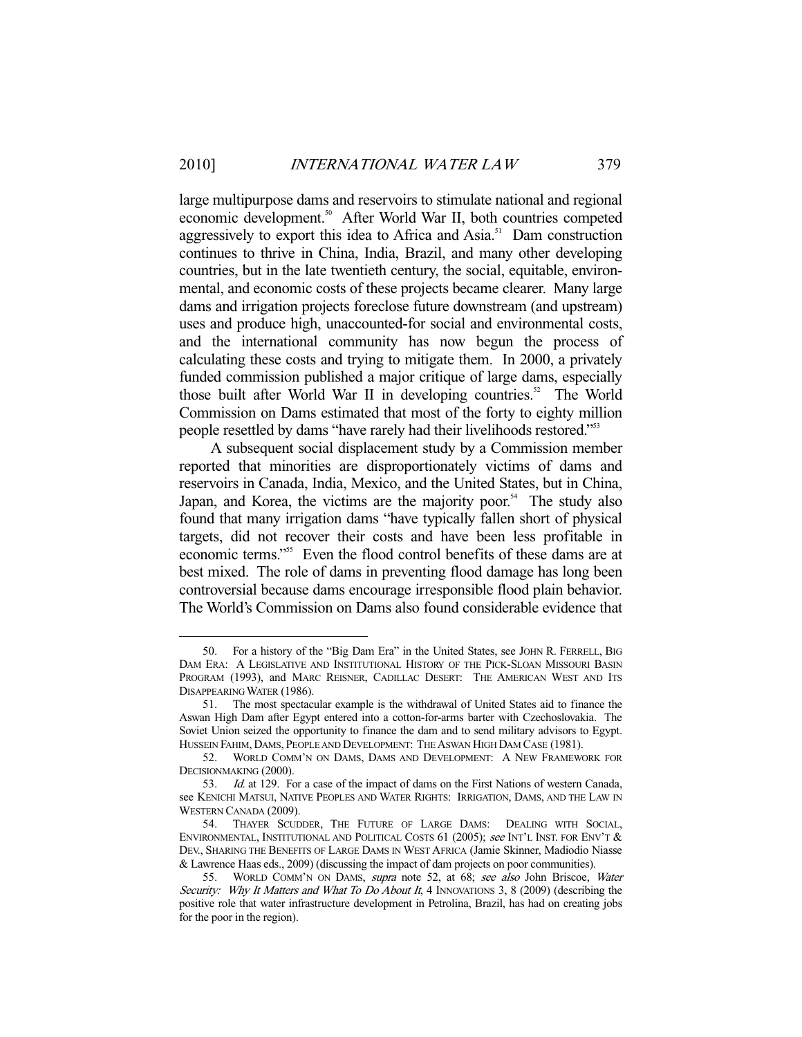large multipurpose dams and reservoirs to stimulate national and regional economic development.[50] After World War II, both countries competed aggressively to export this idea to Africa and Asia.[51] Dam construction continues to thrive in China, India, Brazil, and many other developing countries, but in the late twentieth century, the social, equitable, environmental, and economic costs of these projects became clearer. Many large dams and irrigation projects foreclose future downstream (and upstream) uses and produce high, unaccounted-for social and environmental costs, and the international community has now begun the process of calculating these costs and trying to mitigate them. In 2000, a privately funded commission published a major critique of large dams, especially those built after World War II in developing countries.[52] The World Commission on Dams estimated that most of the forty to eighty million people resettled by dams "have rarely had their livelihoods restored."[53]

A subsequent social displacement study by a Commission member reported that minorities are disproportionately victims of dams and reservoirs in Canada, India, Mexico, and the United States, but in China, Japan, and Korea, the victims are the majority poor.[54] The study also found that many irrigation dams "have typically fallen short of physical targets, did not recover their costs and have been less profitable in economic terms."[55] Even the flood control benefits of these dams are at best mixed. The role of dams in preventing flood damage has long been controversial because dams encourage irresponsible flood plain behavior. The World's Commission on Dams also found considerable evidence that

---

50. For a history of the "Big Dam Era" in the United States, see JOHN R. FERRELL, BIG DAM ERA: A LEGISLATIVE AND INSTITUTIONAL HISTORY OF THE PICK-SLOAN MISSOURI BASIN PROGRAM (1993), and MARC REISNER, CADILLAC DESERT: THE AMERICAN WEST AND ITS DISAPPEARING WATER (1986).

51. The most spectacular example is the withdrawal of United States aid to finance the Aswan High Dam after Egypt entered into a cotton-for-arms barter with Czechoslovakia. The Soviet Union seized the opportunity to finance the dam and to send military advisors to Egypt. HUSSEIN FAHIM, DAMS, PEOPLE AND DEVELOPMENT: THE ASWAN HIGH DAM CASE (1981).

52. WORLD COMM'N ON DAMS, DAMS AND DEVELOPMENT: A NEW FRAMEWORK FOR DECISIONMAKING (2000).

53. *Id.* at 129. For a case of the impact of dams on the First Nations of western Canada, see KENICHI MATSUI, NATIVE PEOPLES AND WATER RIGHTS: IRRIGATION, DAMS, AND THE LAW IN WESTERN CANADA (2009).

54. THAYER SCUDDER, THE FUTURE OF LARGE DAMS: DEALING WITH SOCIAL, ENVIRONMENTAL, INSTITUTIONAL AND POLITICAL COSTS 61 (2005); *see* INT'L INST. FOR ENV'T & DEV., SHARING THE BENEFITS OF LARGE DAMS IN WEST AFRICA (Jamie Skinner, Madiodio Niasse & Lawrence Haas eds., 2009) (discussing the impact of dam projects on poor communities).

55. WORLD COMM'N ON DAMS, *supra* note 52, at 68; *see also* John Briscoe, *Water Security: Why It Matters and What To Do About It*, 4 INNOVATIONS 3, 8 (2009) (describing the positive role that water infrastructure development in Petrolina, Brazil, has had on creating jobs for the poor in the region).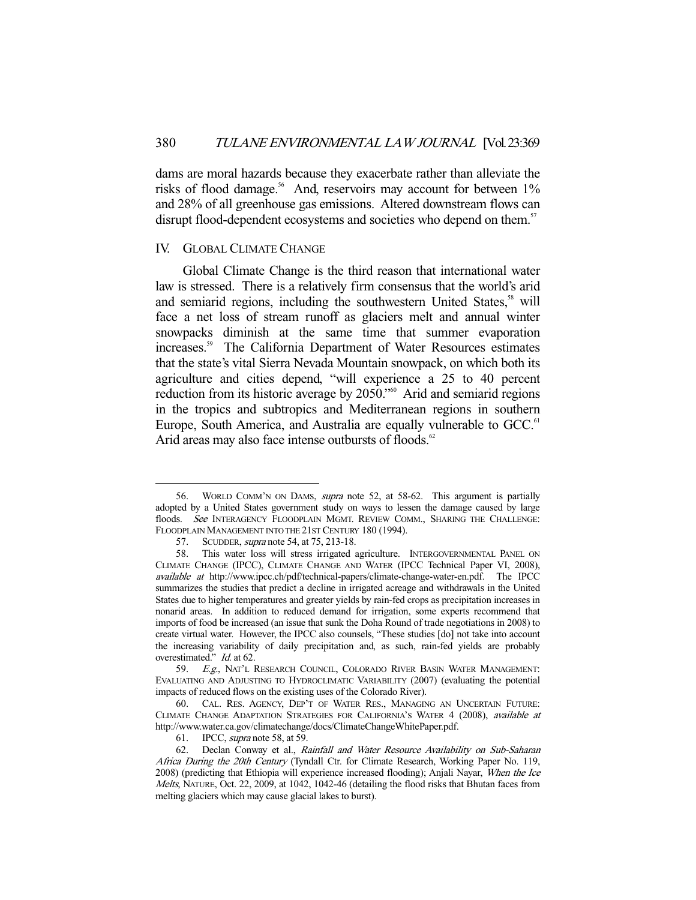dams are moral hazards because they exacerbate rather than alleviate the risks of flood damage.[56] And, reservoirs may account for between 1% and 28% of all greenhouse gas emissions. Altered downstream flows can disrupt flood-dependent ecosystems and societies who depend on them.[57]

## IV. Global Climate Change

Global Climate Change is the third reason that international water law is stressed. There is a relatively firm consensus that the world's arid and semiarid regions, including the southwestern United States,[58] will face a net loss of stream runoff as glaciers melt and annual winter snowpacks diminish at the same time that summer evaporation increases.[59] The California Department of Water Resources estimates that the state's vital Sierra Nevada Mountain snowpack, on which both its agriculture and cities depend, "will experience a 25 to 40 percent reduction from its historic average by 2050."[60] Arid and semiarid regions in the tropics and subtropics and Mediterranean regions in southern Europe, South America, and Australia are equally vulnerable to GCC.[61] Arid areas may also face intense outbursts of floods.[62]

---

56. World Comm'n on Dams, *supra* note 52, at 58-62. This argument is partially adopted by a United States government study on ways to lessen the damage caused by large floods. *See* Interagency Floodplain Mgmt. Review Comm., Sharing the Challenge: Floodplain Management into the 21st Century 180 (1994).

57. Scudder, *supra* note 54, at 75, 213-18.

58. This water loss will stress irrigated agriculture. Intergovernmental Panel on Climate Change (IPCC), Climate Change and Water (IPCC Technical Paper VI, 2008), *available at* http://www.ipcc.ch/pdf/technical-papers/climate-change-water-en.pdf. The IPCC summarizes the studies that predict a decline in irrigated acreage and withdrawals in the United States due to higher temperatures and greater yields by rain-fed crops as precipitation increases in nonarid areas. In addition to reduced demand for irrigation, some experts recommend that imports of food be increased (an issue that sunk the Doha Round of trade negotiations in 2008) to create virtual water. However, the IPCC also counsels, "These studies [do] not take into account the increasing variability of daily precipitation and, as such, rain-fed yields are probably overestimated." *Id.* at 62.

59. *E.g.*, Nat'l Research Council, Colorado River Basin Water Management: Evaluating and Adjusting to Hydroclimatic Variability (2007) (evaluating the potential impacts of reduced flows on the existing uses of the Colorado River).

60. Cal. Res. Agency, Dep't of Water Res., Managing an Uncertain Future: Climate Change Adaptation Strategies for California's Water 4 (2008), *available at* http://www.water.ca.gov/climatechange/docs/ClimateChangeWhitePaper.pdf.

61. IPCC, *supra* note 58, at 59.

62. Declan Conway et al., *Rainfall and Water Resource Availability on Sub-Saharan Africa During the 20th Century* (Tyndall Ctr. for Climate Research, Working Paper No. 119, 2008) (predicting that Ethiopia will experience increased flooding); Anjali Nayar, *When the Ice Melts*, Nature, Oct. 22, 2009, at 1042, 1042-46 (detailing the flood risks that Bhutan faces from melting glaciers which may cause glacial lakes to burst).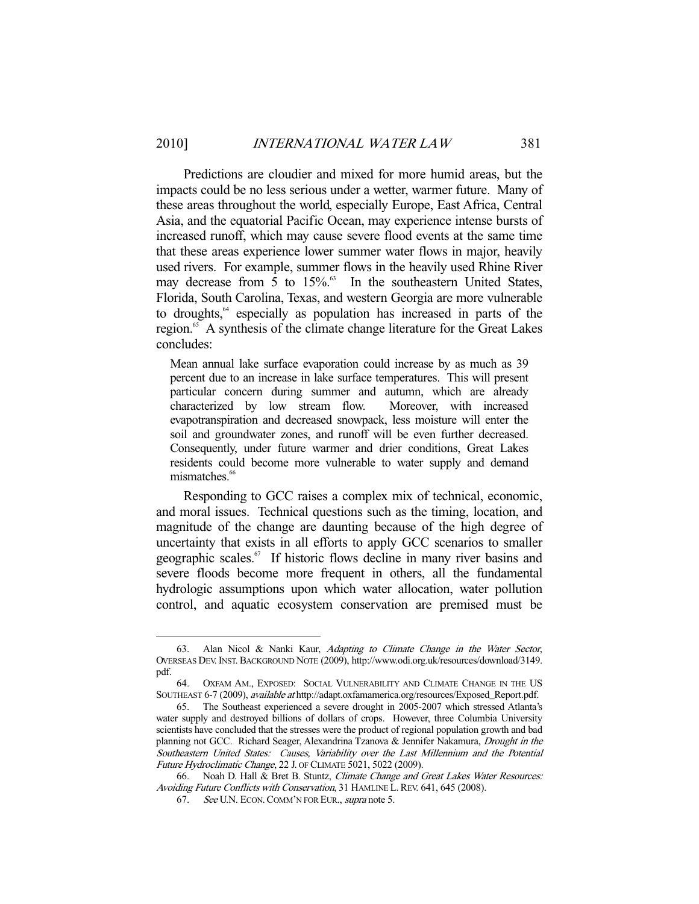Predictions are cloudier and mixed for more humid areas, but the impacts could be no less serious under a wetter, warmer future. Many of these areas throughout the world, especially Europe, East Africa, Central Asia, and the equatorial Pacific Ocean, may experience intense bursts of increased runoff, which may cause severe flood events at the same time that these areas experience lower summer water flows in major, heavily used rivers. For example, summer flows in the heavily used Rhine River may decrease from 5 to 15%.[63] In the southeastern United States, Florida, South Carolina, Texas, and western Georgia are more vulnerable to droughts,[64] especially as population has increased in parts of the region.[65] A synthesis of the climate change literature for the Great Lakes concludes:

> Mean annual lake surface evaporation could increase by as much as 39 percent due to an increase in lake surface temperatures. This will present particular concern during summer and autumn, which are already characterized by low stream flow. Moreover, with increased evapotranspiration and decreased snowpack, less moisture will enter the soil and groundwater zones, and runoff will be even further decreased. Consequently, under future warmer and drier conditions, Great Lakes residents could become more vulnerable to water supply and demand mismatches.[66]

Responding to GCC raises a complex mix of technical, economic, and moral issues. Technical questions such as the timing, location, and magnitude of the change are daunting because of the high degree of uncertainty that exists in all efforts to apply GCC scenarios to smaller geographic scales.[67] If historic flows decline in many river basins and severe floods become more frequent in others, all the fundamental hydrologic assumptions upon which water allocation, water pollution control, and aquatic ecosystem conservation are premised must be

---

63. Alan Nicol & Nanki Kaur, *Adapting to Climate Change in the Water Sector*, OVERSEAS DEV. INST. BACKGROUND NOTE (2009), http://www.odi.org.uk/resources/download/3149.pdf.

64. OXFAM AM., EXPOSED: SOCIAL VULNERABILITY AND CLIMATE CHANGE IN THE US SOUTHEAST 6-7 (2009), *available at* http://adapt.oxfamamerica.org/resources/Exposed_Report.pdf.

65. The Southeast experienced a severe drought in 2005-2007 which stressed Atlanta's water supply and destroyed billions of dollars of crops. However, three Columbia University scientists have concluded that the stresses were the product of regional population growth and bad planning not GCC. Richard Seager, Alexandrina Tzanova & Jennifer Nakamura, *Drought in the Southeastern United States: Causes, Variability over the Last Millennium and the Potential Future Hydroclimatic Change*, 22 J. OF CLIMATE 5021, 5022 (2009).

66. Noah D. Hall & Bret B. Stuntz, *Climate Change and Great Lakes Water Resources: Avoiding Future Conflicts with Conservation*, 31 HAMLINE L. REV. 641, 645 (2008).

67. *See* U.N. ECON. COMM'N FOR EUR., *supra* note 5.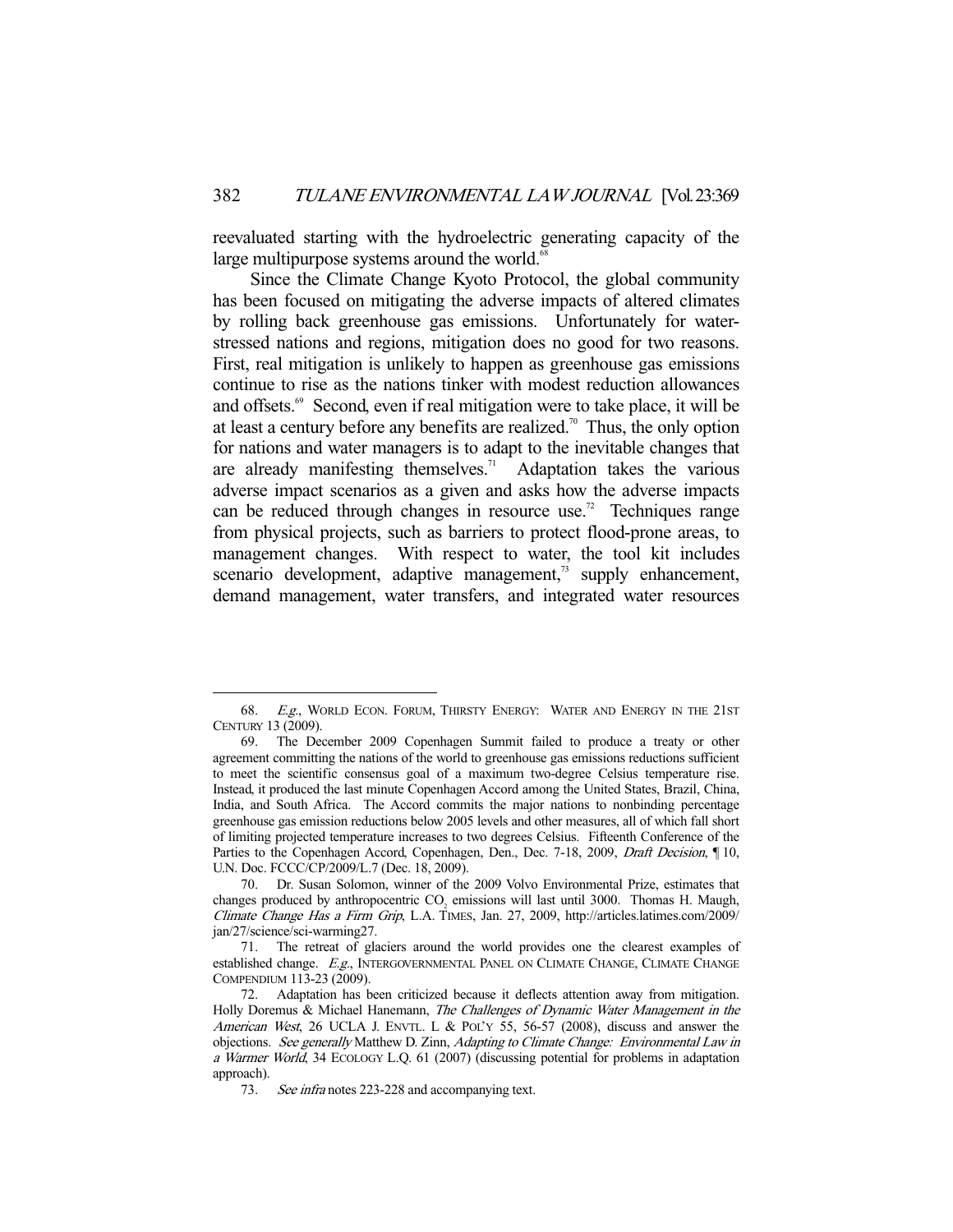reevaluated starting with the hydroelectric generating capacity of the large multipurpose systems around the world.[68]

Since the Climate Change Kyoto Protocol, the global community has been focused on mitigating the adverse impacts of altered climates by rolling back greenhouse gas emissions. Unfortunately for water-stressed nations and regions, mitigation does no good for two reasons. First, real mitigation is unlikely to happen as greenhouse gas emissions continue to rise as the nations tinker with modest reduction allowances and offsets.[69] Second, even if real mitigation were to take place, it will be at least a century before any benefits are realized.[70] Thus, the only option for nations and water managers is to adapt to the inevitable changes that are already manifesting themselves.[71] Adaptation takes the various adverse impact scenarios as a given and asks how the adverse impacts can be reduced through changes in resource use.[72] Techniques range from physical projects, such as barriers to protect flood-prone areas, to management changes. With respect to water, the tool kit includes scenario development, adaptive management,[73] supply enhancement, demand management, water transfers, and integrated water resources

---

68. *E.g.*, WORLD ECON. FORUM, THIRSTY ENERGY: WATER AND ENERGY IN THE 21ST CENTURY 13 (2009).

69. The December 2009 Copenhagen Summit failed to produce a treaty or other agreement committing the nations of the world to greenhouse gas emissions reductions sufficient to meet the scientific consensus goal of a maximum two-degree Celsius temperature rise. Instead, it produced the last minute Copenhagen Accord among the United States, Brazil, China, India, and South Africa. The Accord commits the major nations to nonbinding percentage greenhouse gas emission reductions below 2005 levels and other measures, all of which fall short of limiting projected temperature increases to two degrees Celsius. Fifteenth Conference of the Parties to the Copenhagen Accord, Copenhagen, Den., Dec. 7-18, 2009, *Draft Decision*, ¶ 10, U.N. Doc. FCCC/CP/2009/L.7 (Dec. 18, 2009).

70. Dr. Susan Solomon, winner of the 2009 Volvo Environmental Prize, estimates that changes produced by anthropocentric $CO_2$ emissions will last until 3000. Thomas H. Maugh, *Climate Change Has a Firm Grip*, L.A. TIMES, Jan. 27, 2009, http://articles.latimes.com/2009/jan/27/science/sci-warming27.

71. The retreat of glaciers around the world provides one the clearest examples of established change. *E.g.*, INTERGOVERNMENTAL PANEL ON CLIMATE CHANGE, CLIMATE CHANGE COMPENDIUM 113-23 (2009).

72. Adaptation has been criticized because it deflects attention away from mitigation. Holly Doremus & Michael Hanemann, *The Challenges of Dynamic Water Management in the American West*, 26 UCLA J. ENVTL. L & POL'Y 55, 56-57 (2008), discuss and answer the objections. *See generally* Matthew D. Zinn, *Adapting to Climate Change: Environmental Law in a Warmer World*, 34 ECOLOGY L.Q. 61 (2007) (discussing potential for problems in adaptation approach).

73. *See infra* notes 223-228 and accompanying text.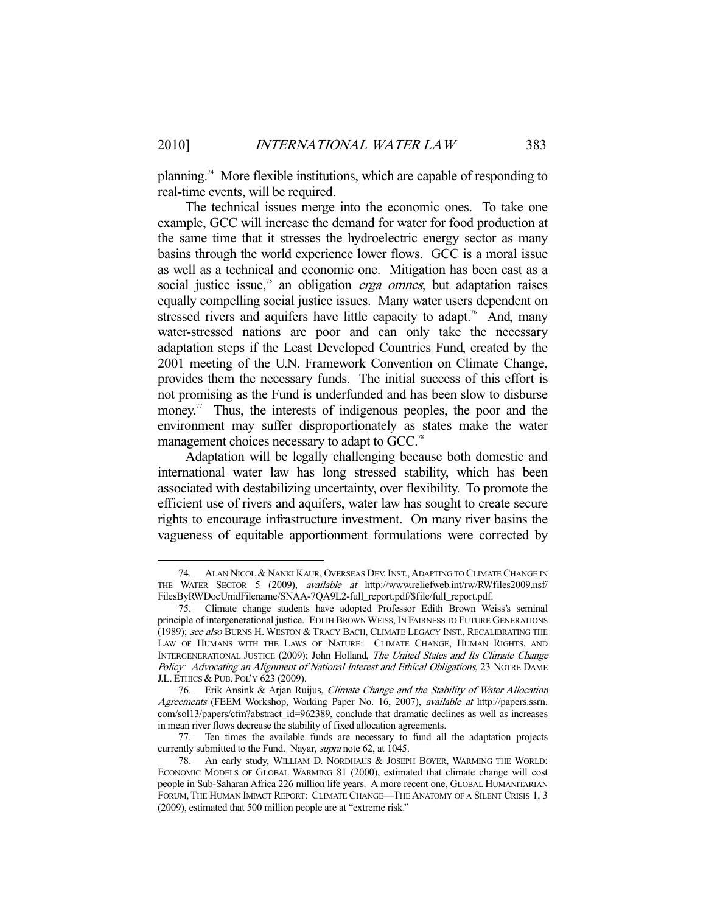planning.[74] More flexible institutions, which are capable of responding to real-time events, will be required.

The technical issues merge into the economic ones. To take one example, GCC will increase the demand for water for food production at the same time that it stresses the hydroelectric energy sector as many basins through the world experience lower flows. GCC is a moral issue as well as a technical and economic one. Mitigation has been cast as a social justice issue,[75] an obligation *erga omnes*, but adaptation raises equally compelling social justice issues. Many water users dependent on stressed rivers and aquifers have little capacity to adapt.[76] And, many water-stressed nations are poor and can only take the necessary adaptation steps if the Least Developed Countries Fund, created by the 2001 meeting of the U.N. Framework Convention on Climate Change, provides them the necessary funds. The initial success of this effort is not promising as the Fund is underfunded and has been slow to disburse money.[77] Thus, the interests of indigenous peoples, the poor and the environment may suffer disproportionately as states make the water management choices necessary to adapt to GCC.[78]

Adaptation will be legally challenging because both domestic and international water law has long stressed stability, which has been associated with destabilizing uncertainty, over flexibility. To promote the efficient use of rivers and aquifers, water law has sought to create secure rights to encourage infrastructure investment. On many river basins the vagueness of equitable apportionment formulations were corrected by

---

74. ALAN NICOL & NANKI KAUR, OVERSEAS DEV. INST., ADAPTING TO CLIMATE CHANGE IN THE WATER SECTOR 5 (2009), *available at* http://www.reliefweb.int/rw/RWfiles2009.nsf/FilesByRWDocUnidFilename/SNAA-7QA9L2-full_report.pdf/$file/full_report.pdf.

75. Climate change students have adopted Professor Edith Brown Weiss's seminal principle of intergenerational justice. EDITH BROWN WEISS, IN FAIRNESS TO FUTURE GENERATIONS (1989); *see also* BURNS H. WESTON & TRACY BACH, CLIMATE LEGACY INST., RECALIBRATING THE LAW OF HUMANS WITH THE LAWS OF NATURE: CLIMATE CHANGE, HUMAN RIGHTS, AND INTERGENERATIONAL JUSTICE (2009); John Holland, *The United States and Its Climate Change Policy: Advocating an Alignment of National Interest and Ethical Obligations*, 23 NOTRE DAME J.L. ETHICS & PUB. POL'Y 623 (2009).

76. Erik Ansink & Arjan Ruijus, *Climate Change and the Stability of Water Allocation Agreements* (FEEM Workshop, Working Paper No. 16, 2007), *available at* http://papers.ssrn.com/sol13/papers/cfm?abstract_id=962389, conclude that dramatic declines as well as increases in mean river flows decrease the stability of fixed allocation agreements.

77. Ten times the available funds are necessary to fund all the adaptation projects currently submitted to the Fund. Nayar, *supra* note 62, at 1045.

78. An early study, WILLIAM D. NORDHAUS & JOSEPH BOYER, WARMING THE WORLD: ECONOMIC MODELS OF GLOBAL WARMING 81 (2000), estimated that climate change will cost people in Sub-Saharan Africa 226 million life years. A more recent one, GLOBAL HUMANITARIAN FORUM, THE HUMAN IMPACT REPORT: CLIMATE CHANGE—THE ANATOMY OF A SILENT CRISIS 1, 3 (2009), estimated that 500 million people are at "extreme risk."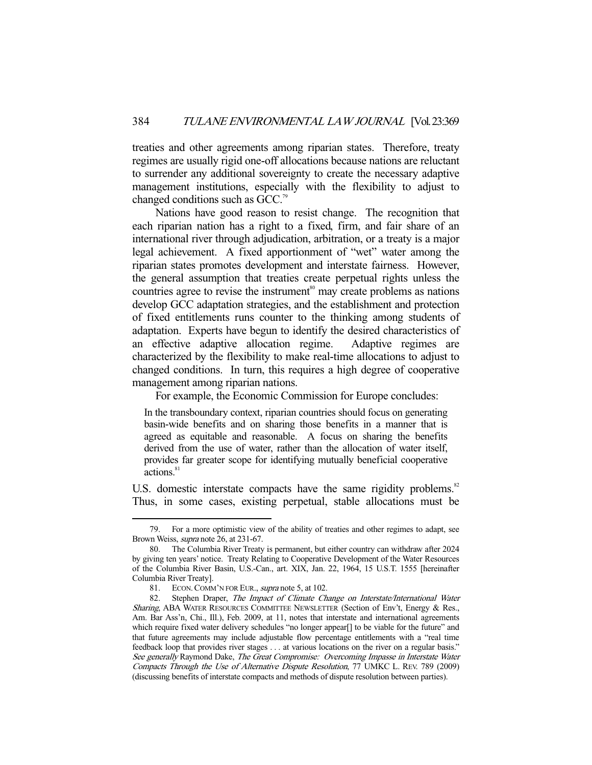treaties and other agreements among riparian states. Therefore, treaty regimes are usually rigid one-off allocations because nations are reluctant to surrender any additional sovereignty to create the necessary adaptive management institutions, especially with the flexibility to adjust to changed conditions such as GCC.[79]

Nations have good reason to resist change. The recognition that each riparian nation has a right to a fixed, firm, and fair share of an international river through adjudication, arbitration, or a treaty is a major legal achievement. A fixed apportionment of "wet" water among the riparian states promotes development and interstate fairness. However, the general assumption that treaties create perpetual rights unless the countries agree to revise the instrument[80] may create problems as nations develop GCC adaptation strategies, and the establishment and protection of fixed entitlements runs counter to the thinking among students of adaptation. Experts have begun to identify the desired characteristics of an effective adaptive allocation regime. Adaptive regimes are characterized by the flexibility to make real-time allocations to adjust to changed conditions. In turn, this requires a high degree of cooperative management among riparian nations.

For example, the Economic Commission for Europe concludes:

> In the transboundary context, riparian countries should focus on generating basin-wide benefits and on sharing those benefits in a manner that is agreed as equitable and reasonable. A focus on sharing the benefits derived from the use of water, rather than the allocation of water itself, provides far greater scope for identifying mutually beneficial cooperative actions.[81]

U.S. domestic interstate compacts have the same rigidity problems.[82] Thus, in some cases, existing perpetual, stable allocations must be

---

79. For a more optimistic view of the ability of treaties and other regimes to adapt, see Brown Weiss, *supra* note 26, at 231-67.

80. The Columbia River Treaty is permanent, but either country can withdraw after 2024 by giving ten years' notice. Treaty Relating to Cooperative Development of the Water Resources of the Columbia River Basin, U.S.-Can., art. XIX, Jan. 22, 1964, 15 U.S.T. 1555 [hereinafter Columbia River Treaty].

81. ECON. COMM'N FOR EUR., *supra* note 5, at 102.

82. Stephen Draper, *The Impact of Climate Change on Interstate/International Water Sharing*, ABA WATER RESOURCES COMMITTEE NEWSLETTER (Section of Env't, Energy & Res., Am. Bar Ass'n, Chi., Ill.), Feb. 2009, at 11, notes that interstate and international agreements which require fixed water delivery schedules "no longer appear[] to be viable for the future" and that future agreements may include adjustable flow percentage entitlements with a "real time feedback loop that provides river stages . . . at various locations on the river on a regular basis." *See generally* Raymond Dake, *The Great Compromise: Overcoming Impasse in Interstate Water Compacts Through the Use of Alternative Dispute Resolution*, 77 UMKC L. REV. 789 (2009) (discussing benefits of interstate compacts and methods of dispute resolution between parties).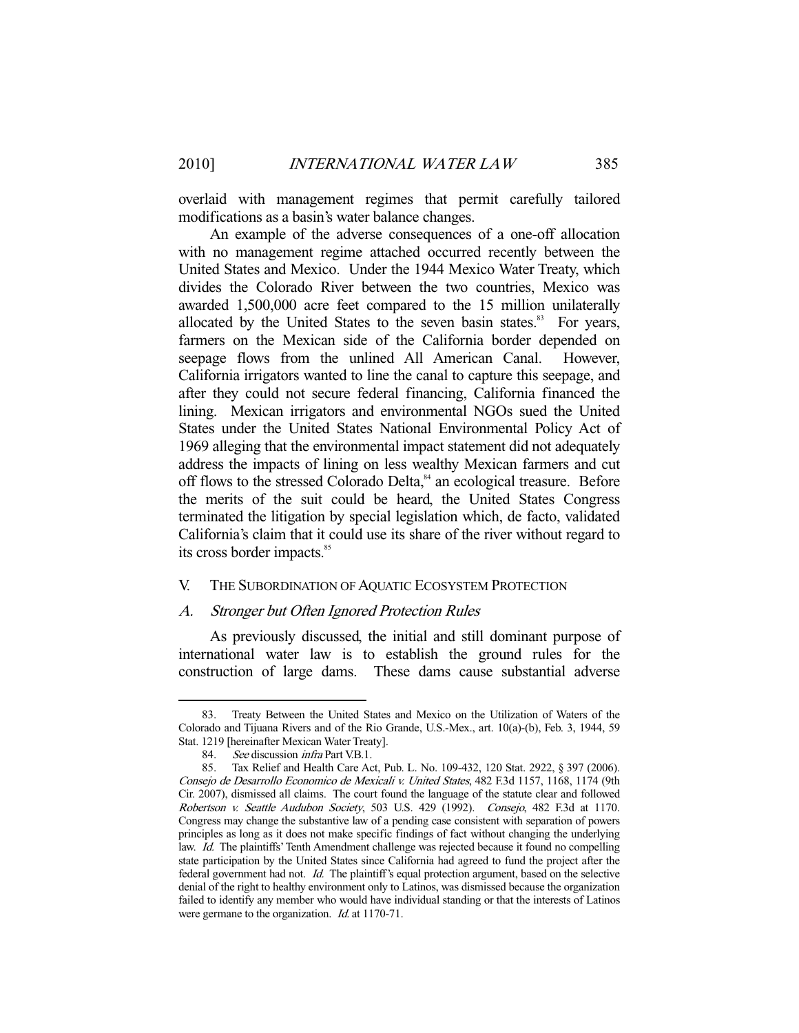overlaid with management regimes that permit carefully tailored modifications as a basin's water balance changes.

An example of the adverse consequences of a one-off allocation with no management regime attached occurred recently between the United States and Mexico. Under the 1944 Mexico Water Treaty, which divides the Colorado River between the two countries, Mexico was awarded 1,500,000 acre feet compared to the 15 million unilaterally allocated by the United States to the seven basin states.[83] For years, farmers on the Mexican side of the California border depended on seepage flows from the unlined All American Canal. However, California irrigators wanted to line the canal to capture this seepage, and after they could not secure federal financing, California financed the lining. Mexican irrigators and environmental NGOs sued the United States under the United States National Environmental Policy Act of 1969 alleging that the environmental impact statement did not adequately address the impacts of lining on less wealthy Mexican farmers and cut off flows to the stressed Colorado Delta,[84] an ecological treasure. Before the merits of the suit could be heard, the United States Congress terminated the litigation by special legislation which, de facto, validated California's claim that it could use its share of the river without regard to its cross border impacts.[85]

## V. THE SUBORDINATION OF AQUATIC ECOSYSTEM PROTECTION

### A. *Stronger but Often Ignored Protection Rules*

As previously discussed, the initial and still dominant purpose of international water law is to establish the ground rules for the construction of large dams. These dams cause substantial adverse

---

83. Treaty Between the United States and Mexico on the Utilization of Waters of the Colorado and Tijuana Rivers and of the Rio Grande, U.S.-Mex., art. 10(a)-(b), Feb. 3, 1944, 59 Stat. 1219 [hereinafter Mexican Water Treaty].

84. *See* discussion *infra* Part V.B.1.

85. Tax Relief and Health Care Act, Pub. L. No. 109-432, 120 Stat. 2922, § 397 (2006). *Consejo de Desarrollo Economico de Mexicali v. United States*, 482 F.3d 1157, 1168, 1174 (9th Cir. 2007), dismissed all claims. The court found the language of the statute clear and followed *Robertson v. Seattle Audubon Society*, 503 U.S. 429 (1992). *Consejo*, 482 F.3d at 1170. Congress may change the substantive law of a pending case consistent with separation of powers principles as long as it does not make specific findings of fact without changing the underlying law. *Id.* The plaintiffs' Tenth Amendment challenge was rejected because it found no compelling state participation by the United States since California had agreed to fund the project after the federal government had not. *Id.* The plaintiff's equal protection argument, based on the selective denial of the right to healthy environment only to Latinos, was dismissed because the organization failed to identify any member who would have individual standing or that the interests of Latinos were germane to the organization. *Id.* at 1170-71.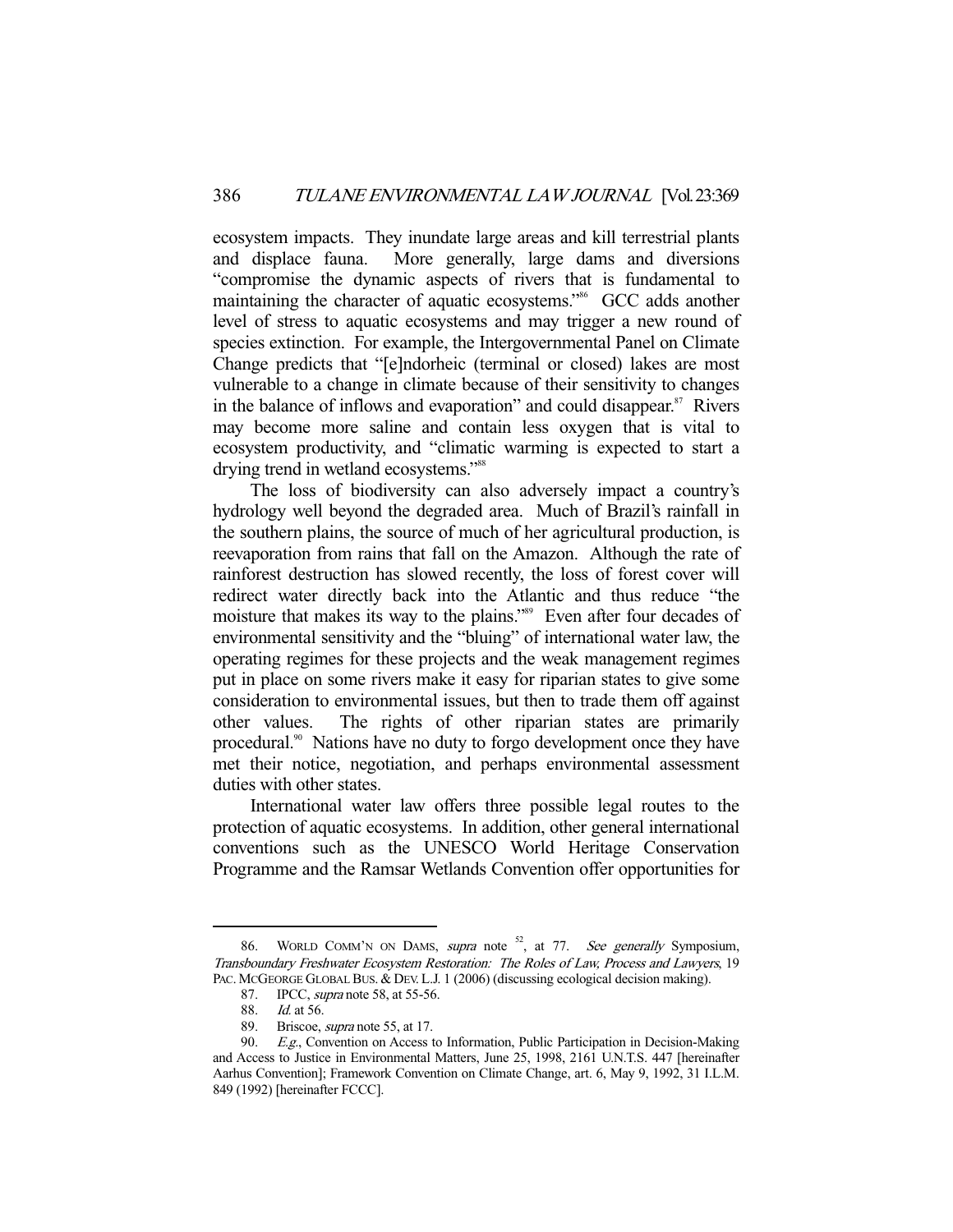ecosystem impacts. They inundate large areas and kill terrestrial plants and displace fauna. More generally, large dams and diversions "compromise the dynamic aspects of rivers that is fundamental to maintaining the character of aquatic ecosystems."[86] GCC adds another level of stress to aquatic ecosystems and may trigger a new round of species extinction. For example, the Intergovernmental Panel on Climate Change predicts that "[e]ndorheic (terminal or closed) lakes are most vulnerable to a change in climate because of their sensitivity to changes in the balance of inflows and evaporation" and could disappear.[87] Rivers may become more saline and contain less oxygen that is vital to ecosystem productivity, and "climatic warming is expected to start a drying trend in wetland ecosystems."[88]

The loss of biodiversity can also adversely impact a country's hydrology well beyond the degraded area. Much of Brazil's rainfall in the southern plains, the source of much of her agricultural production, is reevaporation from rains that fall on the Amazon. Although the rate of rainforest destruction has slowed recently, the loss of forest cover will redirect water directly back into the Atlantic and thus reduce "the moisture that makes its way to the plains."[89] Even after four decades of environmental sensitivity and the "bluing" of international water law, the operating regimes for these projects and the weak management regimes put in place on some rivers make it easy for riparian states to give some consideration to environmental issues, but then to trade them off against other values. The rights of other riparian states are primarily procedural.[90] Nations have no duty to forgo development once they have met their notice, negotiation, and perhaps environmental assessment duties with other states.

International water law offers three possible legal routes to the protection of aquatic ecosystems. In addition, other general international conventions such as the UNESCO World Heritage Conservation Programme and the Ramsar Wetlands Convention offer opportunities for

---

86. WORLD COMM'N ON DAMS, *supra* note [52], at 77. *See generally* Symposium, *Transboundary Freshwater Ecosystem Restoration: The Roles of Law, Process and Lawyers*, 19 PAC. MCGEORGE GLOBAL BUS. & DEV. L.J. 1 (2006) (discussing ecological decision making).

87. IPCC, *supra* note 58, at 55-56.

88. *Id.* at 56.

89. Briscoe, *supra* note 55, at 17.

90. *E.g.*, Convention on Access to Information, Public Participation in Decision-Making and Access to Justice in Environmental Matters, June 25, 1998, 2161 U.N.T.S. 447 [hereinafter Aarhus Convention]; Framework Convention on Climate Change, art. 6, May 9, 1992, 31 I.L.M. 849 (1992) [hereinafter FCCC].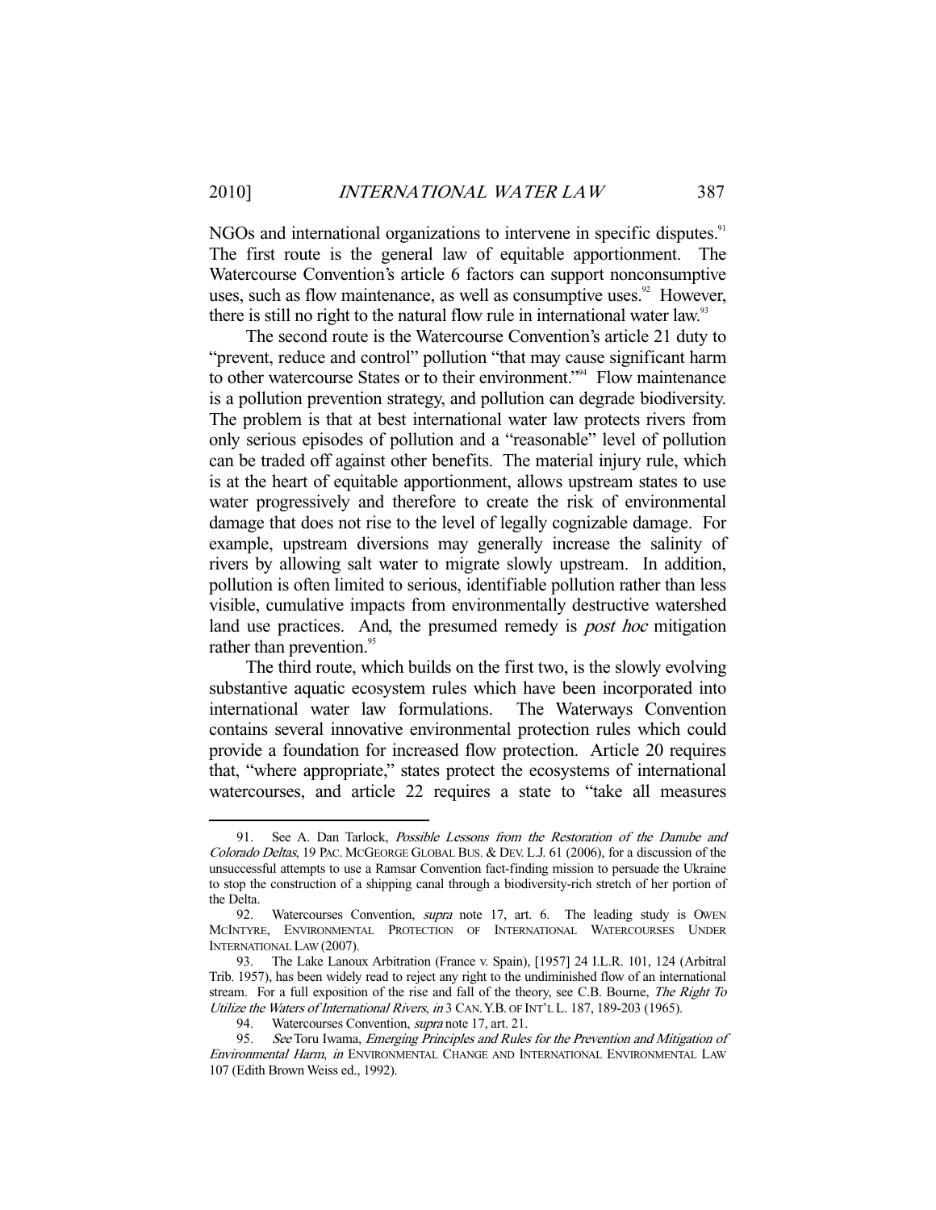NGOs and international organizations to intervene in specific disputes.[91] The first route is the general law of equitable apportionment. The Watercourse Convention's article 6 factors can support nonconsumptive uses, such as flow maintenance, as well as consumptive uses.[92] However, there is still no right to the natural flow rule in international water law.[93]

The second route is the Watercourse Convention's article 21 duty to "prevent, reduce and control" pollution "that may cause significant harm to other watercourse States or to their environment."[94] Flow maintenance is a pollution prevention strategy, and pollution can degrade biodiversity. The problem is that at best international water law protects rivers from only serious episodes of pollution and a "reasonable" level of pollution can be traded off against other benefits. The material injury rule, which is at the heart of equitable apportionment, allows upstream states to use water progressively and therefore to create the risk of environmental damage that does not rise to the level of legally cognizable damage. For example, upstream diversions may generally increase the salinity of rivers by allowing salt water to migrate slowly upstream. In addition, pollution is often limited to serious, identifiable pollution rather than less visible, cumulative impacts from environmentally destructive watershed land use practices. And, the presumed remedy is *post hoc* mitigation rather than prevention.[95]

The third route, which builds on the first two, is the slowly evolving substantive aquatic ecosystem rules which have been incorporated into international water law formulations. The Waterways Convention contains several innovative environmental protection rules which could provide a foundation for increased flow protection. Article 20 requires that, "where appropriate," states protect the ecosystems of international watercourses, and article 22 requires a state to "take all measures

---

91. See A. Dan Tarlock, *Possible Lessons from the Restoration of the Danube and Colorado Deltas*, 19 PAC. MCGEORGE GLOBAL BUS. & DEV. L.J. 61 (2006), for a discussion of the unsuccessful attempts to use a Ramsar Convention fact-finding mission to persuade the Ukraine to stop the construction of a shipping canal through a biodiversity-rich stretch of her portion of the Delta.

92. Watercourses Convention, *supra* note 17, art. 6. The leading study is OWEN MCINTYRE, ENVIRONMENTAL PROTECTION OF INTERNATIONAL WATERCOURSES UNDER INTERNATIONAL LAW (2007).

93. The Lake Lanoux Arbitration (France v. Spain), [1957] 24 I.L.R. 101, 124 (Arbitral Trib. 1957), has been widely read to reject any right to the undiminished flow of an international stream. For a full exposition of the rise and fall of the theory, see C.B. Bourne, *The Right To Utilize the Waters of International Rivers*, *in* 3 CAN. Y.B. OF INT'L L. 187, 189-203 (1965).

94. Watercourses Convention, *supra* note 17, art. 21.

95. *See* Toru Iwama, *Emerging Principles and Rules for the Prevention and Mitigation of Environmental Harm*, *in* ENVIRONMENTAL CHANGE AND INTERNATIONAL ENVIRONMENTAL LAW 107 (Edith Brown Weiss ed., 1992).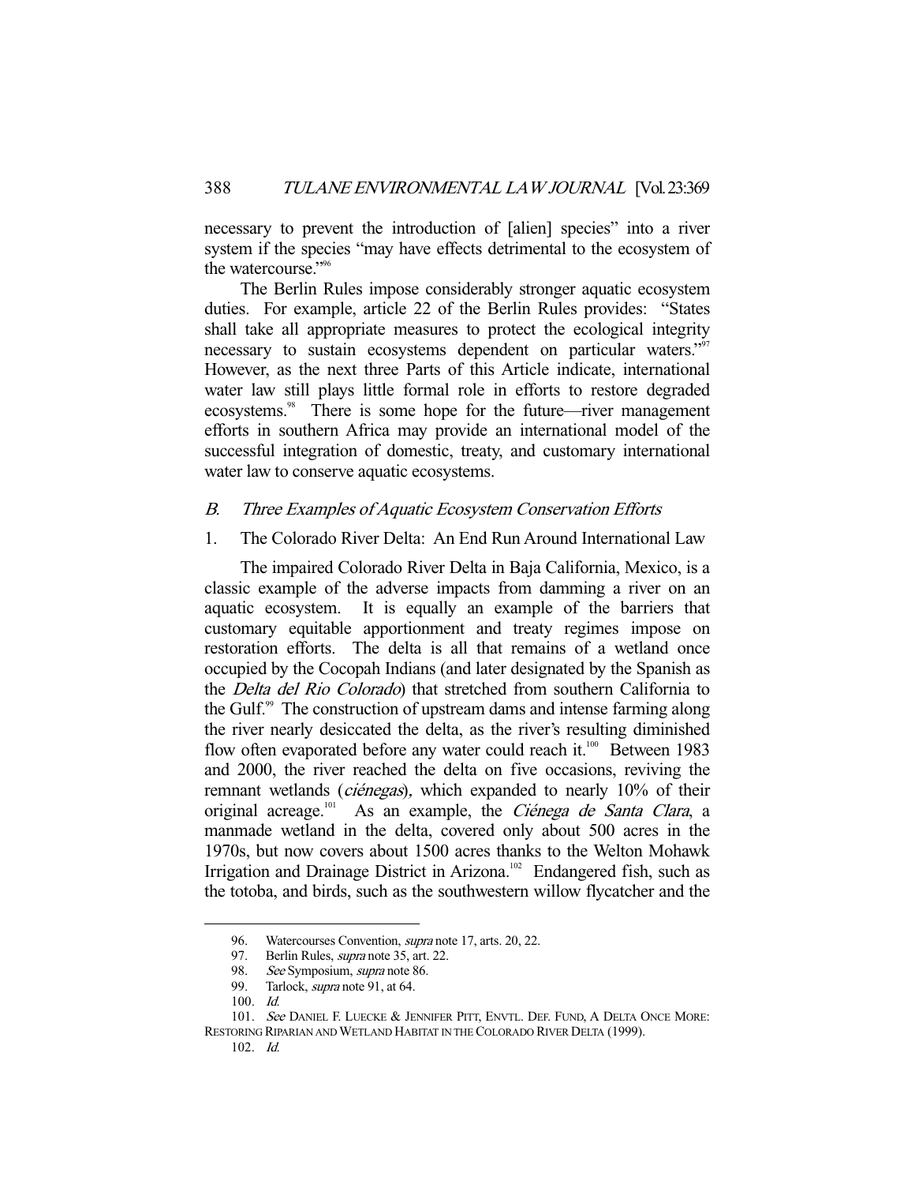necessary to prevent the introduction of [alien] species" into a river system if the species "may have effects detrimental to the ecosystem of the watercourse."[96]

The Berlin Rules impose considerably stronger aquatic ecosystem duties. For example, article 22 of the Berlin Rules provides: "States shall take all appropriate measures to protect the ecological integrity necessary to sustain ecosystems dependent on particular waters."[97] However, as the next three Parts of this Article indicate, international water law still plays little formal role in efforts to restore degraded ecosystems.[98] There is some hope for the future—river management efforts in southern Africa may provide an international model of the successful integration of domestic, treaty, and customary international water law to conserve aquatic ecosystems.

### *B. Three Examples of Aquatic Ecosystem Conservation Efforts*

#### 1. The Colorado River Delta: An End Run Around International Law

The impaired Colorado River Delta in Baja California, Mexico, is a classic example of the adverse impacts from damming a river on an aquatic ecosystem. It is equally an example of the barriers that customary equitable apportionment and treaty regimes impose on restoration efforts. The delta is all that remains of a wetland once occupied by the Cocopah Indians (and later designated by the Spanish as the *Delta del Rio Colorado*) that stretched from southern California to the Gulf.[99] The construction of upstream dams and intense farming along the river nearly desiccated the delta, as the river's resulting diminished flow often evaporated before any water could reach it.[100] Between 1983 and 2000, the river reached the delta on five occasions, reviving the remnant wetlands (*ciénegas*), which expanded to nearly 10% of their original acreage.[101] As an example, the *Ciénega de Santa Clara*, a manmade wetland in the delta, covered only about 500 acres in the 1970s, but now covers about 1500 acres thanks to the Welton Mohawk Irrigation and Drainage District in Arizona.[102] Endangered fish, such as the totoba, and birds, such as the southwestern willow flycatcher and the

---

96. Watercourses Convention, *supra* note 17, arts. 20, 22.

97. Berlin Rules, *supra* note 35, art. 22.

98. *See* Symposium, *supra* note 86.

99. Tarlock, *supra* note 91, at 64.

100. *Id.*

101. *See* DANIEL F. LUECKE & JENNIFER PITT, ENVTL. DEF. FUND, A DELTA ONCE MORE: RESTORING RIPARIAN AND WETLAND HABITAT IN THE COLORADO RIVER DELTA (1999).

102. *Id.*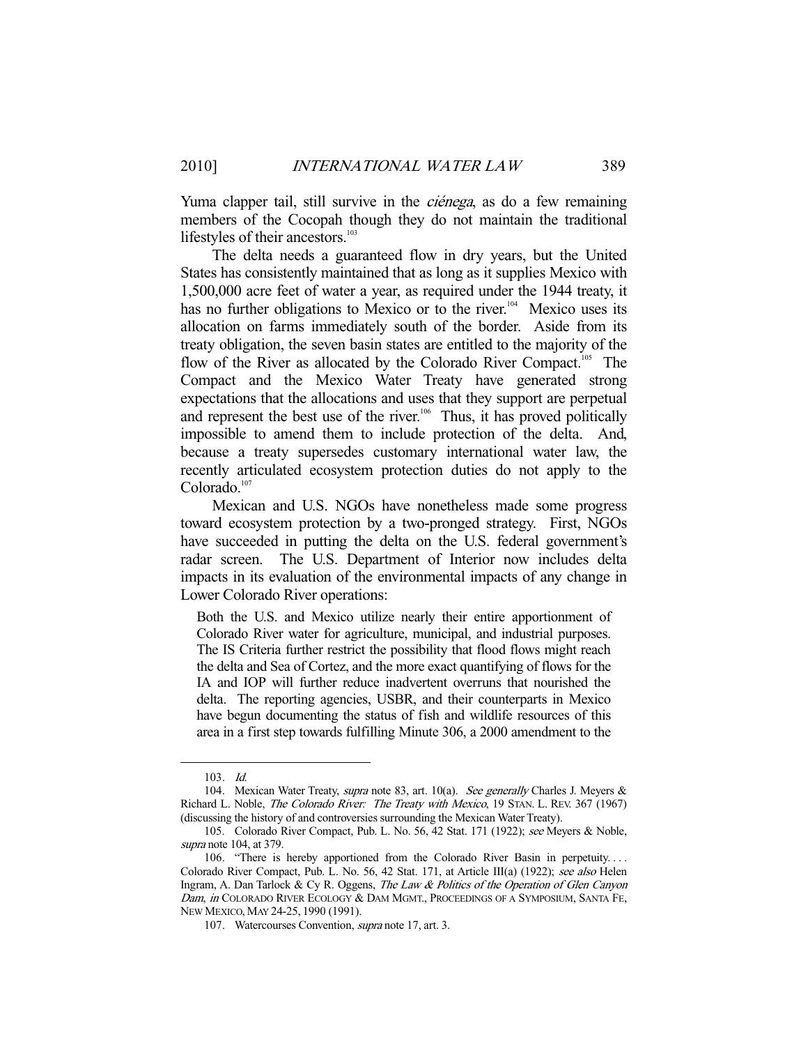Yuma clapper tail, still survive in the *ciénega*, as do a few remaining members of the Cocopah though they do not maintain the traditional lifestyles of their ancestors.[103]

The delta needs a guaranteed flow in dry years, but the United States has consistently maintained that as long as it supplies Mexico with 1,500,000 acre feet of water a year, as required under the 1944 treaty, it has no further obligations to Mexico or to the river.[104] Mexico uses its allocation on farms immediately south of the border. Aside from its treaty obligation, the seven basin states are entitled to the majority of the flow of the River as allocated by the Colorado River Compact.[105] The Compact and the Mexico Water Treaty have generated strong expectations that the allocations and uses that they support are perpetual and represent the best use of the river.[106] Thus, it has proved politically impossible to amend them to include protection of the delta. And, because a treaty supersedes customary international water law, the recently articulated ecosystem protection duties do not apply to the Colorado.[107]

Mexican and U.S. NGOs have nonetheless made some progress toward ecosystem protection by a two-pronged strategy. First, NGOs have succeeded in putting the delta on the U.S. federal government's radar screen. The U.S. Department of Interior now includes delta impacts in its evaluation of the environmental impacts of any change in Lower Colorado River operations:

> Both the U.S. and Mexico utilize nearly their entire apportionment of Colorado River water for agriculture, municipal, and industrial purposes. The IS Criteria further restrict the possibility that flood flows might reach the delta and Sea of Cortez, and the more exact quantifying of flows for the IA and IOP will further reduce inadvertent overruns that nourished the delta. The reporting agencies, USBR, and their counterparts in Mexico have begun documenting the status of fish and wildlife resources of this area in a first step towards fulfilling Minute 306, a 2000 amendment to the

---

103. *Id.*

104. Mexican Water Treaty, *supra* note 83, art. 10(a). *See generally* Charles J. Meyers & Richard L. Noble, *The Colorado River: The Treaty with Mexico*, 19 STAN. L. REV. 367 (1967) (discussing the history of and controversies surrounding the Mexican Water Treaty).

105. Colorado River Compact, Pub. L. No. 56, 42 Stat. 171 (1922); *see* Meyers & Noble, *supra* note 104, at 379.

106. "There is hereby apportioned from the Colorado River Basin in perpetuity. . . . Colorado River Compact, Pub. L. No. 56, 42 Stat. 171, at Article III(a) (1922); *see also* Helen Ingram, A. Dan Tarlock & Cy R. Oggens, *The Law & Politics of the Operation of Glen Canyon Dam*, *in* COLORADO RIVER ECOLOGY & DAM MGMT., PROCEEDINGS OF A SYMPOSIUM, SANTA FE, NEW MEXICO, MAY 24-25, 1990 (1991).

107. Watercourses Convention, *supra* note 17, art. 3.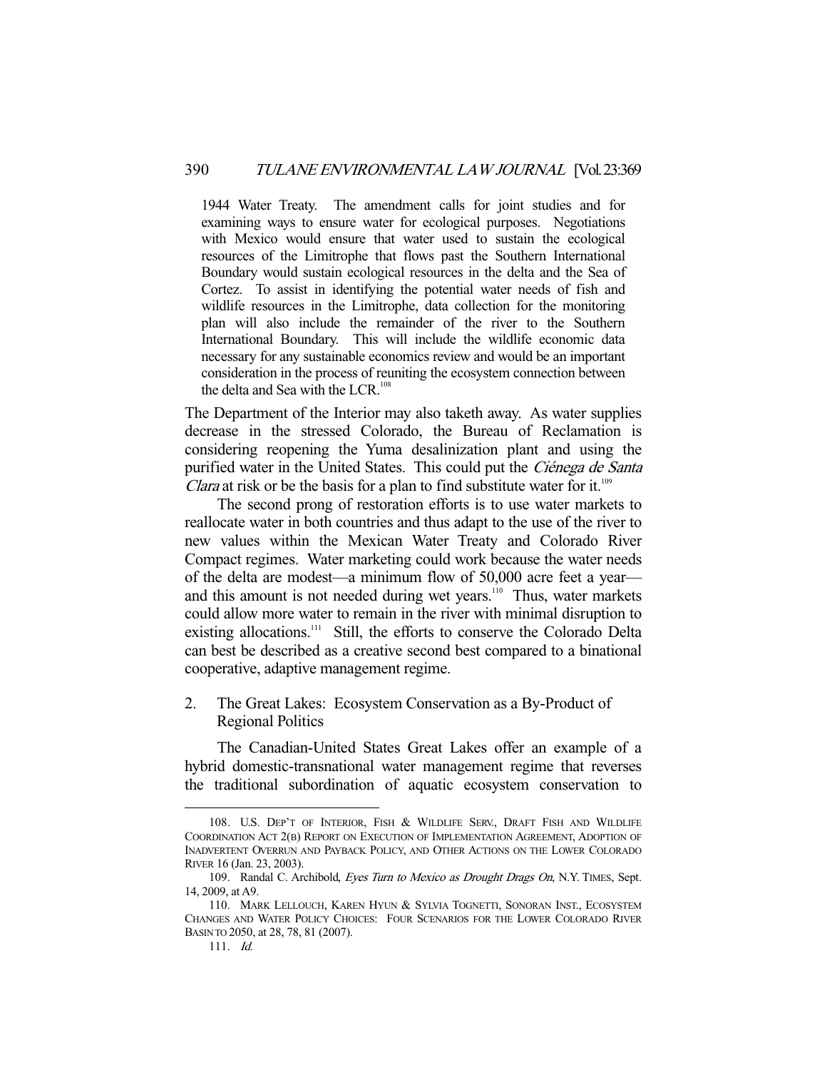> 1944 Water Treaty. The amendment calls for joint studies and for examining ways to ensure water for ecological purposes. Negotiations with Mexico would ensure that water used to sustain the ecological resources of the Limitrophe that flows past the Southern International Boundary would sustain ecological resources in the delta and the Sea of Cortez. To assist in identifying the potential water needs of fish and wildlife resources in the Limitrophe, data collection for the monitoring plan will also include the remainder of the river to the Southern International Boundary. This will include the wildlife economic data necessary for any sustainable economics review and would be an important consideration in the process of reuniting the ecosystem connection between the delta and Sea with the LCR.[108]

The Department of the Interior may also taketh away. As water supplies decrease in the stressed Colorado, the Bureau of Reclamation is considering reopening the Yuma desalinization plant and using the purified water in the United States. This could put the *Ciénega de Santa Clara* at risk or be the basis for a plan to find substitute water for it.[109]

The second prong of restoration efforts is to use water markets to reallocate water in both countries and thus adapt to the use of the river to new values within the Mexican Water Treaty and Colorado River Compact regimes. Water marketing could work because the water needs of the delta are modest—a minimum flow of 50,000 acre feet a year—and this amount is not needed during wet years.[110] Thus, water markets could allow more water to remain in the river with minimal disruption to existing allocations.[111] Still, the efforts to conserve the Colorado Delta can best be described as a creative second best compared to a binational cooperative, adaptive management regime.

### 2. The Great Lakes: Ecosystem Conservation as a By-Product of Regional Politics

The Canadian-United States Great Lakes offer an example of a hybrid domestic-transnational water management regime that reverses the traditional subordination of aquatic ecosystem conservation to

---

108. U.S. DEP'T OF INTERIOR, FISH & WILDLIFE SERV., DRAFT FISH AND WILDLIFE COORDINATION ACT 2(B) REPORT ON EXECUTION OF IMPLEMENTATION AGREEMENT, ADOPTION OF INADVERTENT OVERRUN AND PAYBACK POLICY, AND OTHER ACTIONS ON THE LOWER COLORADO RIVER 16 (Jan. 23, 2003).

109. Randal C. Archibold, *Eyes Turn to Mexico as Drought Drags On*, N.Y. TIMES, Sept. 14, 2009, at A9.

110. MARK LELLOUCH, KAREN HYUN & SYLVIA TOGNETTI, SONORAN INST., ECOSYSTEM CHANGES AND WATER POLICY CHOICES: FOUR SCENARIOS FOR THE LOWER COLORADO RIVER BASIN TO 2050, at 28, 78, 81 (2007).

111. *Id.*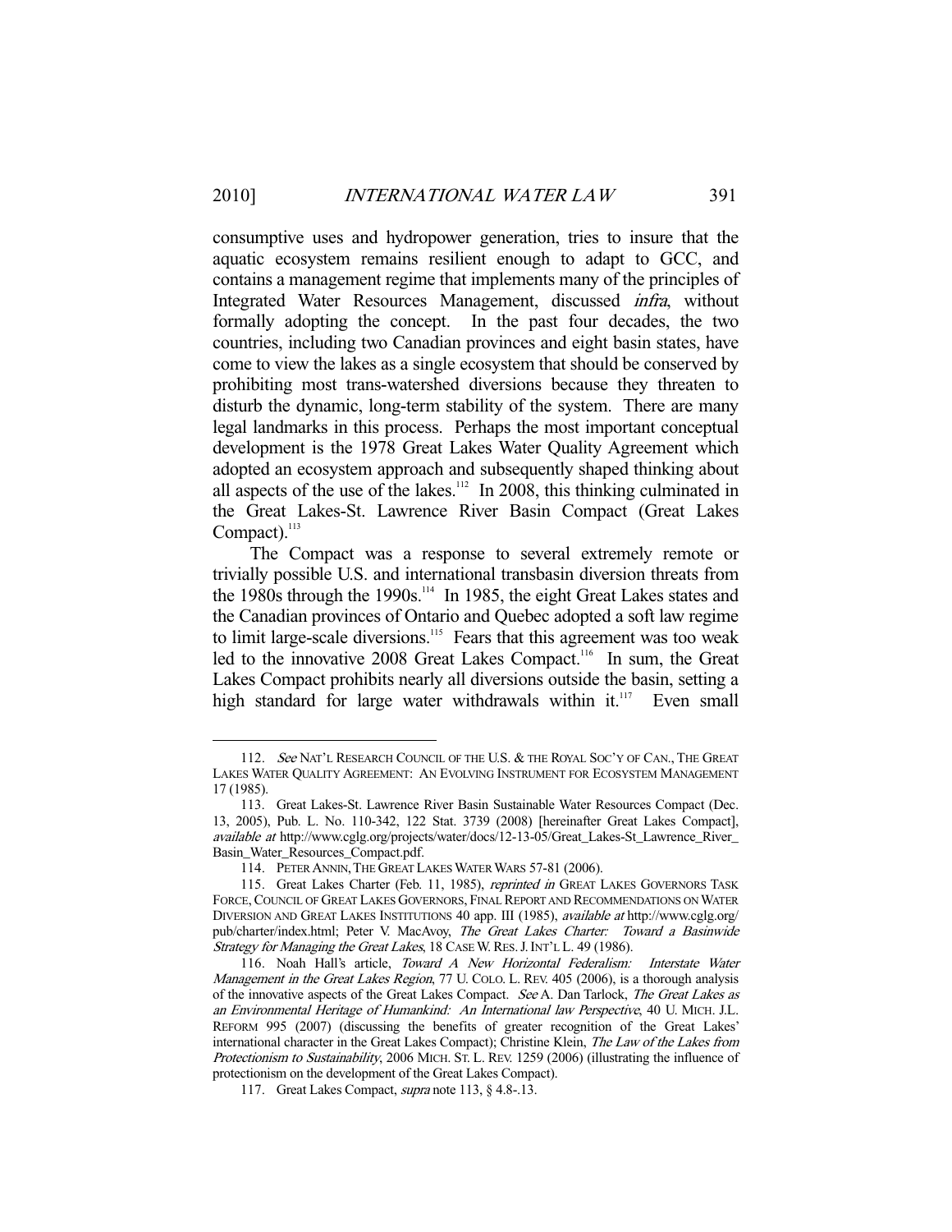consumptive uses and hydropower generation, tries to insure that the aquatic ecosystem remains resilient enough to adapt to GCC, and contains a management regime that implements many of the principles of Integrated Water Resources Management, discussed *infra*, without formally adopting the concept. In the past four decades, the two countries, including two Canadian provinces and eight basin states, have come to view the lakes as a single ecosystem that should be conserved by prohibiting most trans-watershed diversions because they threaten to disturb the dynamic, long-term stability of the system. There are many legal landmarks in this process. Perhaps the most important conceptual development is the 1978 Great Lakes Water Quality Agreement which adopted an ecosystem approach and subsequently shaped thinking about all aspects of the use of the lakes.[112] In 2008, this thinking culminated in the Great Lakes-St. Lawrence River Basin Compact (Great Lakes Compact).[113]

The Compact was a response to several extremely remote or trivially possible U.S. and international transbasin diversion threats from the 1980s through the 1990s.[114] In 1985, the eight Great Lakes states and the Canadian provinces of Ontario and Quebec adopted a soft law regime to limit large-scale diversions.[115] Fears that this agreement was too weak led to the innovative 2008 Great Lakes Compact.[116] In sum, the Great Lakes Compact prohibits nearly all diversions outside the basin, setting a high standard for large water withdrawals within it.[117] Even small

---

112. *See* NAT'L RESEARCH COUNCIL OF THE U.S. & THE ROYAL SOC'Y OF CAN., THE GREAT LAKES WATER QUALITY AGREEMENT: AN EVOLVING INSTRUMENT FOR ECOSYSTEM MANAGEMENT 17 (1985).

113. Great Lakes-St. Lawrence River Basin Sustainable Water Resources Compact (Dec. 13, 2005), Pub. L. No. 110-342, 122 Stat. 3739 (2008) [hereinafter Great Lakes Compact], *available at* http://www.cglg.org/projects/water/docs/12-13-05/Great_Lakes-St_Lawrence_River_Basin_Water_Resources_Compact.pdf.

114. PETER ANNIN, THE GREAT LAKES WATER WARS 57-81 (2006).

115. Great Lakes Charter (Feb. 11, 1985), *reprinted in* GREAT LAKES GOVERNORS TASK FORCE, COUNCIL OF GREAT LAKES GOVERNORS, FINAL REPORT AND RECOMMENDATIONS ON WATER DIVERSION AND GREAT LAKES INSTITUTIONS 40 app. III (1985), *available at* http://www.cglg.org/pub/charter/index.html; Peter V. MacAvoy, *The Great Lakes Charter: Toward a Basinwide Strategy for Managing the Great Lakes*, 18 CASE W. RES. J. INT'L L. 49 (1986).

116. Noah Hall's article, *Toward A New Horizontal Federalism: Interstate Water Management in the Great Lakes Region*, 77 U. COLO. L. REV. 405 (2006), is a thorough analysis of the innovative aspects of the Great Lakes Compact. *See* A. Dan Tarlock, *The Great Lakes as an Environmental Heritage of Humankind: An International law Perspective*, 40 U. MICH. J.L. REFORM 995 (2007) (discussing the benefits of greater recognition of the Great Lakes' international character in the Great Lakes Compact); Christine Klein, *The Law of the Lakes from Protectionism to Sustainability*, 2006 MICH. ST. L. REV. 1259 (2006) (illustrating the influence of protectionism on the development of the Great Lakes Compact).

117. Great Lakes Compact, *supra* note 113, § 4.8-.13.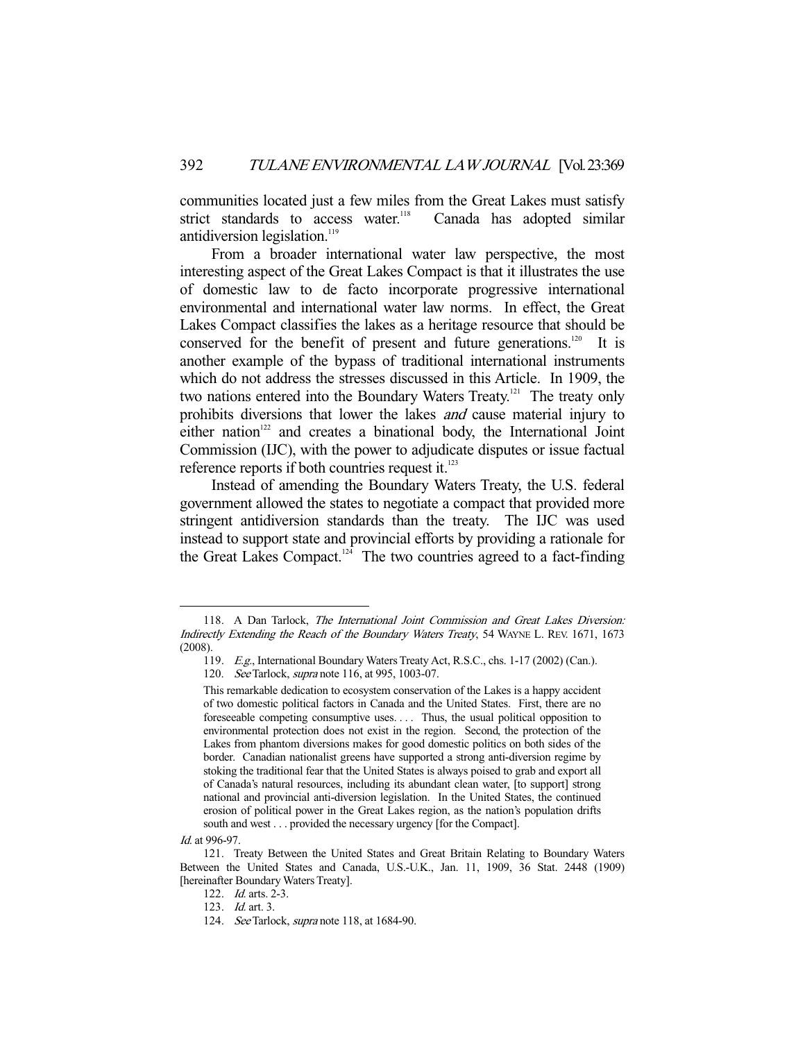communities located just a few miles from the Great Lakes must satisfy strict standards to access water.[118] Canada has adopted similar antidiversion legislation.[119]

From a broader international water law perspective, the most interesting aspect of the Great Lakes Compact is that it illustrates the use of domestic law to de facto incorporate progressive international environmental and international water law norms. In effect, the Great Lakes Compact classifies the lakes as a heritage resource that should be conserved for the benefit of present and future generations.[120] It is another example of the bypass of traditional international instruments which do not address the stresses discussed in this Article. In 1909, the two nations entered into the Boundary Waters Treaty.[121] The treaty only prohibits diversions that lower the lakes *and* cause material injury to either nation[122] and creates a binational body, the International Joint Commission (IJC), with the power to adjudicate disputes or issue factual reference reports if both countries request it.[123]

Instead of amending the Boundary Waters Treaty, the U.S. federal government allowed the states to negotiate a compact that provided more stringent antidiversion standards than the treaty. The IJC was used instead to support state and provincial efforts by providing a rationale for the Great Lakes Compact.[124] The two countries agreed to a fact-finding

---

118. A Dan Tarlock, *The International Joint Commission and Great Lakes Diversion: Indirectly Extending the Reach of the Boundary Waters Treaty*, 54 WAYNE L. REV. 1671, 1673 (2008).

119. *E.g.*, International Boundary Waters Treaty Act, R.S.C., chs. 1-17 (2002) (Can.).

120. *See* Tarlock, *supra* note 116, at 995, 1003-07.

> This remarkable dedication to ecosystem conservation of the Lakes is a happy accident of two domestic political factors in Canada and the United States. First, there are no foreseeable competing consumptive uses. . . . Thus, the usual political opposition to environmental protection does not exist in the region. Second, the protection of the Lakes from phantom diversions makes for good domestic politics on both sides of the border. Canadian nationalist greens have supported a strong anti-diversion regime by stoking the traditional fear that the United States is always poised to grab and export all of Canada's natural resources, including its abundant clean water, [to support] strong national and provincial anti-diversion legislation. In the United States, the continued erosion of political power in the Great Lakes region, as the nation's population drifts south and west . . . provided the necessary urgency [for the Compact].

*Id.* at 996-97.

121. Treaty Between the United States and Great Britain Relating to Boundary Waters Between the United States and Canada, U.S.-U.K., Jan. 11, 1909, 36 Stat. 2448 (1909) [hereinafter Boundary Waters Treaty].

122. *Id.* arts. 2-3.

123. *Id.* art. 3.

124. *See* Tarlock, *supra* note 118, at 1684-90.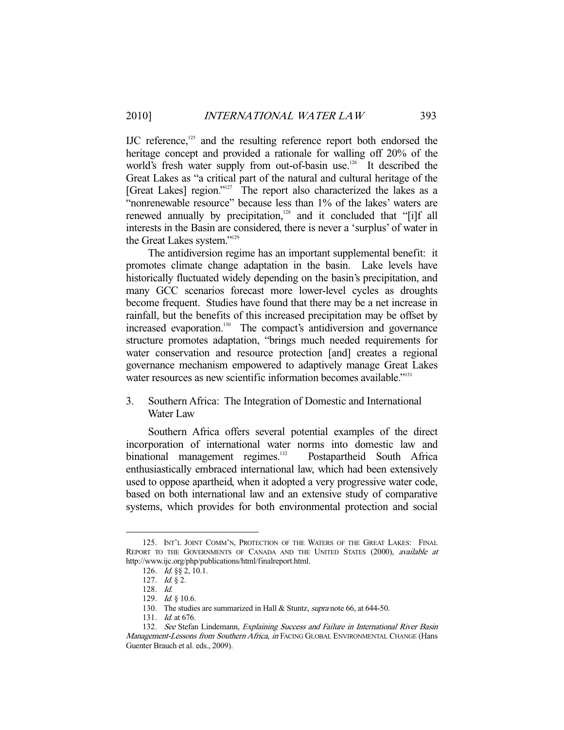IJC reference,[125] and the resulting reference report both endorsed the heritage concept and provided a rationale for walling off 20% of the world's fresh water supply from out-of-basin use.[126] It described the Great Lakes as "a critical part of the natural and cultural heritage of the [Great Lakes] region."[127] The report also characterized the lakes as a "nonrenewable resource" because less than 1% of the lakes' waters are renewed annually by precipitation,[128] and it concluded that "[i]f all interests in the Basin are considered, there is never a 'surplus' of water in the Great Lakes system."[129]

The antidiversion regime has an important supplemental benefit: it promotes climate change adaptation in the basin. Lake levels have historically fluctuated widely depending on the basin's precipitation, and many GCC scenarios forecast more lower-level cycles as droughts become frequent. Studies have found that there may be a net increase in rainfall, but the benefits of this increased precipitation may be offset by increased evaporation.[130] The compact's antidiversion and governance structure promotes adaptation, "brings much needed requirements for water conservation and resource protection [and] creates a regional governance mechanism empowered to adaptively manage Great Lakes water resources as new scientific information becomes available."[131]

### 3. Southern Africa: The Integration of Domestic and International Water Law

Southern Africa offers several potential examples of the direct incorporation of international water norms into domestic law and binational management regimes.[132] Postapartheid South Africa enthusiastically embraced international law, which had been extensively used to oppose apartheid, when it adopted a very progressive water code, based on both international law and an extensive study of comparative systems, which provides for both environmental protection and social

---

125. INT'L JOINT COMM'N, PROTECTION OF THE WATERS OF THE GREAT LAKES: FINAL REPORT TO THE GOVERNMENTS OF CANADA AND THE UNITED STATES (2000), *available at* http://www.ijc.org/php/publications/html/finalreport.html.

126. *Id.* §§ 2, 10.1.

127. *Id.* § 2.

128. *Id.*

129. *Id.* § 10.6.

130. The studies are summarized in Hall & Stuntz, *supra* note 66, at 644-50.

131. *Id.* at 676.

132. *See* Stefan Lindemann, *Explaining Success and Failure in International River Basin Management-Lessons from Southern Africa*, *in* FACING GLOBAL ENVIRONMENTAL CHANGE (Hans Guenter Brauch et al. eds., 2009).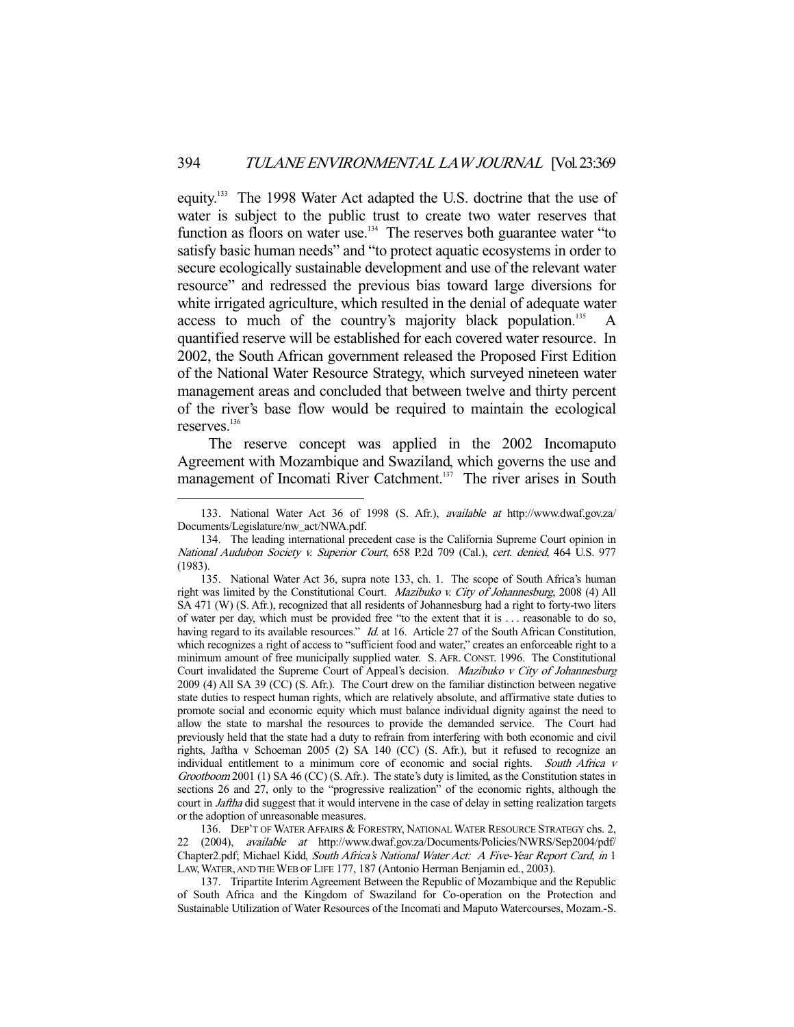equity.[133] The 1998 Water Act adapted the U.S. doctrine that the use of water is subject to the public trust to create two water reserves that function as floors on water use.[134] The reserves both guarantee water "to satisfy basic human needs" and "to protect aquatic ecosystems in order to secure ecologically sustainable development and use of the relevant water resource" and redressed the previous bias toward large diversions for white irrigated agriculture, which resulted in the denial of adequate water access to much of the country's majority black population.[135] A quantified reserve will be established for each covered water resource. In 2002, the South African government released the Proposed First Edition of the National Water Resource Strategy, which surveyed nineteen water management areas and concluded that between twelve and thirty percent of the river's base flow would be required to maintain the ecological reserves.[136]

The reserve concept was applied in the 2002 Incomaputo Agreement with Mozambique and Swaziland, which governs the use and management of Incomati River Catchment.[137] The river arises in South

---

133. National Water Act 36 of 1998 (S. Afr.), *available at* http://www.dwaf.gov.za/Documents/Legislature/nw_act/NWA.pdf.

134. The leading international precedent case is the California Supreme Court opinion in *National Audubon Society v. Superior Court*, 658 P.2d 709 (Cal.), *cert. denied*, 464 U.S. 977 (1983).

135. National Water Act 36, supra note 133, ch. 1. The scope of South Africa's human right was limited by the Constitutional Court. *Mazibuko v. City of Johannesburg*, 2008 (4) All SA 471 (W) (S. Afr.), recognized that all residents of Johannesburg had a right to forty-two liters of water per day, which must be provided free "to the extent that it is . . . reasonable to do so, having regard to its available resources." *Id.* at 16. Article 27 of the South African Constitution, which recognizes a right of access to "sufficient food and water," creates an enforceable right to a minimum amount of free municipally supplied water. S. AFR. CONST. 1996. The Constitutional Court invalidated the Supreme Court of Appeal's decision. *Mazibuko v City of Johannesburg* 2009 (4) All SA 39 (CC) (S. Afr.). The Court drew on the familiar distinction between negative state duties to respect human rights, which are relatively absolute, and affirmative state duties to promote social and economic equity which must balance individual dignity against the need to allow the state to marshal the resources to provide the demanded service. The Court had previously held that the state had a duty to refrain from interfering with both economic and civil rights, Jaftha v Schoeman 2005 (2) SA 140 (CC) (S. Afr.), but it refused to recognize an individual entitlement to a minimum core of economic and social rights. *South Africa v Grootboom* 2001 (1) SA 46 (CC) (S. Afr.). The state's duty is limited, as the Constitution states in sections 26 and 27, only to the "progressive realization" of the economic rights, although the court in *Jaftha* did suggest that it would intervene in the case of delay in setting realization targets or the adoption of unreasonable measures.

136. DEP'T OF WATER AFFAIRS & FORESTRY, NATIONAL WATER RESOURCE STRATEGY chs. 2, 22 (2004), *available at* http://www.dwaf.gov.za/Documents/Policies/NWRS/Sep2004/pdf/Chapter2.pdf; Michael Kidd, *South Africa's National Water Act: A Five-Year Report Card*, *in* 1 LAW, WATER, AND THE WEB OF LIFE 177, 187 (Antonio Herman Benjamin ed., 2003).

137. Tripartite Interim Agreement Between the Republic of Mozambique and the Republic of South Africa and the Kingdom of Swaziland for Co-operation on the Protection and Sustainable Utilization of Water Resources of the Incomati and Maputo Watercourses, Mozam.-S.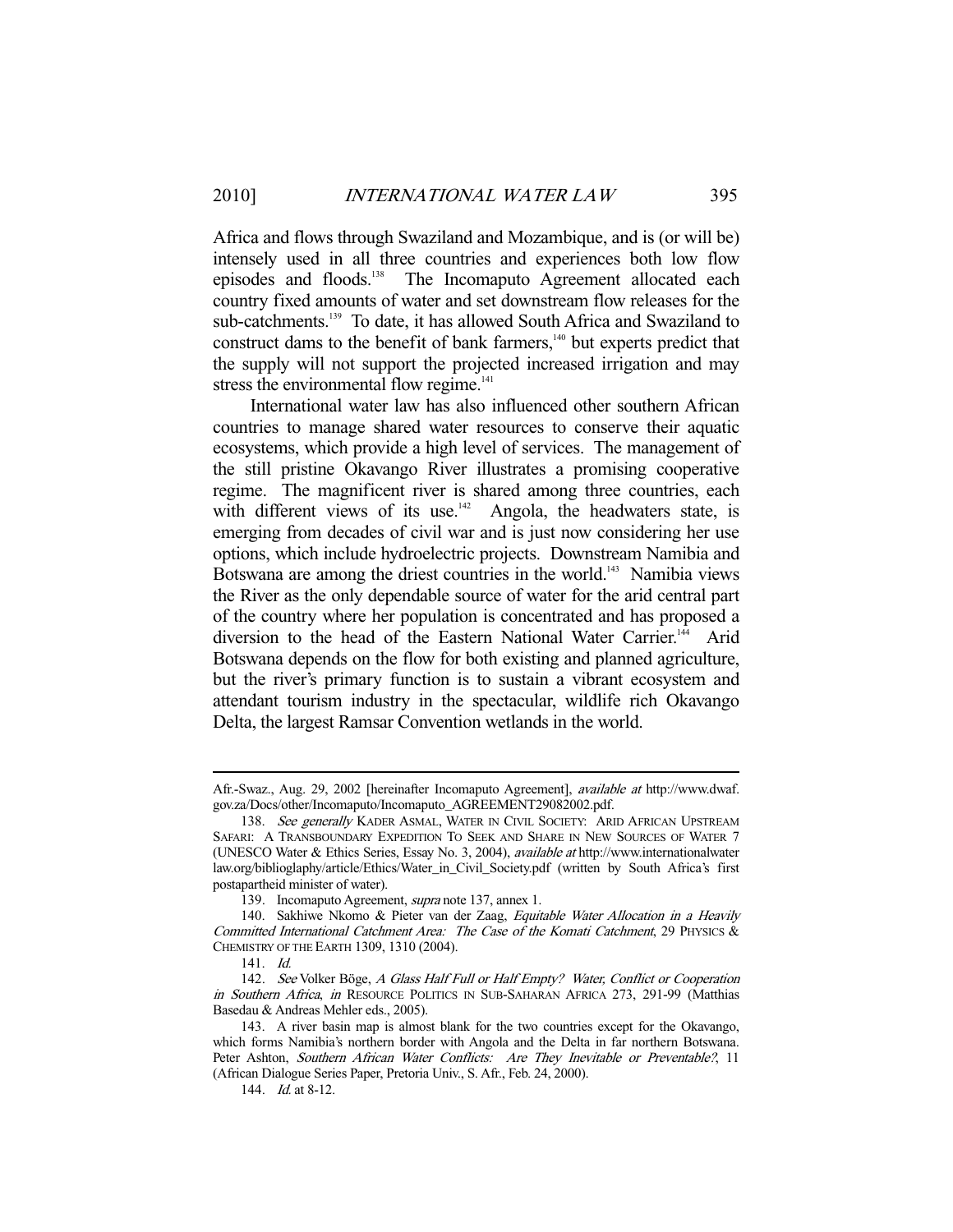Africa and flows through Swaziland and Mozambique, and is (or will be) intensely used in all three countries and experiences both low flow episodes and floods.[138] The Incomaputo Agreement allocated each country fixed amounts of water and set downstream flow releases for the sub-catchments.[139] To date, it has allowed South Africa and Swaziland to construct dams to the benefit of bank farmers,[140] but experts predict that the supply will not support the projected increased irrigation and may stress the environmental flow regime.[141]

International water law has also influenced other southern African countries to manage shared water resources to conserve their aquatic ecosystems, which provide a high level of services. The management of the still pristine Okavango River illustrates a promising cooperative regime. The magnificent river is shared among three countries, each with different views of its use.[142] Angola, the headwaters state, is emerging from decades of civil war and is just now considering her use options, which include hydroelectric projects. Downstream Namibia and Botswana are among the driest countries in the world.[143] Namibia views the River as the only dependable source of water for the arid central part of the country where her population is concentrated and has proposed a diversion to the head of the Eastern National Water Carrier.[144] Arid Botswana depends on the flow for both existing and planned agriculture, but the river's primary function is to sustain a vibrant ecosystem and attendant tourism industry in the spectacular, wildlife rich Okavango Delta, the largest Ramsar Convention wetlands in the world.

---

Afr.-Swaz., Aug. 29, 2002 [hereinafter Incomaputo Agreement], *available at* http://www.dwaf.gov.za/Docs/other/Incomaputo/Incomaputo_AGREEMENT29082002.pdf.

138. *See generally* KADER ASMAL, WATER IN CIVIL SOCIETY: ARID AFRICAN UPSTREAM SAFARI: A TRANSBOUNDARY EXPEDITION TO SEEK AND SHARE IN NEW SOURCES OF WATER 7 (UNESCO Water & Ethics Series, Essay No. 3, 2004), *available at* http://www.internationalwaterlaw.org/biblioglaphy/article/Ethics/Water_in_Civil_Society.pdf (written by South Africa's first postapartheid minister of water).

139. Incomaputo Agreement, *supra* note 137, annex 1.

140. Sakhiwe Nkomo & Pieter van der Zaag, *Equitable Water Allocation in a Heavily Committed International Catchment Area: The Case of the Komati Catchment*, 29 PHYSICS & CHEMISTRY OF THE EARTH 1309, 1310 (2004).

141. *Id.*

142. *See* Volker Böge, *A Glass Half Full or Half Empty? Water, Conflict or Cooperation in Southern Africa*, *in* RESOURCE POLITICS IN SUB-SAHARAN AFRICA 273, 291-99 (Matthias Basedau & Andreas Mehler eds., 2005).

143. A river basin map is almost blank for the two countries except for the Okavango, which forms Namibia's northern border with Angola and the Delta in far northern Botswana. Peter Ashton, *Southern African Water Conflicts: Are They Inevitable or Preventable?*, 11 (African Dialogue Series Paper, Pretoria Univ., S. Afr., Feb. 24, 2000).

144. *Id.* at 8-12.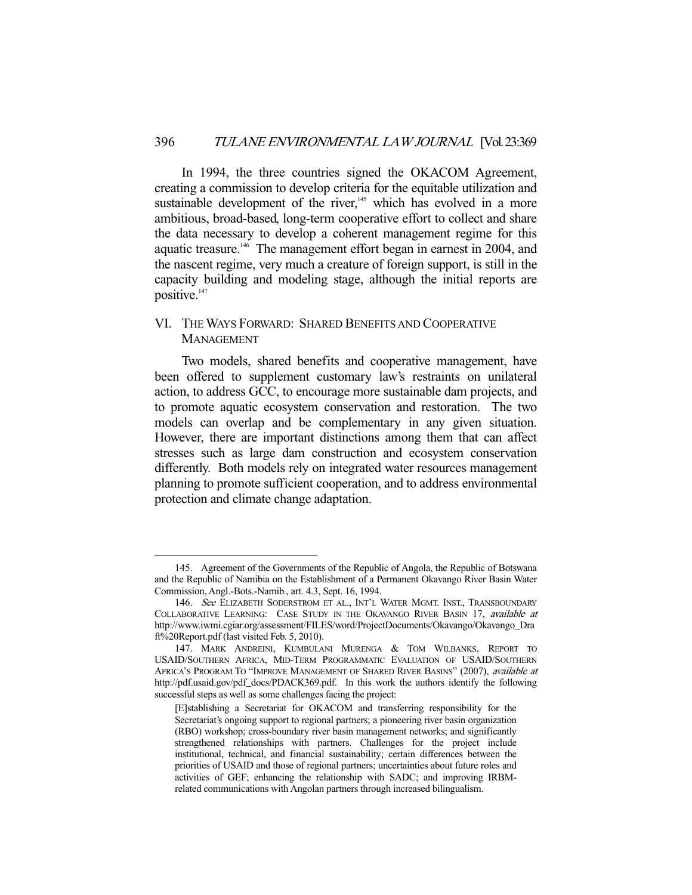In 1994, the three countries signed the OKACOM Agreement, creating a commission to develop criteria for the equitable utilization and sustainable development of the river,[145] which has evolved in a more ambitious, broad-based, long-term cooperative effort to collect and share the data necessary to develop a coherent management regime for this aquatic treasure.[146] The management effort began in earnest in 2004, and the nascent regime, very much a creature of foreign support, is still in the capacity building and modeling stage, although the initial reports are positive.[147]

## VI. THE WAYS FORWARD: SHARED BENEFITS AND COOPERATIVE MANAGEMENT

Two models, shared benefits and cooperative management, have been offered to supplement customary law's restraints on unilateral action, to address GCC, to encourage more sustainable dam projects, and to promote aquatic ecosystem conservation and restoration. The two models can overlap and be complementary in any given situation. However, there are important distinctions among them that can affect stresses such as large dam construction and ecosystem conservation differently. Both models rely on integrated water resources management planning to promote sufficient cooperation, and to address environmental protection and climate change adaptation.

---

145. Agreement of the Governments of the Republic of Angola, the Republic of Botswana and the Republic of Namibia on the Establishment of a Permanent Okavango River Basin Water Commission, Angl.-Bots.-Namib., art. 4.3, Sept. 16, 1994.

146. *See* ELIZABETH SODERSTROM ET AL., INT'L WATER MGMT. INST., TRANSBOUNDARY COLLABORATIVE LEARNING: CASE STUDY IN THE OKAVANGO RIVER BASIN 17, *available at* http://www.iwmi.cgiar.org/assessment/FILES/word/ProjectDocuments/Okavango/Okavango_Draft%20Report.pdf (last visited Feb. 5, 2010).

147. MARK ANDREINI, KUMBULANI MURENGA & TOM WILBANKS, REPORT TO USAID/SOUTHERN AFRICA, MID-TERM PROGRAMMATIC EVALUATION OF USAID/SOUTHERN AFRICA'S PROGRAM TO "IMPROVE MANAGEMENT OF SHARED RIVER BASINS" (2007), *available at* http://pdf.usaid.gov/pdf_docs/PDACK369.pdf. In this work the authors identify the following successful steps as well as some challenges facing the project:

> [E]stablishing a Secretariat for OKACOM and transferring responsibility for the Secretariat's ongoing support to regional partners; a pioneering river basin organization (RBO) workshop; cross-boundary river basin management networks; and significantly strengthened relationships with partners. Challenges for the project include institutional, technical, and financial sustainability; certain differences between the priorities of USAID and those of regional partners; uncertainties about future roles and activities of GEF; enhancing the relationship with SADC; and improving IRBM-related communications with Angolan partners through increased bilingualism.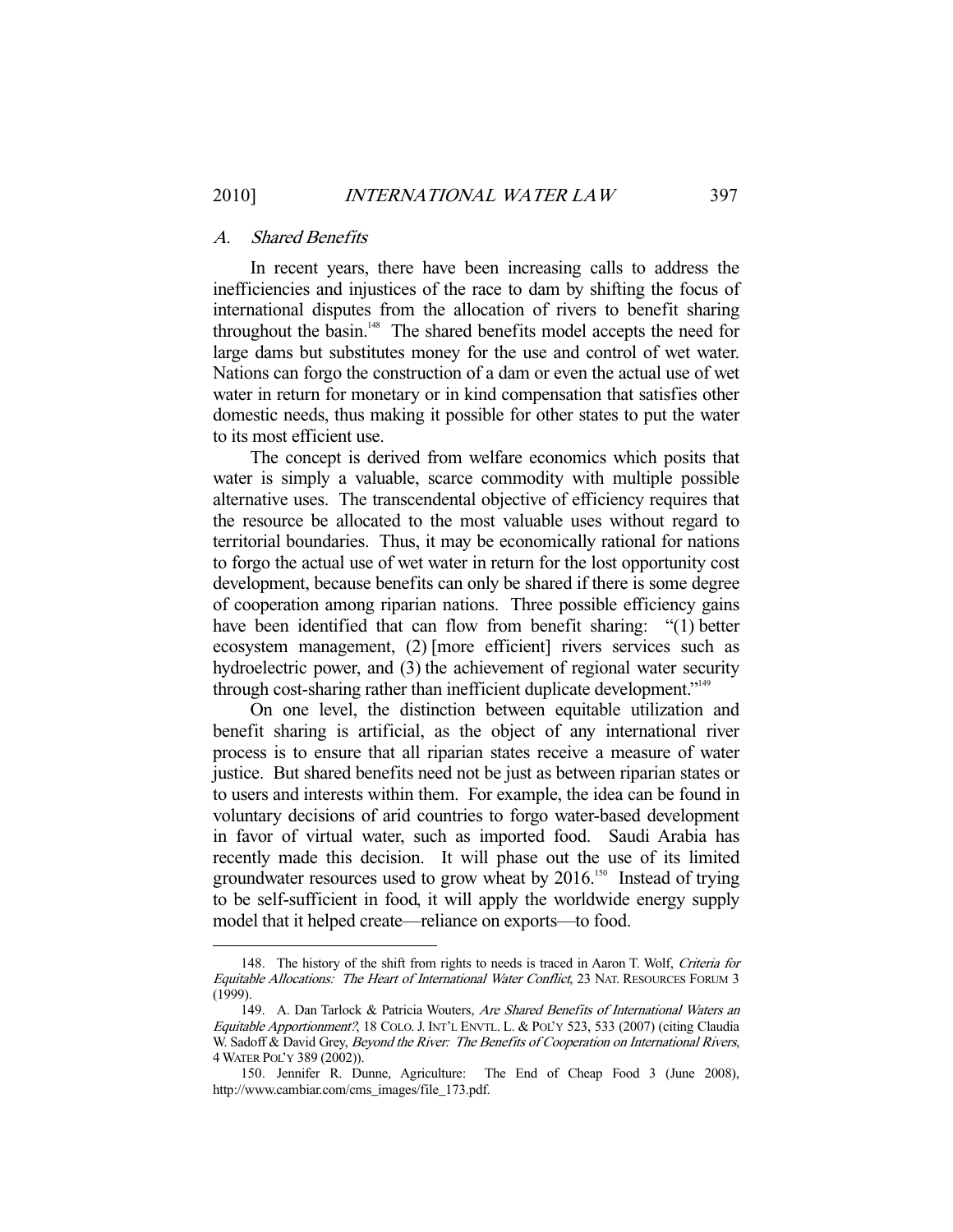### A. *Shared Benefits*

In recent years, there have been increasing calls to address the inefficiencies and injustices of the race to dam by shifting the focus of international disputes from the allocation of rivers to benefit sharing throughout the basin.[148] The shared benefits model accepts the need for large dams but substitutes money for the use and control of wet water. Nations can forgo the construction of a dam or even the actual use of wet water in return for monetary or in kind compensation that satisfies other domestic needs, thus making it possible for other states to put the water to its most efficient use.

The concept is derived from welfare economics which posits that water is simply a valuable, scarce commodity with multiple possible alternative uses. The transcendental objective of efficiency requires that the resource be allocated to the most valuable uses without regard to territorial boundaries. Thus, it may be economically rational for nations to forgo the actual use of wet water in return for the lost opportunity cost development, because benefits can only be shared if there is some degree of cooperation among riparian nations. Three possible efficiency gains have been identified that can flow from benefit sharing: "(1) better ecosystem management, (2) [more efficient] rivers services such as hydroelectric power, and (3) the achievement of regional water security through cost-sharing rather than inefficient duplicate development."[149]

On one level, the distinction between equitable utilization and benefit sharing is artificial, as the object of any international river process is to ensure that all riparian states receive a measure of water justice. But shared benefits need not be just as between riparian states or to users and interests within them. For example, the idea can be found in voluntary decisions of arid countries to forgo water-based development in favor of virtual water, such as imported food. Saudi Arabia has recently made this decision. It will phase out the use of its limited groundwater resources used to grow wheat by 2016.[150] Instead of trying to be self-sufficient in food, it will apply the worldwide energy supply model that it helped create—reliance on exports—to food.

---

148. The history of the shift from rights to needs is traced in Aaron T. Wolf, *Criteria for Equitable Allocations: The Heart of International Water Conflict*, 23 NAT. RESOURCES FORUM 3 (1999).

149. A. Dan Tarlock & Patricia Wouters, *Are Shared Benefits of International Waters an Equitable Apportionment?*, 18 COLO. J. INT'L ENVTL. L. & POL'Y 523, 533 (2007) (citing Claudia W. Sadoff & David Grey, *Beyond the River: The Benefits of Cooperation on International Rivers*, 4 WATER POL'Y 389 (2002)).

150. Jennifer R. Dunne, Agriculture: The End of Cheap Food 3 (June 2008), http://www.cambiar.com/cms_images/file_173.pdf.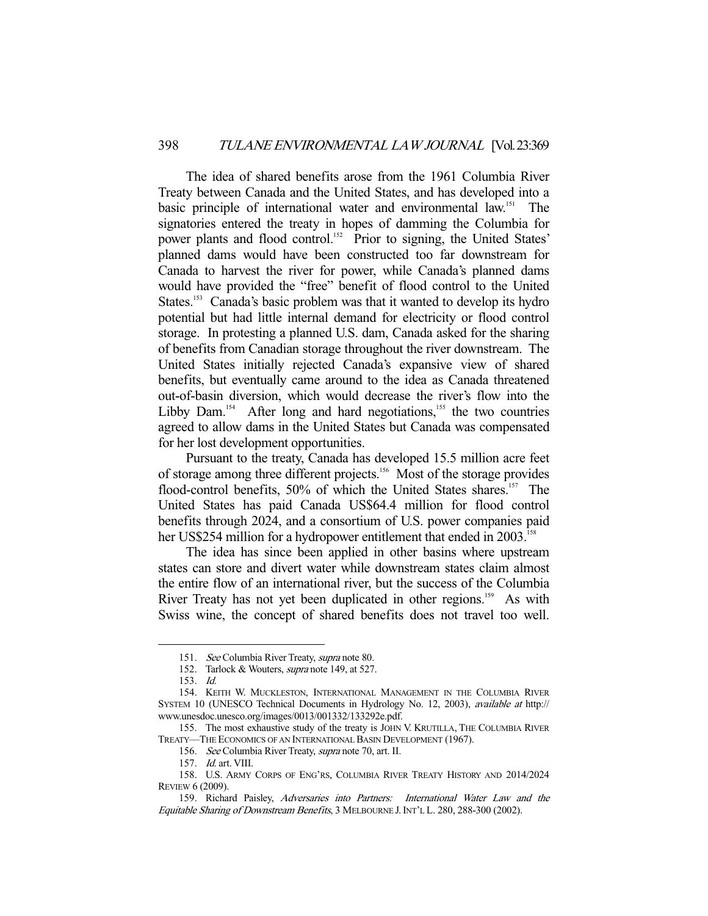The idea of shared benefits arose from the 1961 Columbia River Treaty between Canada and the United States, and has developed into a basic principle of international water and environmental law.[151] The signatories entered the treaty in hopes of damming the Columbia for power plants and flood control.[152] Prior to signing, the United States' planned dams would have been constructed too far downstream for Canada to harvest the river for power, while Canada's planned dams would have provided the "free" benefit of flood control to the United States.[153] Canada's basic problem was that it wanted to develop its hydro potential but had little internal demand for electricity or flood control storage. In protesting a planned U.S. dam, Canada asked for the sharing of benefits from Canadian storage throughout the river downstream. The United States initially rejected Canada's expansive view of shared benefits, but eventually came around to the idea as Canada threatened out-of-basin diversion, which would decrease the river's flow into the Libby Dam.[154] After long and hard negotiations,[155] the two countries agreed to allow dams in the United States but Canada was compensated for her lost development opportunities.

Pursuant to the treaty, Canada has developed 15.5 million acre feet of storage among three different projects.[156] Most of the storage provides flood-control benefits, 50% of which the United States shares.[157] The United States has paid Canada US$64.4 million for flood control benefits through 2024, and a consortium of U.S. power companies paid her US$254 million for a hydropower entitlement that ended in 2003.[158]

The idea has since been applied in other basins where upstream states can store and divert water while downstream states claim almost the entire flow of an international river, but the success of the Columbia River Treaty has not yet been duplicated in other regions.[159] As with Swiss wine, the concept of shared benefits does not travel too well.

---

151. *See* Columbia River Treaty, *supra* note 80.

152. Tarlock & Wouters, *supra* note 149, at 527.

153. *Id.*

154. KEITH W. MUCKLESTON, INTERNATIONAL MANAGEMENT IN THE COLUMBIA RIVER SYSTEM 10 (UNESCO Technical Documents in Hydrology No. 12, 2003), *available at* http://www.unesdoc.unesco.org/images/0013/001332/133292e.pdf.

155. The most exhaustive study of the treaty is JOHN V. KRUTILLA, THE COLUMBIA RIVER TREATY—THE ECONOMICS OF AN INTERNATIONAL BASIN DEVELOPMENT (1967).

156. *See* Columbia River Treaty, *supra* note 70, art. II.

157. *Id.* art. VIII.

158. U.S. ARMY CORPS OF ENG'RS, COLUMBIA RIVER TREATY HISTORY AND 2014/2024 REVIEW 6 (2009).

159. Richard Paisley, *Adversaries into Partners: International Water Law and the Equitable Sharing of Downstream Benefits*, 3 MELBOURNE J. INT'L L. 280, 288-300 (2002).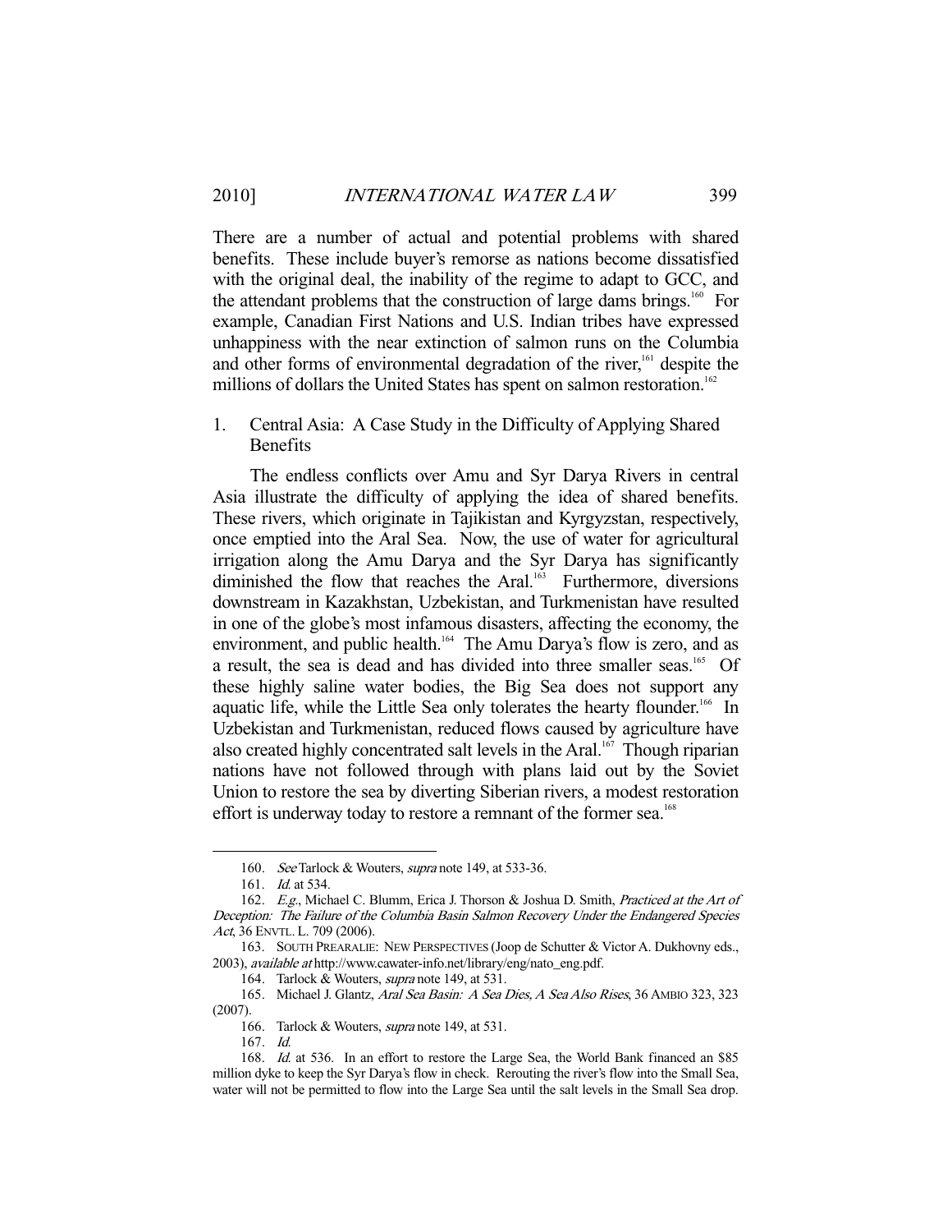There are a number of actual and potential problems with shared benefits. These include buyer's remorse as nations become dissatisfied with the original deal, the inability of the regime to adapt to GCC, and the attendant problems that the construction of large dams brings.[160] For example, Canadian First Nations and U.S. Indian tribes have expressed unhappiness with the near extinction of salmon runs on the Columbia and other forms of environmental degradation of the river,[161] despite the millions of dollars the United States has spent on salmon restoration.[162]

### 1. Central Asia: A Case Study in the Difficulty of Applying Shared Benefits

The endless conflicts over Amu and Syr Darya Rivers in central Asia illustrate the difficulty of applying the idea of shared benefits. These rivers, which originate in Tajikistan and Kyrgyzstan, respectively, once emptied into the Aral Sea. Now, the use of water for agricultural irrigation along the Amu Darya and the Syr Darya has significantly diminished the flow that reaches the Aral.[163] Furthermore, diversions downstream in Kazakhstan, Uzbekistan, and Turkmenistan have resulted in one of the globe's most infamous disasters, affecting the economy, the environment, and public health.[164] The Amu Darya's flow is zero, and as a result, the sea is dead and has divided into three smaller seas.[165] Of these highly saline water bodies, the Big Sea does not support any aquatic life, while the Little Sea only tolerates the hearty flounder.[166] In Uzbekistan and Turkmenistan, reduced flows caused by agriculture have also created highly concentrated salt levels in the Aral.[167] Though riparian nations have not followed through with plans laid out by the Soviet Union to restore the sea by diverting Siberian rivers, a modest restoration effort is underway today to restore a remnant of the former sea.[168]

---

160. *See* Tarlock & Wouters, *supra* note 149, at 533-36.

161. *Id.* at 534.

162. *E.g.*, Michael C. Blumm, Erica J. Thorson & Joshua D. Smith, *Practiced at the Art of Deception: The Failure of the Columbia Basin Salmon Recovery Under the Endangered Species Act*, 36 ENVTL. L. 709 (2006).

163. SOUTH PREARALIE: NEW PERSPECTIVES (Joop de Schutter & Victor A. Dukhovny eds., 2003), *available at* http://www.cawater-info.net/library/eng/nato_eng.pdf.

164. Tarlock & Wouters, *supra* note 149, at 531.

165. Michael J. Glantz, *Aral Sea Basin: A Sea Dies, A Sea Also Rises*, 36 AMBIO 323, 323 (2007).

166. Tarlock & Wouters, *supra* note 149, at 531.

167. *Id.*

168. *Id.* at 536. In an effort to restore the Large Sea, the World Bank financed an $85 million dyke to keep the Syr Darya's flow in check. Rerouting the river's flow into the Small Sea, water will not be permitted to flow into the Large Sea until the salt levels in the Small Sea drop.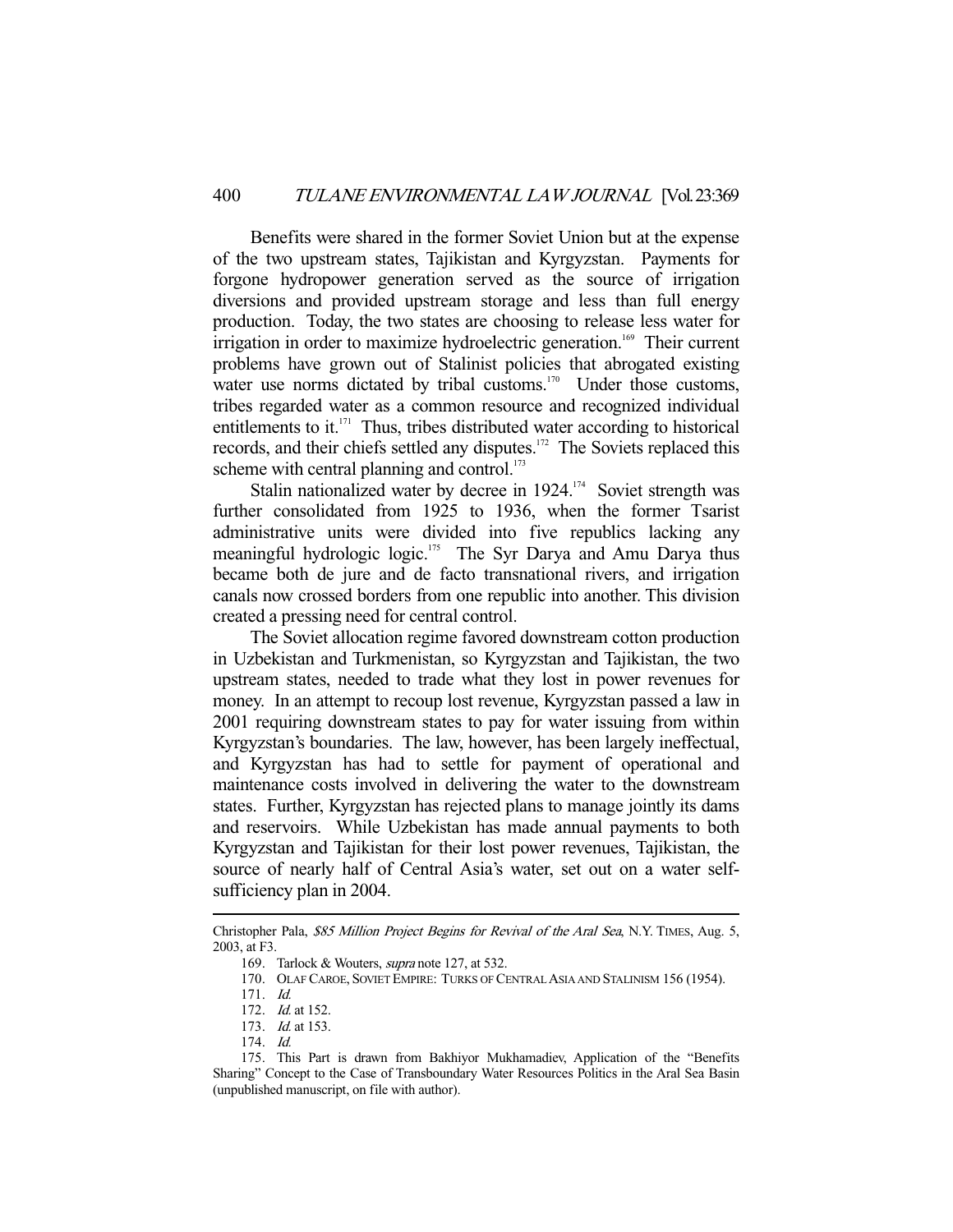Benefits were shared in the former Soviet Union but at the expense of the two upstream states, Tajikistan and Kyrgyzstan. Payments for forgone hydropower generation served as the source of irrigation diversions and provided upstream storage and less than full energy production. Today, the two states are choosing to release less water for irrigation in order to maximize hydroelectric generation.[169] Their current problems have grown out of Stalinist policies that abrogated existing water use norms dictated by tribal customs.[170] Under those customs, tribes regarded water as a common resource and recognized individual entitlements to it.[171] Thus, tribes distributed water according to historical records, and their chiefs settled any disputes.[172] The Soviets replaced this scheme with central planning and control.[173]

Stalin nationalized water by decree in 1924.[174] Soviet strength was further consolidated from 1925 to 1936, when the former Tsarist administrative units were divided into five republics lacking any meaningful hydrologic logic.[175] The Syr Darya and Amu Darya thus became both de jure and de facto transnational rivers, and irrigation canals now crossed borders from one republic into another. This division created a pressing need for central control.

The Soviet allocation regime favored downstream cotton production in Uzbekistan and Turkmenistan, so Kyrgyzstan and Tajikistan, the two upstream states, needed to trade what they lost in power revenues for money. In an attempt to recoup lost revenue, Kyrgyzstan passed a law in 2001 requiring downstream states to pay for water issuing from within Kyrgyzstan's boundaries. The law, however, has been largely ineffectual, and Kyrgyzstan has had to settle for payment of operational and maintenance costs involved in delivering the water to the downstream states. Further, Kyrgyzstan has rejected plans to manage jointly its dams and reservoirs. While Uzbekistan has made annual payments to both Kyrgyzstan and Tajikistan for their lost power revenues, Tajikistan, the source of nearly half of Central Asia's water, set out on a water self-sufficiency plan in 2004.

---

Christopher Pala, *$85 Million Project Begins for Revival of the Aral Sea*, N.Y. TIMES, Aug. 5, 2003, at F3.

169. Tarlock & Wouters, *supra* note 127, at 532.

170. OLAF CAROE, SOVIET EMPIRE: TURKS OF CENTRAL ASIA AND STALINISM 156 (1954).

171. *Id.*

172. *Id.* at 152.

173. *Id.* at 153.

174. *Id.*

175. This Part is drawn from Bakhiyor Mukhamadiev, Application of the "Benefits Sharing" Concept to the Case of Transboundary Water Resources Politics in the Aral Sea Basin (unpublished manuscript, on file with author).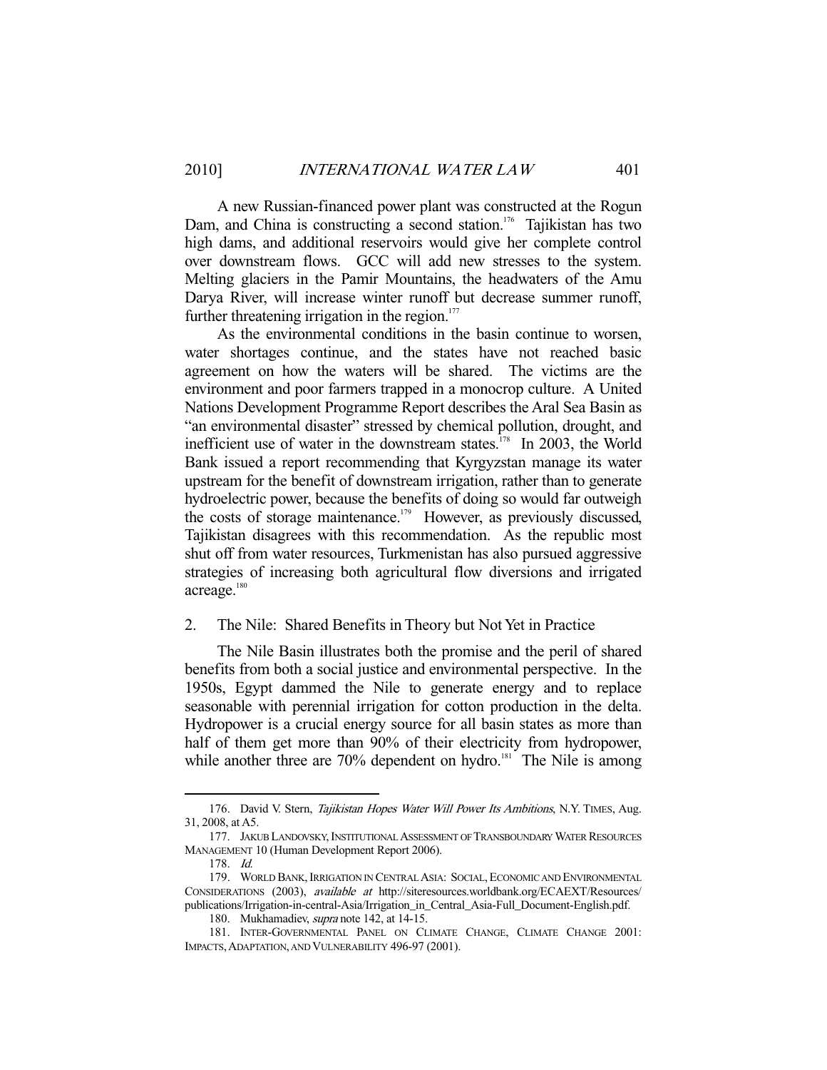A new Russian-financed power plant was constructed at the Rogun Dam, and China is constructing a second station.[176] Tajikistan has two high dams, and additional reservoirs would give her complete control over downstream flows. GCC will add new stresses to the system. Melting glaciers in the Pamir Mountains, the headwaters of the Amu Darya River, will increase winter runoff but decrease summer runoff, further threatening irrigation in the region.[177]

As the environmental conditions in the basin continue to worsen, water shortages continue, and the states have not reached basic agreement on how the waters will be shared. The victims are the environment and poor farmers trapped in a monocrop culture. A United Nations Development Programme Report describes the Aral Sea Basin as "an environmental disaster" stressed by chemical pollution, drought, and inefficient use of water in the downstream states.[178] In 2003, the World Bank issued a report recommending that Kyrgyzstan manage its water upstream for the benefit of downstream irrigation, rather than to generate hydroelectric power, because the benefits of doing so would far outweigh the costs of storage maintenance.[179] However, as previously discussed, Tajikistan disagrees with this recommendation. As the republic most shut off from water resources, Turkmenistan has also pursued aggressive strategies of increasing both agricultural flow diversions and irrigated acreage.[180]

### 2. The Nile: Shared Benefits in Theory but Not Yet in Practice

The Nile Basin illustrates both the promise and the peril of shared benefits from both a social justice and environmental perspective. In the 1950s, Egypt dammed the Nile to generate energy and to replace seasonable with perennial irrigation for cotton production in the delta. Hydropower is a crucial energy source for all basin states as more than half of them get more than 90% of their electricity from hydropower, while another three are 70% dependent on hydro.[181] The Nile is among

---

176. David V. Stern, *Tajikistan Hopes Water Will Power Its Ambitions*, N.Y. TIMES, Aug. 31, 2008, at A5.

177. JAKUB LANDOVSKY, INSTITUTIONAL ASSESSMENT OF TRANSBOUNDARY WATER RESOURCES MANAGEMENT 10 (Human Development Report 2006).

178. *Id.*

179. WORLD BANK, IRRIGATION IN CENTRAL ASIA: SOCIAL, ECONOMIC AND ENVIRONMENTAL CONSIDERATIONS (2003), *available at* http://siteresources.worldbank.org/ECAEXT/Resources/publications/Irrigation-in-central-Asia/Irrigation_in_Central_Asia-Full_Document-English.pdf.

180. Mukhamadiev, *supra* note 142, at 14-15.

181. INTER-GOVERNMENTAL PANEL ON CLIMATE CHANGE, CLIMATE CHANGE 2001: IMPACTS, ADAPTATION, AND VULNERABILITY 496-97 (2001).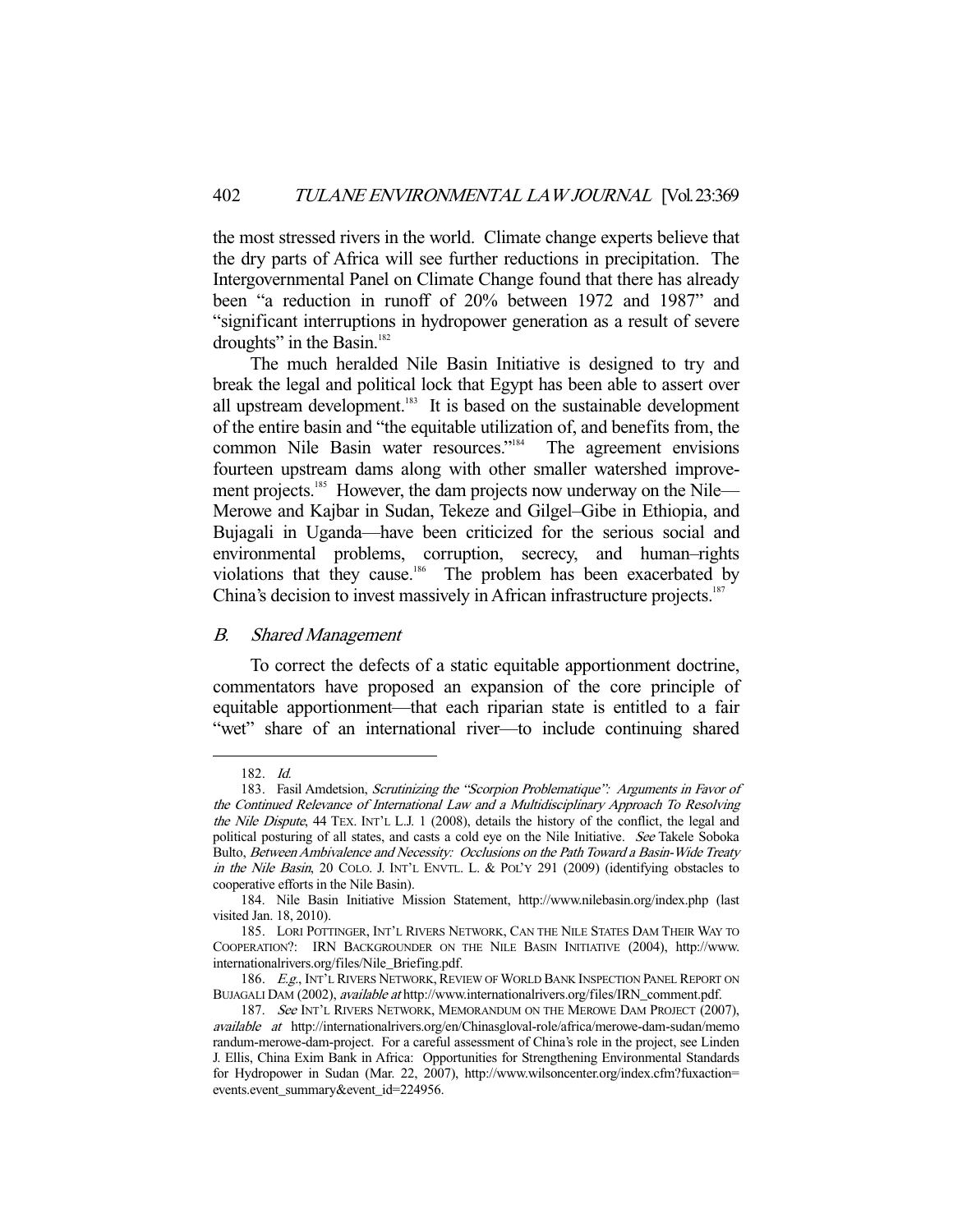the most stressed rivers in the world. Climate change experts believe that the dry parts of Africa will see further reductions in precipitation. The Intergovernmental Panel on Climate Change found that there has already been "a reduction in runoff of 20% between 1972 and 1987" and "significant interruptions in hydropower generation as a result of severe droughts" in the Basin.[182]

The much heralded Nile Basin Initiative is designed to try and break the legal and political lock that Egypt has been able to assert over all upstream development.[183] It is based on the sustainable development of the entire basin and "the equitable utilization of, and benefits from, the common Nile Basin water resources."[184] The agreement envisions fourteen upstream dams along with other smaller watershed improvement projects.[185] However, the dam projects now underway on the Nile—Merowe and Kajbar in Sudan, Tekeze and Gilgel–Gibe in Ethiopia, and Bujagali in Uganda—have been criticized for the serious social and environmental problems, corruption, secrecy, and human–rights violations that they cause.[186] The problem has been exacerbated by China's decision to invest massively in African infrastructure projects.[187]

### *B. Shared Management*

To correct the defects of a static equitable apportionment doctrine, commentators have proposed an expansion of the core principle of equitable apportionment—that each riparian state is entitled to a fair "wet" share of an international river—to include continuing shared

---

182. *Id.*

183. Fasil Amdetsion, *Scrutinizing the "Scorpion Problematique": Arguments in Favor of the Continued Relevance of International Law and a Multidisciplinary Approach To Resolving the Nile Dispute*, 44 TEX. INT'L L.J. 1 (2008), details the history of the conflict, the legal and political posturing of all states, and casts a cold eye on the Nile Initiative. *See* Takele Soboka Bulto, *Between Ambivalence and Necessity: Occlusions on the Path Toward a Basin-Wide Treaty in the Nile Basin*, 20 COLO. J. INT'L ENVTL. L. & POL'Y 291 (2009) (identifying obstacles to cooperative efforts in the Nile Basin).

184. Nile Basin Initiative Mission Statement, http://www.nilebasin.org/index.php (last visited Jan. 18, 2010).

185. LORI POTTINGER, INT'L RIVERS NETWORK, CAN THE NILE STATES DAM THEIR WAY TO COOPERATION?: IRN BACKGROUNDER ON THE NILE BASIN INITIATIVE (2004), http://www.internationalrivers.org/files/Nile_Briefing.pdf.

186. *E.g.*, INT'L RIVERS NETWORK, REVIEW OF WORLD BANK INSPECTION PANEL REPORT ON BUJAGALI DAM (2002), *available at* http://www.internationalrivers.org/files/IRN_comment.pdf.

187. *See* INT'L RIVERS NETWORK, MEMORANDUM ON THE MEROWE DAM PROJECT (2007), *available at* http://internationalrivers.org/en/Chinasgloval-role/africa/merowe-dam-sudan/memorandum-merowe-dam-project. For a careful assessment of China's role in the project, see Linden J. Ellis, China Exim Bank in Africa: Opportunities for Strengthening Environmental Standards for Hydropower in Sudan (Mar. 22, 2007), http://www.wilsoncenter.org/index.cfm?fuxaction=events.event_summary&event_id=224956.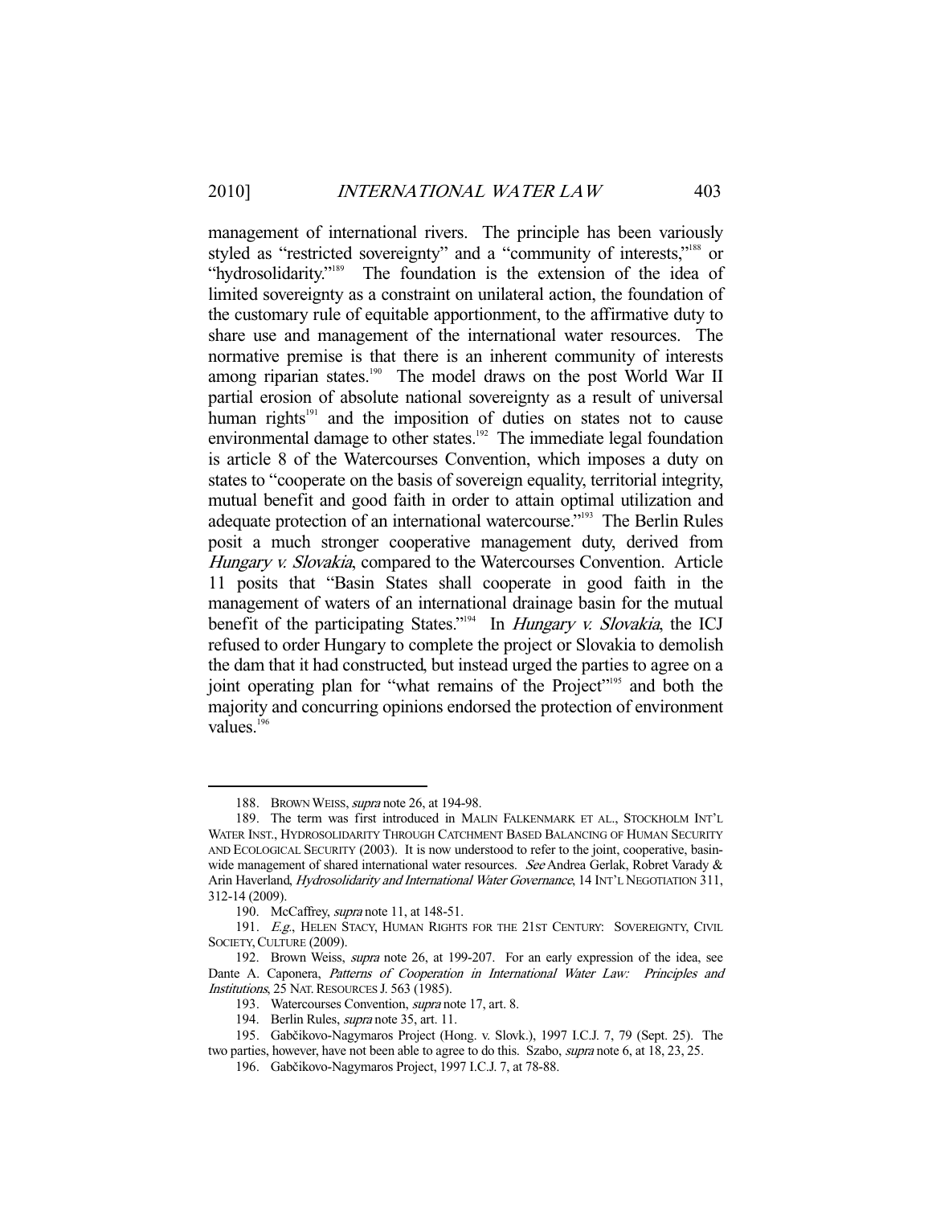management of international rivers. The principle has been variously styled as "restricted sovereignty" and a "community of interests,"[188] or "hydrosolidarity."[189] The foundation is the extension of the idea of limited sovereignty as a constraint on unilateral action, the foundation of the customary rule of equitable apportionment, to the affirmative duty to share use and management of the international water resources. The normative premise is that there is an inherent community of interests among riparian states.[190] The model draws on the post World War II partial erosion of absolute national sovereignty as a result of universal human rights[191] and the imposition of duties on states not to cause environmental damage to other states.[192] The immediate legal foundation is article 8 of the Watercourses Convention, which imposes a duty on states to "cooperate on the basis of sovereign equality, territorial integrity, mutual benefit and good faith in order to attain optimal utilization and adequate protection of an international watercourse."[193] The Berlin Rules posit a much stronger cooperative management duty, derived from *Hungary v. Slovakia*, compared to the Watercourses Convention. Article 11 posits that "Basin States shall cooperate in good faith in the management of waters of an international drainage basin for the mutual benefit of the participating States."[194] In *Hungary v. Slovakia*, the ICJ refused to order Hungary to complete the project or Slovakia to demolish the dam that it had constructed, but instead urged the parties to agree on a joint operating plan for "what remains of the Project"[195] and both the majority and concurring opinions endorsed the protection of environment values.[196]

---

188. BROWN WEISS, *supra* note 26, at 194-98.

189. The term was first introduced in MALIN FALKENMARK ET AL., STOCKHOLM INT'L WATER INST., HYDROSOLIDARITY THROUGH CATCHMENT BASED BALANCING OF HUMAN SECURITY AND ECOLOGICAL SECURITY (2003). It is now understood to refer to the joint, cooperative, basin-wide management of shared international water resources. *See* Andrea Gerlak, Robret Varady & Arin Haverland, *Hydrosolidarity and International Water Governance*, 14 INT'L NEGOTIATION 311, 312-14 (2009).

190. McCaffrey, *supra* note 11, at 148-51.

191. *E.g.*, HELEN STACY, HUMAN RIGHTS FOR THE 21ST CENTURY: SOVEREIGNTY, CIVIL SOCIETY, CULTURE (2009).

192. Brown Weiss, *supra* note 26, at 199-207. For an early expression of the idea, see Dante A. Caponera, *Patterns of Cooperation in International Water Law: Principles and Institutions*, 25 NAT. RESOURCES J. 563 (1985).

193. Watercourses Convention, *supra* note 17, art. 8.

194. Berlin Rules, *supra* note 35, art. 11.

195. Gabčikovo-Nagymaros Project (Hong. v. Slovk.), 1997 I.C.J. 7, 79 (Sept. 25). The two parties, however, have not been able to agree to do this. Szabo, *supra* note 6, at 18, 23, 25.

196. Gabčikovo-Nagymaros Project, 1997 I.C.J. 7, at 78-88.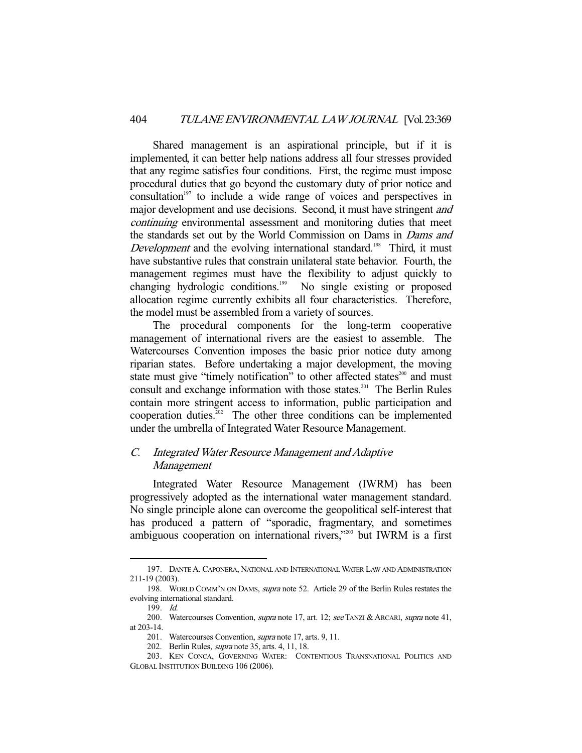Shared management is an aspirational principle, but if it is implemented, it can better help nations address all four stresses provided that any regime satisfies four conditions. First, the regime must impose procedural duties that go beyond the customary duty of prior notice and consultation[197] to include a wide range of voices and perspectives in major development and use decisions. Second, it must have stringent *and continuing* environmental assessment and monitoring duties that meet the standards set out by the World Commission on Dams in *Dams and Development* and the evolving international standard.[198] Third, it must have substantive rules that constrain unilateral state behavior. Fourth, the management regimes must have the flexibility to adjust quickly to changing hydrologic conditions.[199] No single existing or proposed allocation regime currently exhibits all four characteristics. Therefore, the model must be assembled from a variety of sources.

The procedural components for the long-term cooperative management of international rivers are the easiest to assemble. The Watercourses Convention imposes the basic prior notice duty among riparian states. Before undertaking a major development, the moving state must give "timely notification" to other affected states[200] and must consult and exchange information with those states.[201] The Berlin Rules contain more stringent access to information, public participation and cooperation duties.[202] The other three conditions can be implemented under the umbrella of Integrated Water Resource Management.

## C. *Integrated Water Resource Management and Adaptive Management*

Integrated Water Resource Management (IWRM) has been progressively adopted as the international water management standard. No single principle alone can overcome the geopolitical self-interest that has produced a pattern of "sporadic, fragmentary, and sometimes ambiguous cooperation on international rivers,"[203] but IWRM is a first

---

197. DANTE A. CAPONERA, NATIONAL AND INTERNATIONAL WATER LAW AND ADMINISTRATION 211-19 (2003).

198. WORLD COMM'N ON DAMS, *supra* note 52. Article 29 of the Berlin Rules restates the evolving international standard.

199. *Id.*

200. Watercourses Convention, *supra* note 17, art. 12; *see* TANZI & ARCARI, *supra* note 41, at 203-14.

201. Watercourses Convention, *supra* note 17, arts. 9, 11.

202. Berlin Rules, *supra* note 35, arts. 4, 11, 18.

203. KEN CONCA, GOVERNING WATER: CONTENTIOUS TRANSNATIONAL POLITICS AND GLOBAL INSTITUTION BUILDING 106 (2006).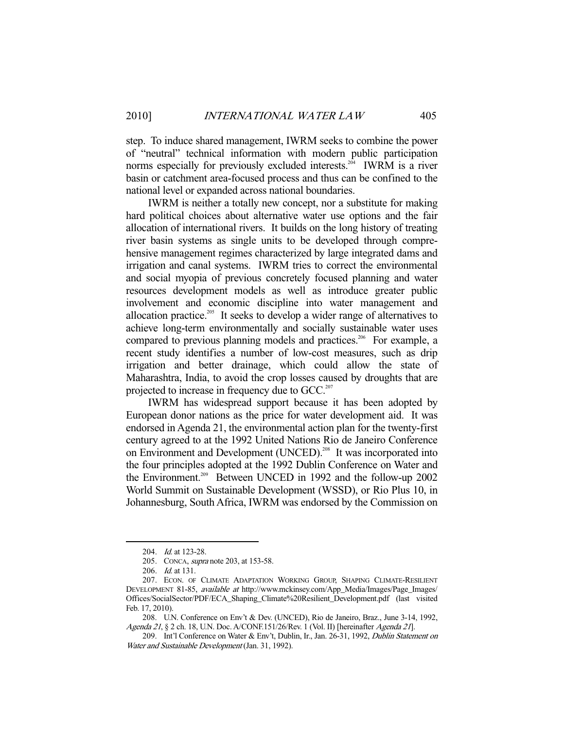step. To induce shared management, IWRM seeks to combine the power of "neutral" technical information with modern public participation norms especially for previously excluded interests.[204] IWRM is a river basin or catchment area-focused process and thus can be confined to the national level or expanded across national boundaries.

IWRM is neither a totally new concept, nor a substitute for making hard political choices about alternative water use options and the fair allocation of international rivers. It builds on the long history of treating river basin systems as single units to be developed through comprehensive management regimes characterized by large integrated dams and irrigation and canal systems. IWRM tries to correct the environmental and social myopia of previous concretely focused planning and water resources development models as well as introduce greater public involvement and economic discipline into water management and allocation practice.[205] It seeks to develop a wider range of alternatives to achieve long-term environmentally and socially sustainable water uses compared to previous planning models and practices.[206] For example, a recent study identifies a number of low-cost measures, such as drip irrigation and better drainage, which could allow the state of Maharashtra, India, to avoid the crop losses caused by droughts that are projected to increase in frequency due to GCC.[207]

IWRM has widespread support because it has been adopted by European donor nations as the price for water development aid. It was endorsed in Agenda 21, the environmental action plan for the twenty-first century agreed to at the 1992 United Nations Rio de Janeiro Conference on Environment and Development (UNCED).[208] It was incorporated into the four principles adopted at the 1992 Dublin Conference on Water and the Environment.[209] Between UNCED in 1992 and the follow-up 2002 World Summit on Sustainable Development (WSSD), or Rio Plus 10, in Johannesburg, South Africa, IWRM was endorsed by the Commission on

---

204. *Id.* at 123-28.

205. CONCA, *supra* note 203, at 153-58.

206. *Id.* at 131.

207. ECON. OF CLIMATE ADAPTATION WORKING GROUP, SHAPING CLIMATE-RESILIENT DEVELOPMENT 81-85, *available at* http://www.mckinsey.com/App_Media/Images/Page_Images/Offices/SocialSector/PDF/ECA_Shaping_Climate%20Resilient_Development.pdf (last visited Feb. 17, 2010).

208. U.N. Conference on Env't & Dev. (UNCED), Rio de Janeiro, Braz., June 3-14, 1992, *Agenda 21*, § 2 ch. 18, U.N. Doc. A/CONF.151/26/Rev. 1 (Vol. II) [hereinafter *Agenda 21*].

209. Int'l Conference on Water & Env't, Dublin, Ir., Jan. 26-31, 1992, *Dublin Statement on Water and Sustainable Development* (Jan. 31, 1992).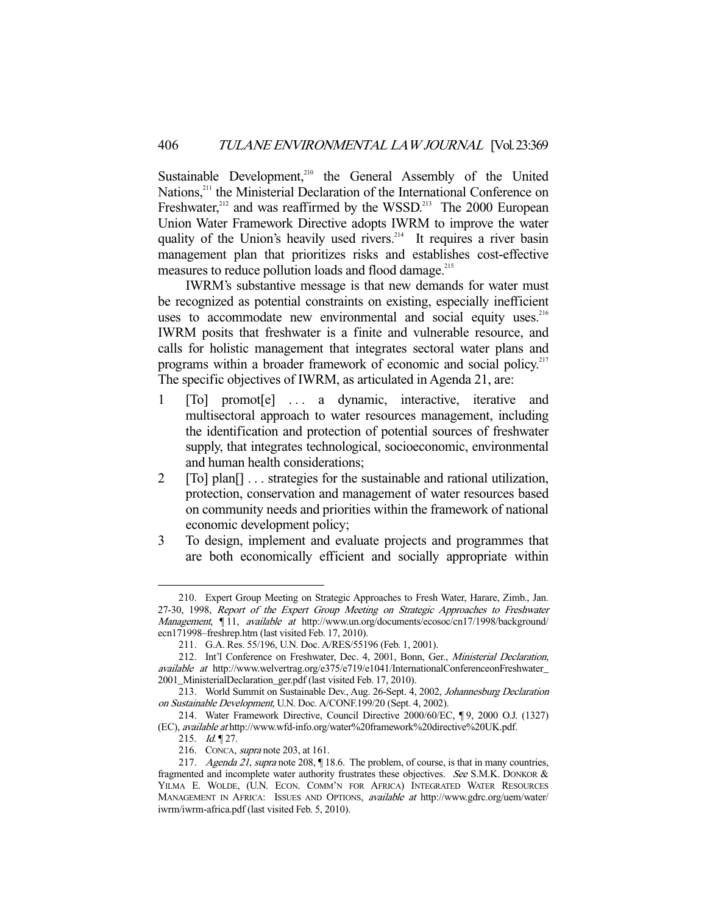Sustainable Development,[210] the General Assembly of the United Nations,[211] the Ministerial Declaration of the International Conference on Freshwater,[212] and was reaffirmed by the WSSD.[213] The 2000 European Union Water Framework Directive adopts IWRM to improve the water quality of the Union's heavily used rivers.[214] It requires a river basin management plan that prioritizes risks and establishes cost-effective measures to reduce pollution loads and flood damage.[215]

IWRM's substantive message is that new demands for water must be recognized as potential constraints on existing, especially inefficient uses to accommodate new environmental and social equity uses.[216] IWRM posits that freshwater is a finite and vulnerable resource, and calls for holistic management that integrates sectoral water plans and programs within a broader framework of economic and social policy.[217] The specific objectives of IWRM, as articulated in Agenda 21, are:

1. [To] promot[e] . . . a dynamic, interactive, iterative and multisectoral approach to water resources management, including the identification and protection of potential sources of freshwater supply, that integrates technological, socioeconomic, environmental and human health considerations;
2. [To] plan[] . . . strategies for the sustainable and rational utilization, protection, conservation and management of water resources based on community needs and priorities within the framework of national economic development policy;
3. To design, implement and evaluate projects and programmes that are both economically efficient and socially appropriate within

---

210. Expert Group Meeting on Strategic Approaches to Fresh Water, Harare, Zimb., Jan. 27-30, 1998, *Report of the Expert Group Meeting on Strategic Approaches to Freshwater Management*, ¶ 11, *available at* http://www.un.org/documents/ecosoc/cn17/1998/background/ecn171998–freshrep.htm (last visited Feb. 17, 2010).

211. G.A. Res. 55/196, U.N. Doc. A/RES/55196 (Feb. 1, 2001).

212. Int'l Conference on Freshwater, Dec. 4, 2001, Bonn, Ger., *Ministerial Declaration*, *available at* http://www.welvertrag.org/e375/e719/e1041/InternationalConferenceonFreshwater_2001_MinisterialDeclaration_ger.pdf (last visited Feb. 17, 2010).

213. World Summit on Sustainable Dev., Aug. 26-Sept. 4, 2002, *Johannesburg Declaration on Sustainable Development*, U.N. Doc. A/CONF.199/20 (Sept. 4, 2002).

214. Water Framework Directive, Council Directive 2000/60/EC, ¶ 9, 2000 O.J. (1327) (EC), *available at* http://www.wfd-info.org/water%20framework%20directive%20UK.pdf.

215. *Id.* ¶ 27.

216. CONCA, *supra* note 203, at 161.

217. *Agenda 21*, *supra* note 208, ¶ 18.6. The problem, of course, is that in many countries, fragmented and incomplete water authority frustrates these objectives. *See* S.M.K. DONKOR & YILMA E. WOLDE, (U.N. ECON. COMM'N FOR AFRICA) INTEGRATED WATER RESOURCES MANAGEMENT IN AFRICA: ISSUES AND OPTIONS, *available at* http://www.gdrc.org/uem/water/iwrm/iwrm-africa.pdf (last visited Feb. 5, 2010).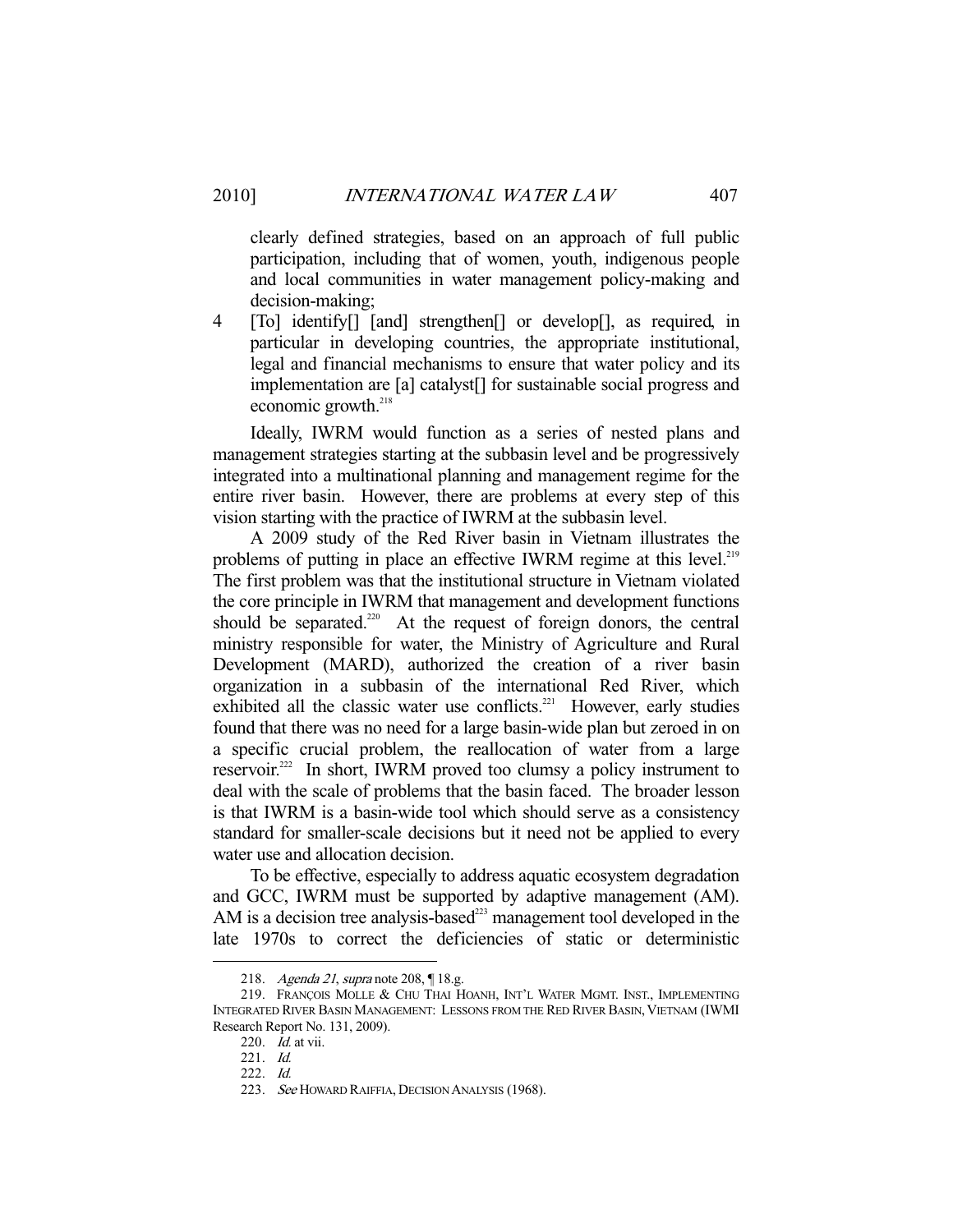clearly defined strategies, based on an approach of full public participation, including that of women, youth, indigenous people and local communities in water management policy-making and decision-making;

4 [To] identify[] [and] strengthen[] or develop[], as required, in particular in developing countries, the appropriate institutional, legal and financial mechanisms to ensure that water policy and its implementation are [a] catalyst[] for sustainable social progress and economic growth.[218]

Ideally, IWRM would function as a series of nested plans and management strategies starting at the subbasin level and be progressively integrated into a multinational planning and management regime for the entire river basin. However, there are problems at every step of this vision starting with the practice of IWRM at the subbasin level.

A 2009 study of the Red River basin in Vietnam illustrates the problems of putting in place an effective IWRM regime at this level.[219] The first problem was that the institutional structure in Vietnam violated the core principle in IWRM that management and development functions should be separated.[220] At the request of foreign donors, the central ministry responsible for water, the Ministry of Agriculture and Rural Development (MARD), authorized the creation of a river basin organization in a subbasin of the international Red River, which exhibited all the classic water use conflicts.[221] However, early studies found that there was no need for a large basin-wide plan but zeroed in on a specific crucial problem, the reallocation of water from a large reservoir.[222] In short, IWRM proved too clumsy a policy instrument to deal with the scale of problems that the basin faced. The broader lesson is that IWRM is a basin-wide tool which should serve as a consistency standard for smaller-scale decisions but it need not be applied to every water use and allocation decision.

To be effective, especially to address aquatic ecosystem degradation and GCC, IWRM must be supported by adaptive management (AM). AM is a decision tree analysis-based[223] management tool developed in the late 1970s to correct the deficiencies of static or deterministic

---

218. *Agenda 21*, *supra* note 208, ¶ 18.g.

219. FRANÇOIS MOLLE & CHU THAI HOANH, INT'L WATER MGMT. INST., IMPLEMENTING INTEGRATED RIVER BASIN MANAGEMENT: LESSONS FROM THE RED RIVER BASIN, VIETNAM (IWMI Research Report No. 131, 2009).

220. *Id.* at vii.

221. *Id.*

222. *Id.*

223. *See* HOWARD RAIFFIA, DECISION ANALYSIS (1968).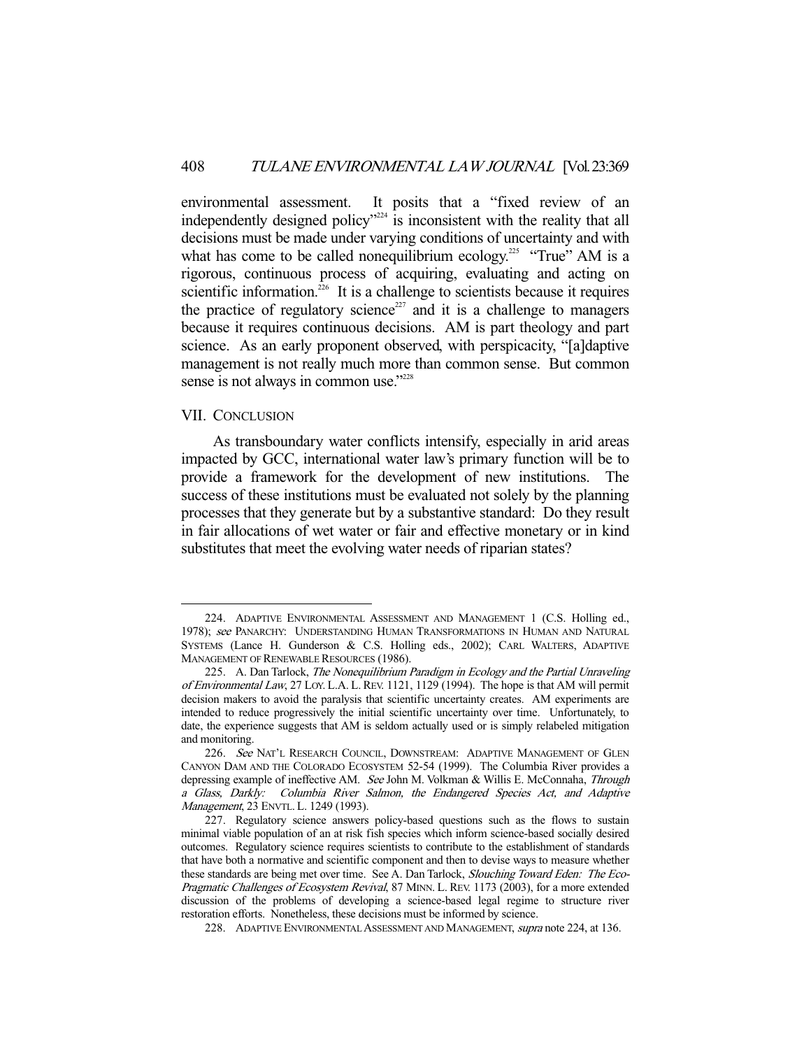environmental assessment. It posits that a "fixed review of an independently designed policy"[224] is inconsistent with the reality that all decisions must be made under varying conditions of uncertainty and with what has come to be called nonequilibrium ecology.[225] "True" AM is a rigorous, continuous process of acquiring, evaluating and acting on scientific information.[226] It is a challenge to scientists because it requires the practice of regulatory science[227] and it is a challenge to managers because it requires continuous decisions. AM is part theology and part science. As an early proponent observed, with perspicacity, "[a]daptive management is not really much more than common sense. But common sense is not always in common use."[228]

## VII. Conclusion

As transboundary water conflicts intensify, especially in arid areas impacted by GCC, international water law's primary function will be to provide a framework for the development of new institutions. The success of these institutions must be evaluated not solely by the planning processes that they generate but by a substantive standard: Do they result in fair allocations of wet water or fair and effective monetary or in kind substitutes that meet the evolving water needs of riparian states?

---

224. Adaptive Environmental Assessment and Management 1 (C.S. Holling ed., 1978); *see* Panarchy: Understanding Human Transformations in Human and Natural Systems (Lance H. Gunderson & C.S. Holling eds., 2002); Carl Walters, Adaptive Management of Renewable Resources (1986).

225. A. Dan Tarlock, *The Nonequilibrium Paradigm in Ecology and the Partial Unraveling of Environmental Law*, 27 Loy. L.A. L. Rev. 1121, 1129 (1994). The hope is that AM will permit decision makers to avoid the paralysis that scientific uncertainty creates. AM experiments are intended to reduce progressively the initial scientific uncertainty over time. Unfortunately, to date, the experience suggests that AM is seldom actually used or is simply relabeled mitigation and monitoring.

226. *See* Nat'l Research Council, Downstream: Adaptive Management of Glen Canyon Dam and the Colorado Ecosystem 52-54 (1999). The Columbia River provides a depressing example of ineffective AM. *See* John M. Volkman & Willis E. McConnaha, *Through a Glass, Darkly: Columbia River Salmon, the Endangered Species Act, and Adaptive Management*, 23 Envtl. L. 1249 (1993).

227. Regulatory science answers policy-based questions such as the flows to sustain minimal viable population of an at risk fish species which inform science-based socially desired outcomes. Regulatory science requires scientists to contribute to the establishment of standards that have both a normative and scientific component and then to devise ways to measure whether these standards are being met over time. See A. Dan Tarlock, *Slouching Toward Eden: The Eco-Pragmatic Challenges of Ecosystem Revival*, 87 Minn. L. Rev. 1173 (2003), for a more extended discussion of the problems of developing a science-based legal regime to structure river restoration efforts. Nonetheless, these decisions must be informed by science.

228. Adaptive Environmental Assessment and Management, *supra* note 224, at 136.